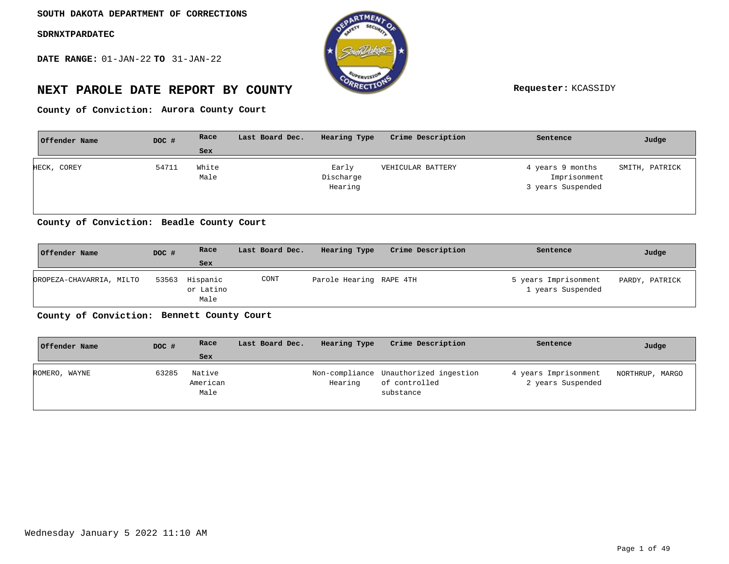**SOUTH DAKOTA DEPARTMENT OF CORRECTIONS**

**SDRNXTPARDATEC**

**DATE RANGE:** 01-JAN-22 **TO** 31-JAN-22

# NEXT PAROLE DATE REPORT BY COUNTY

**Requester:** KCASSIDY

**County of Conviction: Aurora County Court**

| Offender Name | DOC # | Race / Sex | Last Board Dec. | Hearing Type | Crime Description | Sentence | Judge |
|---|---|---|---|---|---|---|---|
| HECK, COREY | 54711 | White Male | | Early Discharge Hearing | VEHICULAR BATTERY | 4 years 9 months Imprisonment 3 years Suspended | SMITH, PATRICK |

**County of Conviction: Beadle County Court**

| Offender Name | DOC # | Race / Sex | Last Board Dec. | Hearing Type | Crime Description | Sentence | Judge |
|---|---|---|---|---|---|---|---|
| OROPEZA-CHAVARRIA, MILTO | 53563 | Hispanic or Latino Male | CONT | Parole Hearing | RAPE 4TH | 5 years Imprisonment 1 years Suspended | PARDY, PATRICK |

**County of Conviction: Bennett County Court**

| Offender Name | DOC # | Race / Sex | Last Board Dec. | Hearing Type | Crime Description | Sentence | Judge |
|---|---|---|---|---|---|---|---|
| ROMERO, WAYNE | 63285 | Native American Male | | Non-compliance Hearing | Unauthorized ingestion of controlled substance | 4 years Imprisonment 2 years Suspended | NORTHRUP, MARGO |

Wednesday January 5 2022 11:10 AM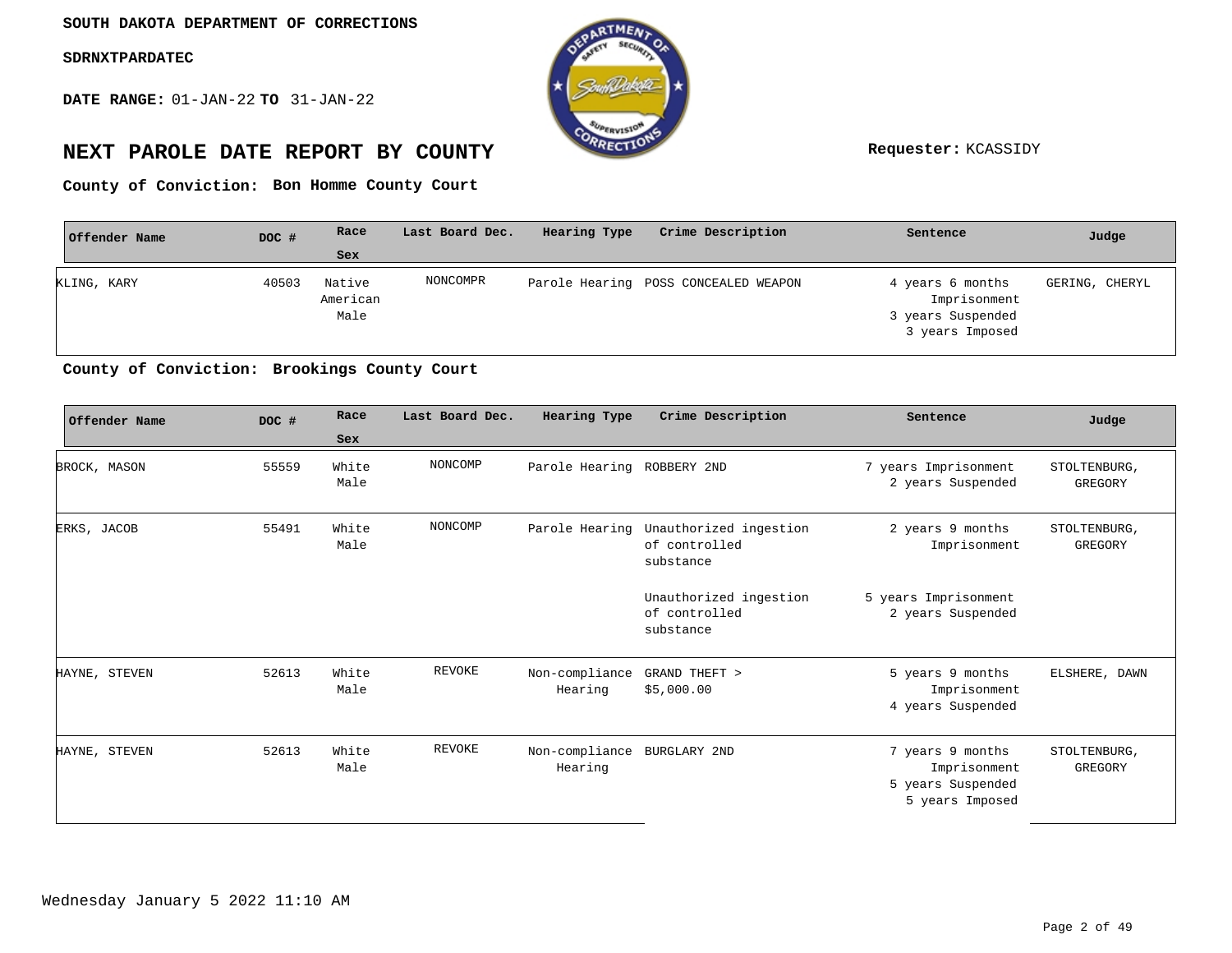**SOUTH DAKOTA DEPARTMENT OF CORRECTIONS**

**SDRNXTPARDATEC**

**DATE RANGE:** 01-JAN-22 **TO** 31-JAN-22

# NEXT PAROLE DATE REPORT BY COUNTY

**Requester:** KCASSIDY

**County of Conviction: Bon Homme County Court**

| Offender Name | DOC # | Race Sex | Last Board Dec. | Hearing Type | Crime Description | Sentence | Judge |
|---|---|---|---|---|---|---|---|
| KLING, KARY | 40503 | Native American Male | NONCOMPR | Parole Hearing | POSS CONCEALED WEAPON | 4 years 6 months Imprisonment 3 years Suspended 3 years Imposed | GERING, CHERYL |

**County of Conviction: Brookings County Court**

| Offender Name | DOC # | Race Sex | Last Board Dec. | Hearing Type | Crime Description | Sentence | Judge |
|---|---|---|---|---|---|---|---|
| BROCK, MASON | 55559 | White Male | NONCOMP | Parole Hearing | ROBBERY 2ND | 7 years Imprisonment 2 years Suspended | STOLTENBURG, GREGORY |
| ERKS, JACOB | 55491 | White Male | NONCOMP | Parole Hearing | Unauthorized ingestion of controlled substance | 2 years 9 months Imprisonment | STOLTENBURG, GREGORY |
| | | | | | Unauthorized ingestion of controlled substance | 5 years Imprisonment 2 years Suspended | |
| HAYNE, STEVEN | 52613 | White Male | REVOKE | Non-compliance Hearing | GRAND THEFT > $5,000.00 | 5 years 9 months Imprisonment 4 years Suspended | ELSHERE, DAWN |
| HAYNE, STEVEN | 52613 | White Male | REVOKE | Non-compliance Hearing | BURGLARY 2ND | 7 years 9 months Imprisonment 5 years Suspended 5 years Imposed | STOLTENBURG, GREGORY |

Wednesday January 5 2022 11:10 AM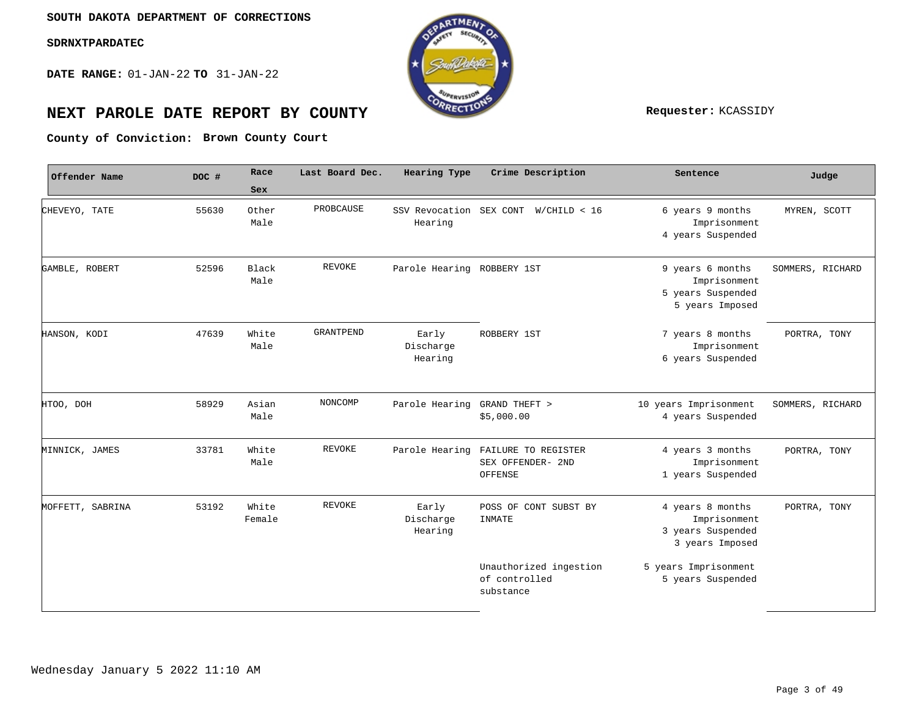**SOUTH DAKOTA DEPARTMENT OF CORRECTIONS**

**SDRNXTPARDATEC**

**DATE RANGE:** 01-JAN-22 **TO** 31-JAN-22

# NEXT PAROLE DATE REPORT BY COUNTY

**Requester:** KCASSIDY

**County of Conviction: Brown County Court**

| Offender Name | DOC # | Race Sex | Last Board Dec. | Hearing Type | Crime Description | Sentence | Judge |
|---|---|---|---|---|---|---|---|
| CHEVEYO, TATE | 55630 | Other Male | PROBCAUSE | SSV Revocation Hearing | SEX CONT W/CHILD < 16 | 6 years 9 months Imprisonment 4 years Suspended | MYREN, SCOTT |
| GAMBLE, ROBERT | 52596 | Black Male | REVOKE | Parole Hearing | ROBBERY 1ST | 9 years 6 months Imprisonment 5 years Suspended 5 years Imposed | SOMMERS, RICHARD |
| HANSON, KODI | 47639 | White Male | GRANTPEND | Early Discharge Hearing | ROBBERY 1ST | 7 years 8 months Imprisonment 6 years Suspended | PORTRA, TONY |
| HTOO, DOH | 58929 | Asian Male | NONCOMP | Parole Hearing | GRAND THEFT > $5,000.00 | 10 years Imprisonment 4 years Suspended | SOMMERS, RICHARD |
| MINNICK, JAMES | 33781 | White Male | REVOKE | Parole Hearing | FAILURE TO REGISTER SEX OFFENDER- 2ND OFFENSE | 4 years 3 months Imprisonment 1 years Suspended | PORTRA, TONY |
| MOFFETT, SABRINA | 53192 | White Female | REVOKE | Early Discharge Hearing | POSS OF CONT SUBST BY INMATE | 4 years 8 months Imprisonment 3 years Suspended 3 years Imposed | PORTRA, TONY |
| | | | | | Unauthorized ingestion of controlled substance | 5 years Imprisonment 5 years Suspended | |

Wednesday January 5 2022 11:10 AM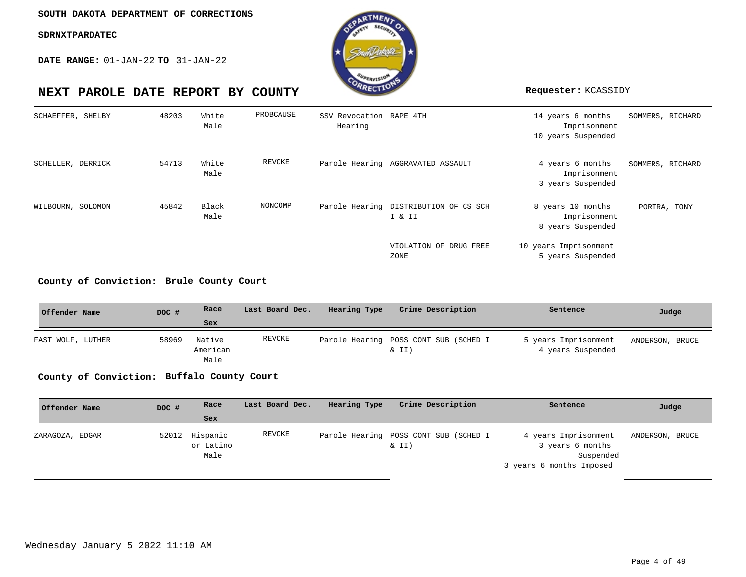**SOUTH DAKOTA DEPARTMENT OF CORRECTIONS**

**SDRNXTPARDATEC**

**DATE RANGE:** 01-JAN-22 **TO** 31-JAN-22

# NEXT PAROLE DATE REPORT BY COUNTY

**Requester:** KCASSIDY

| Offender Name | DOC # | Race Sex | Last Board Dec. | Hearing Type | Crime Description | Sentence | Judge |
|---|---|---|---|---|---|---|---|
| SCHAEFFER, SHELBY | 48203 | White Male | PROBCAUSE | SSV Revocation Hearing | RAPE 4TH | 14 years 6 months Imprisonment 10 years Suspended | SOMMERS, RICHARD |
| SCHELLER, DERRICK | 54713 | White Male | REVOKE | Parole Hearing | AGGRAVATED ASSAULT | 4 years 6 months Imprisonment 3 years Suspended | SOMMERS, RICHARD |
| WILBOURN, SOLOMON | 45842 | Black Male | NONCOMP | Parole Hearing | DISTRIBUTION OF CS SCH I & II | 8 years 10 months Imprisonment 8 years Suspended | PORTRA, TONY |
| | | | | | VIOLATION OF DRUG FREE ZONE | 10 years Imprisonment 5 years Suspended | |

**County of Conviction: Brule County Court**

| Offender Name | DOC # | Race Sex | Last Board Dec. | Hearing Type | Crime Description | Sentence | Judge |
|---|---|---|---|---|---|---|---|
| FAST WOLF, LUTHER | 58969 | Native American Male | REVOKE | Parole Hearing | POSS CONT SUB (SCHED I & II) | 5 years Imprisonment 4 years Suspended | ANDERSON, BRUCE |

**County of Conviction: Buffalo County Court**

| Offender Name | DOC # | Race Sex | Last Board Dec. | Hearing Type | Crime Description | Sentence | Judge |
|---|---|---|---|---|---|---|---|
| ZARAGOZA, EDGAR | 52012 | Hispanic or Latino Male | REVOKE | Parole Hearing | POSS CONT SUB (SCHED I & II) | 4 years Imprisonment 3 years 6 months Suspended 3 years 6 months Imposed | ANDERSON, BRUCE |

Wednesday January 5 2022 11:10 AM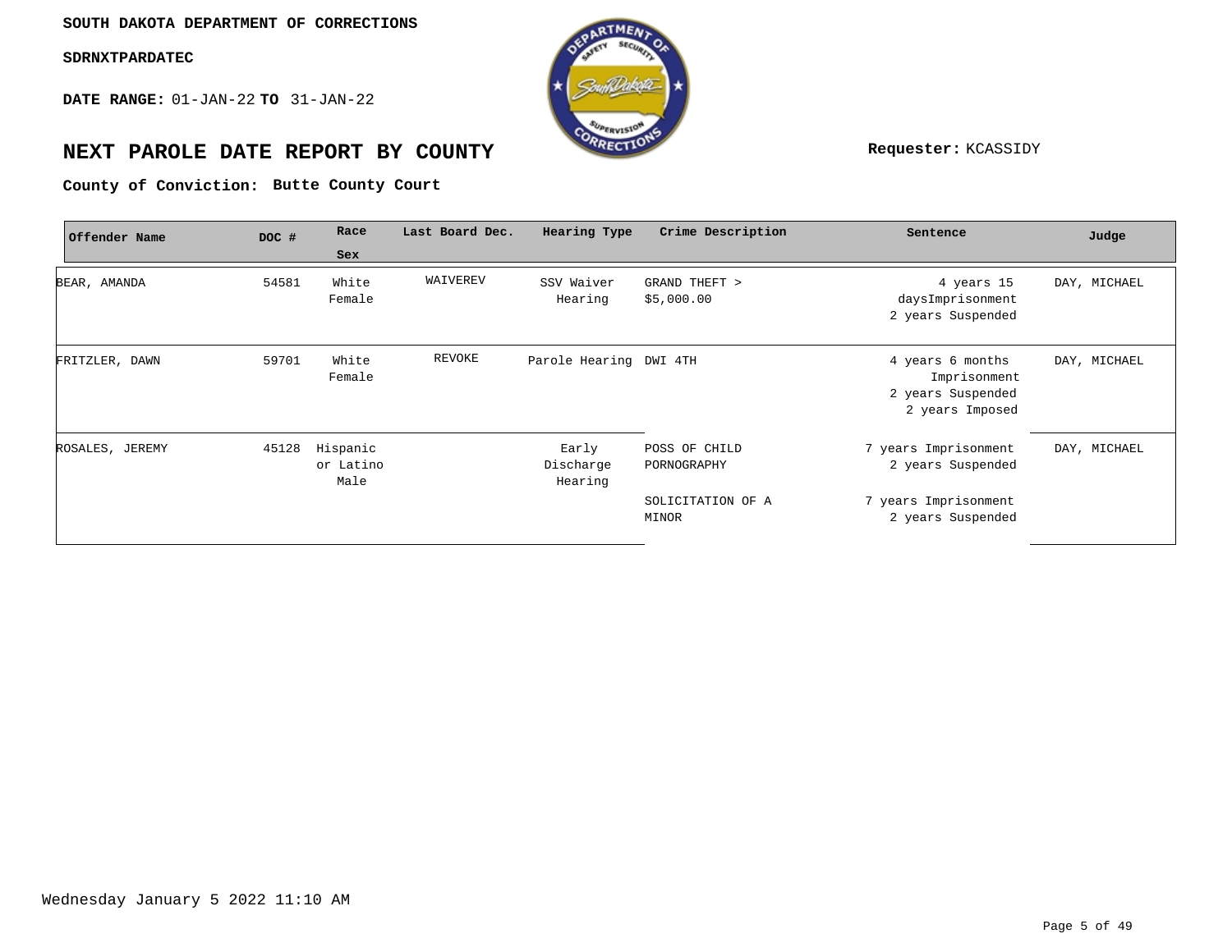SOUTH DAKOTA DEPARTMENT OF CORRECTIONS

SDRNXTPARDATEC

**DATE RANGE:** 01-JAN-22 **TO** 31-JAN-22

# NEXT PAROLE DATE REPORT BY COUNTY

**Requester:** KCASSIDY

**County of Conviction:** **Butte County Court**

| Offender Name | DOC # | Race Sex | Last Board Dec. | Hearing Type | Crime Description | Sentence | Judge |
|---|---|---|---|---|---|---|---|
| BEAR, AMANDA | 54581 | White Female | WAIVEREV | SSV Waiver Hearing | GRAND THEFT > $5,000.00 | 4 years 15 daysImprisonment 2 years Suspended | DAY, MICHAEL |
| FRITZLER, DAWN | 59701 | White Female | REVOKE | Parole Hearing | DWI 4TH | 4 years 6 months Imprisonment 2 years Suspended 2 years Imposed | DAY, MICHAEL |
| ROSALES, JEREMY | 45128 | Hispanic or Latino Male | | Early Discharge Hearing | POSS OF CHILD PORNOGRAPHY | 7 years Imprisonment 2 years Suspended | DAY, MICHAEL |
| | | | | | SOLICITATION OF A MINOR | 7 years Imprisonment 2 years Suspended | |

Wednesday January 5 2022 11:10 AM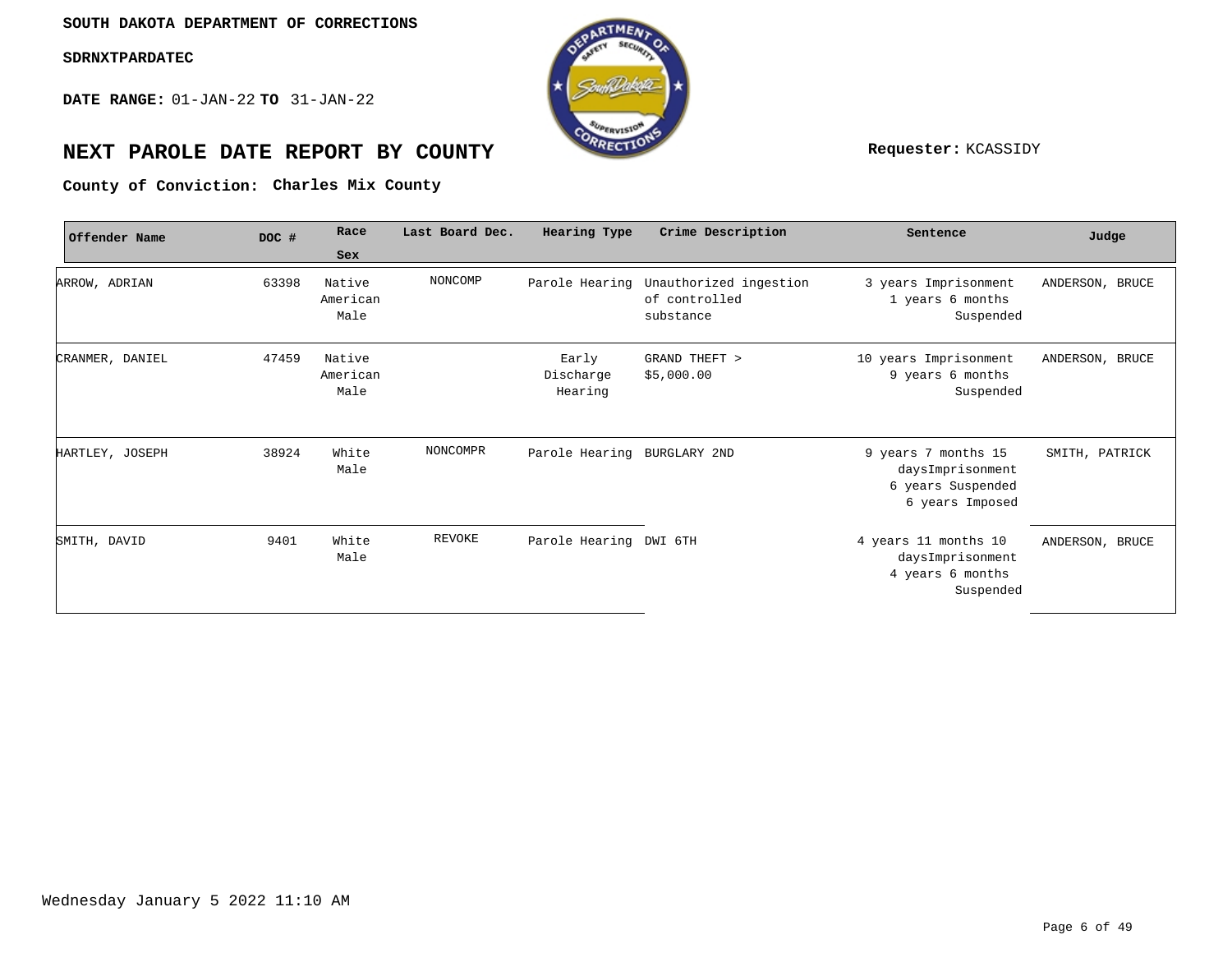**SOUTH DAKOTA DEPARTMENT OF CORRECTIONS**

**SDRNXTPARDATEC**

**DATE RANGE:** 01-JAN-22 **TO** 31-JAN-22

# NEXT PAROLE DATE REPORT BY COUNTY

**Requester:** KCASSIDY

**County of Conviction: Charles Mix County**

| Offender Name | DOC # | Race Sex | Last Board Dec. | Hearing Type | Crime Description | Sentence | Judge |
|---|---|---|---|---|---|---|---|
| ARROW, ADRIAN | 63398 | Native American Male | NONCOMP | Parole Hearing | Unauthorized ingestion of controlled substance | 3 years Imprisonment 1 years 6 months Suspended | ANDERSON, BRUCE |
| CRANMER, DANIEL | 47459 | Native American Male | | Early Discharge Hearing | GRAND THEFT > $5,000.00 | 10 years Imprisonment 9 years 6 months Suspended | ANDERSON, BRUCE |
| HARTLEY, JOSEPH | 38924 | White Male | NONCOMPR | Parole Hearing | BURGLARY 2ND | 9 years 7 months 15 daysImprisonment 6 years Suspended 6 years Imposed | SMITH, PATRICK |
| SMITH, DAVID | 9401 | White Male | REVOKE | Parole Hearing | DWI 6TH | 4 years 11 months 10 daysImprisonment 4 years 6 months Suspended | ANDERSON, BRUCE |

Wednesday January 5 2022 11:10 AM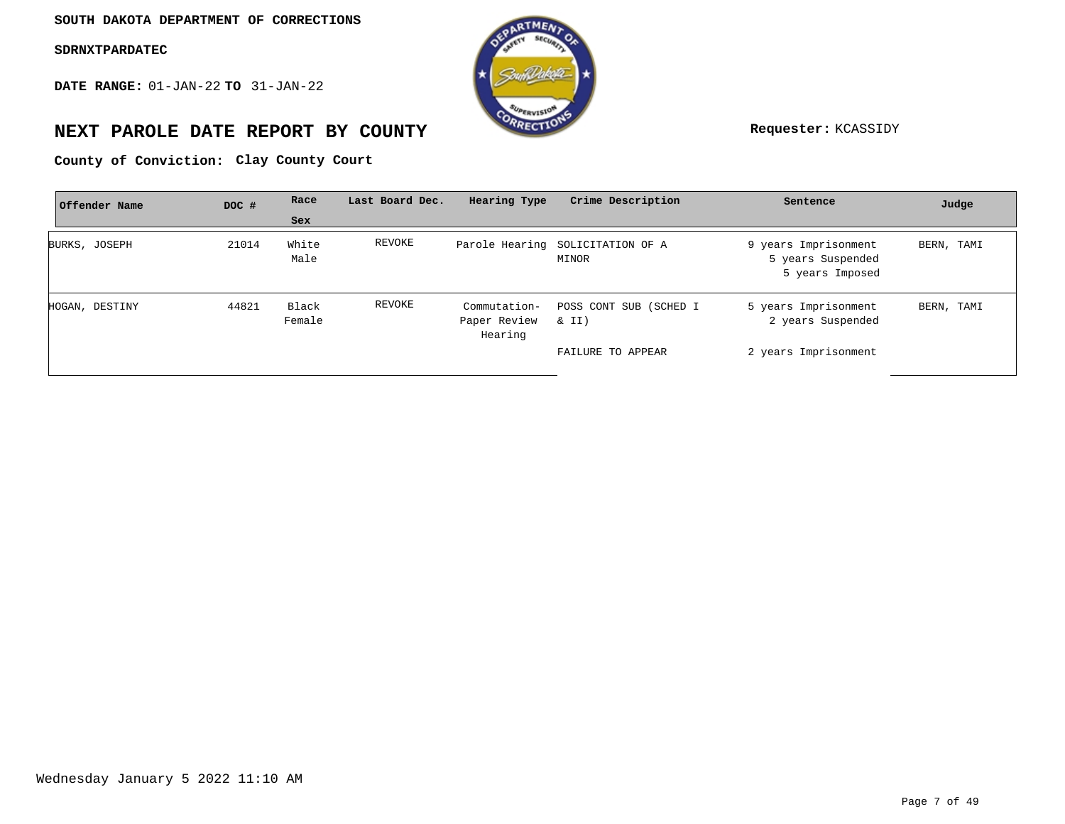SOUTH DAKOTA DEPARTMENT OF CORRECTIONS

SDRNXTPARDATEC

**DATE RANGE:** 01-JAN-22 **TO** 31-JAN-22

# NEXT PAROLE DATE REPORT BY COUNTY

**Requester:** KCASSIDY

**County of Conviction: Clay County Court**

| Offender Name | DOC # | Race Sex | Last Board Dec. | Hearing Type | Crime Description | Sentence | Judge |
|---|---|---|---|---|---|---|---|
| BURKS, JOSEPH | 21014 | White Male | REVOKE | Parole Hearing | SOLICITATION OF A MINOR | 9 years Imprisonment 5 years Suspended 5 years Imposed | BERN, TAMI |
| HOGAN, DESTINY | 44821 | Black Female | REVOKE | Commutation-Paper Review Hearing | POSS CONT SUB (SCHED I & II) | 5 years Imprisonment 2 years Suspended | BERN, TAMI |
| | | | | | FAILURE TO APPEAR | 2 years Imprisonment | |

Wednesday January 5 2022 11:10 AM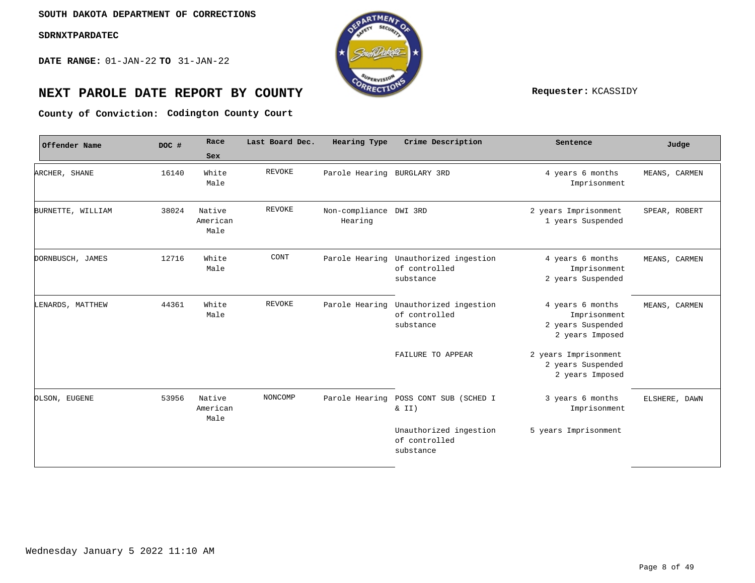**SOUTH DAKOTA DEPARTMENT OF CORRECTIONS**

**SDRNXTPARDATEC**

**DATE RANGE:** 01-JAN-22 **TO** 31-JAN-22

# NEXT PAROLE DATE REPORT BY COUNTY

**Requester:** KCASSIDY

**County of Conviction: Codington County Court**

| Offender Name | DOC # | Race Sex | Last Board Dec. | Hearing Type | Crime Description | Sentence | Judge |
|---|---|---|---|---|---|---|---|
| ARCHER, SHANE | 16140 | White Male | REVOKE | Parole Hearing | BURGLARY 3RD | 4 years 6 months Imprisonment | MEANS, CARMEN |
| BURNETTE, WILLIAM | 38024 | Native American Male | REVOKE | Non-compliance Hearing | DWI 3RD | 2 years Imprisonment 1 years Suspended | SPEAR, ROBERT |
| DORNBUSCH, JAMES | 12716 | White Male | CONT | Parole Hearing | Unauthorized ingestion of controlled substance | 4 years 6 months Imprisonment 2 years Suspended | MEANS, CARMEN |
| LENARDS, MATTHEW | 44361 | White Male | REVOKE | Parole Hearing | Unauthorized ingestion of controlled substance | 4 years 6 months Imprisonment 2 years Suspended 2 years Imposed | MEANS, CARMEN |
| | | | | | FAILURE TO APPEAR | 2 years Imprisonment 2 years Suspended 2 years Imposed | |
| OLSON, EUGENE | 53956 | Native American Male | NONCOMP | Parole Hearing | POSS CONT SUB (SCHED I & II) | 3 years 6 months Imprisonment | ELSHERE, DAWN |
| | | | | | Unauthorized ingestion of controlled substance | 5 years Imprisonment | |

Wednesday January 5 2022 11:10 AM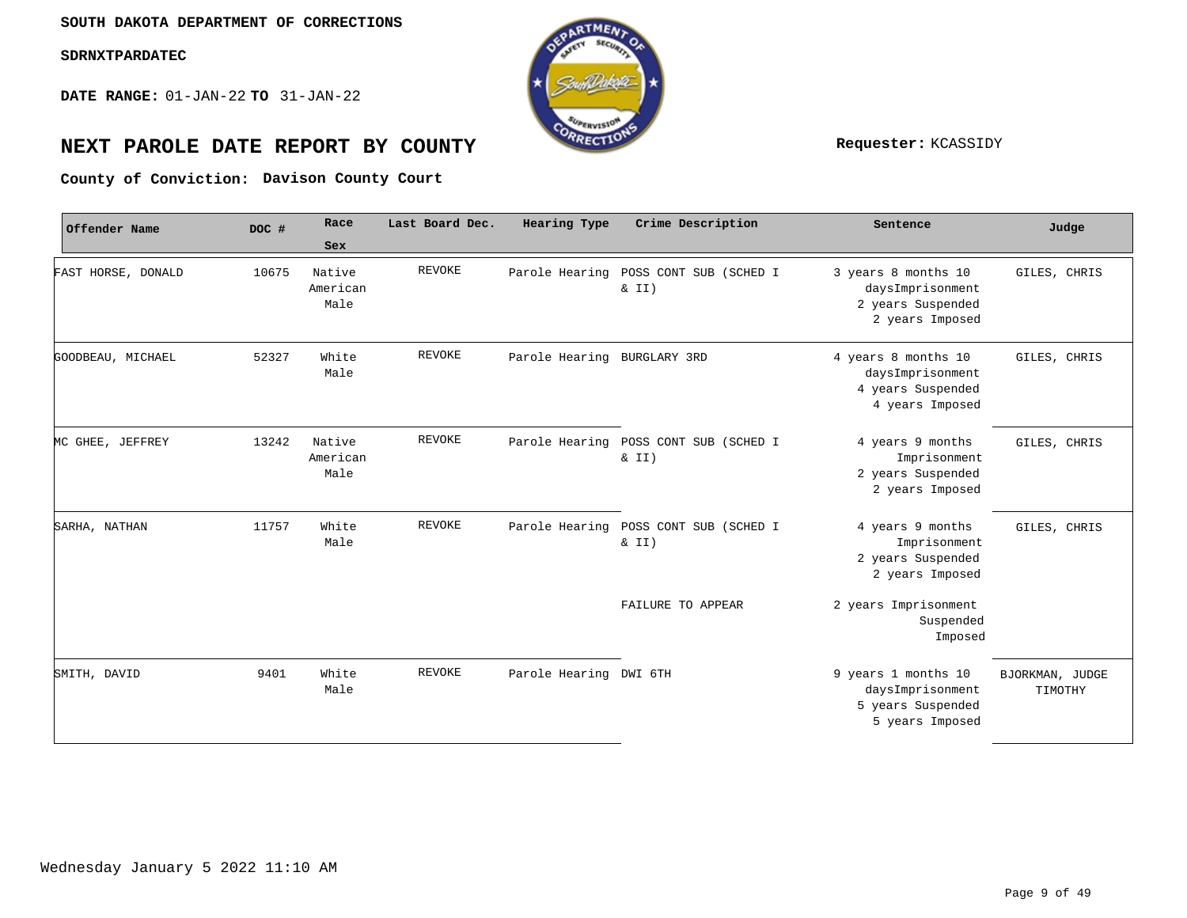SOUTH DAKOTA DEPARTMENT OF CORRECTIONS

SDRNXTPARDATEC

**DATE RANGE:** 01-JAN-22 **TO** 31-JAN-22

# NEXT PAROLE DATE REPORT BY COUNTY

**Requester:** KCASSIDY

**County of Conviction: Davison County Court**

| Offender Name | DOC # | Race Sex | Last Board Dec. | Hearing Type | Crime Description | Sentence | Judge |
|---|---|---|---|---|---|---|---|
| FAST HORSE, DONALD | 10675 | Native American Male | REVOKE | Parole Hearing | POSS CONT SUB (SCHED I & II) | 3 years 8 months 10 daysImprisonment 2 years Suspended 2 years Imposed | GILES, CHRIS |
| GOODBEAU, MICHAEL | 52327 | White Male | REVOKE | Parole Hearing | BURGLARY 3RD | 4 years 8 months 10 daysImprisonment 4 years Suspended 4 years Imposed | GILES, CHRIS |
| MC GHEE, JEFFREY | 13242 | Native American Male | REVOKE | Parole Hearing | POSS CONT SUB (SCHED I & II) | 4 years 9 months Imprisonment 2 years Suspended 2 years Imposed | GILES, CHRIS |
| SARHA, NATHAN | 11757 | White Male | REVOKE | Parole Hearing | POSS CONT SUB (SCHED I & II) | 4 years 9 months Imprisonment 2 years Suspended 2 years Imposed | GILES, CHRIS |
| | | | | | FAILURE TO APPEAR | 2 years Imprisonment Suspended Imposed | |
| SMITH, DAVID | 9401 | White Male | REVOKE | Parole Hearing | DWI 6TH | 9 years 1 months 10 daysImprisonment 5 years Suspended 5 years Imposed | BJORKMAN, JUDGE TIMOTHY |

Wednesday January 5 2022 11:10 AM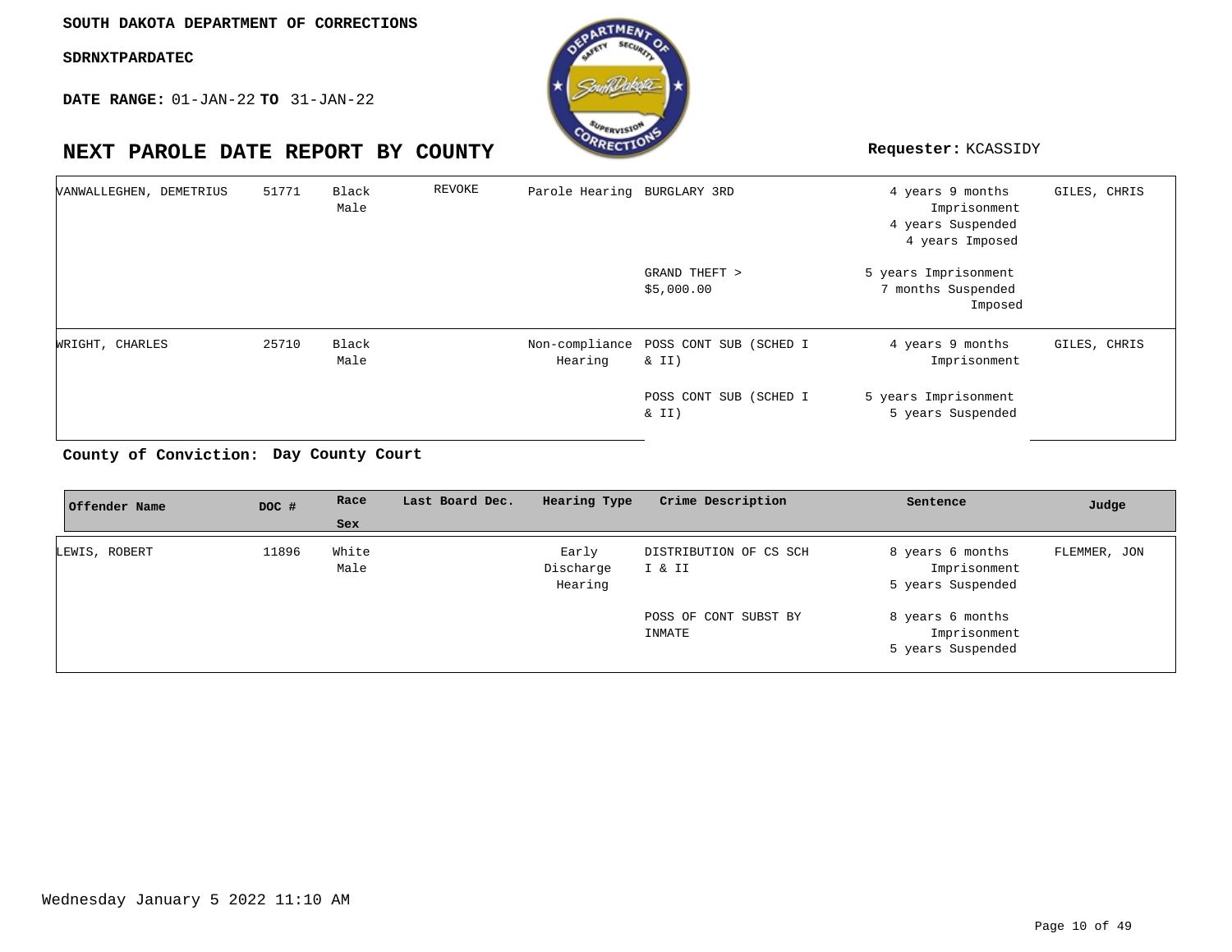SOUTH DAKOTA DEPARTMENT OF CORRECTIONS

SDRNXTPARDATEC

**DATE RANGE:** 01-JAN-22 **TO** 31-JAN-22

# NEXT PAROLE DATE REPORT BY COUNTY

**Requester:** KCASSIDY

| Offender Name | DOC # | Race Sex | Last Board Dec. | Hearing Type | Crime Description | Sentence | Judge |
|---|---|---|---|---|---|---|---|
| VANWALLEGHEN, DEMETRIUS | 51771 | Black Male | REVOKE | Parole Hearing | BURGLARY 3RD | 4 years 9 months Imprisonment 4 years Suspended 4 years Imposed | GILES, CHRIS |
| | | | | | GRAND THEFT > $5,000.00 | 5 years Imprisonment 7 months Suspended Imposed | |
| WRIGHT, CHARLES | 25710 | Black Male | | Non-compliance Hearing | POSS CONT SUB (SCHED I & II) | 4 years 9 months Imprisonment | GILES, CHRIS |
| | | | | | POSS CONT SUB (SCHED I & II) | 5 years Imprisonment 5 years Suspended | |

**County of Conviction: Day County Court**

| Offender Name | DOC # | Race Sex | Last Board Dec. | Hearing Type | Crime Description | Sentence | Judge |
|---|---|---|---|---|---|---|---|
| LEWIS, ROBERT | 11896 | White Male | | Early Discharge Hearing | DISTRIBUTION OF CS SCH I & II | 8 years 6 months Imprisonment 5 years Suspended | FLEMMER, JON |
| | | | | | POSS OF CONT SUBST BY INMATE | 8 years 6 months Imprisonment 5 years Suspended | |

Wednesday January 5 2022 11:10 AM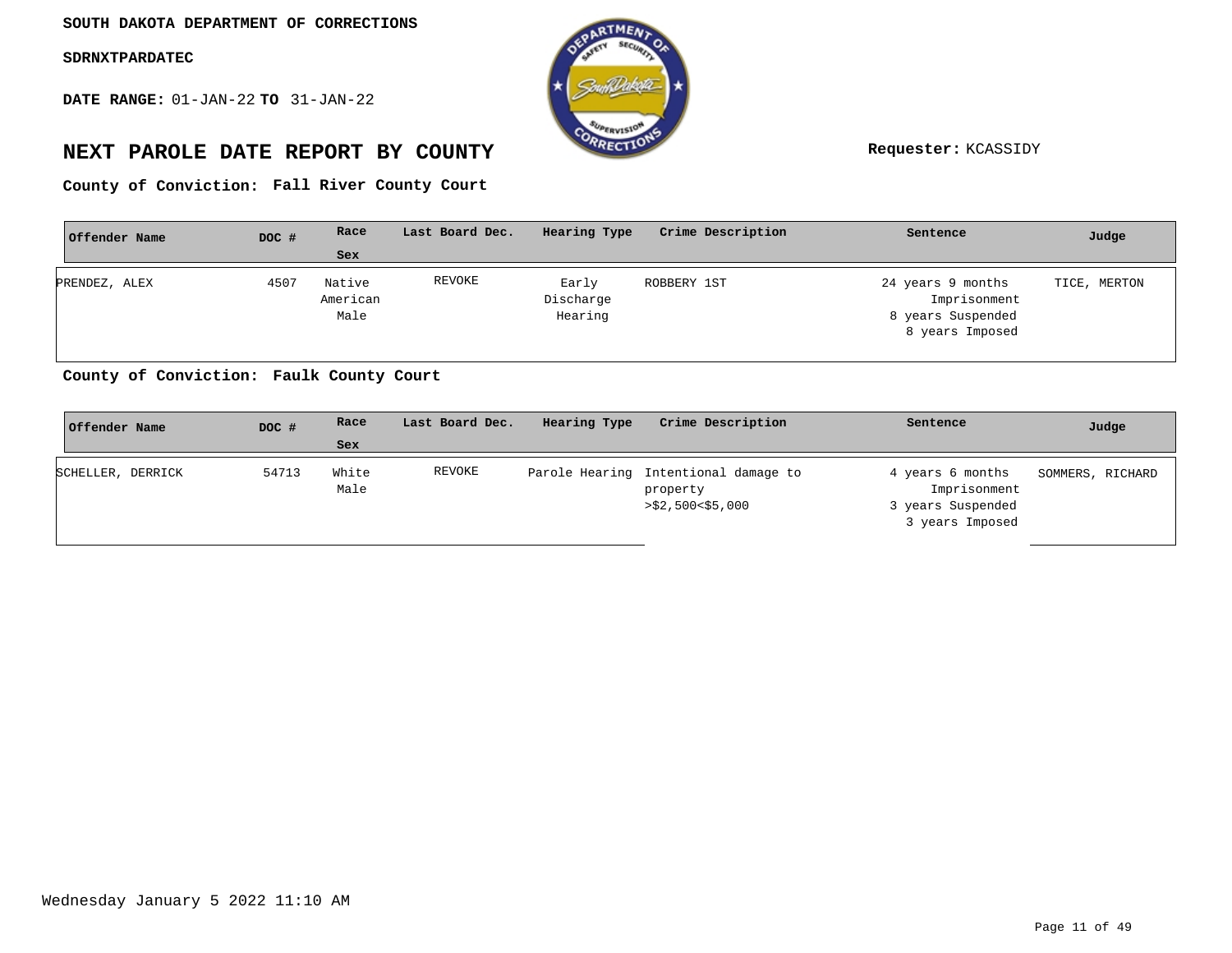**SOUTH DAKOTA DEPARTMENT OF CORRECTIONS**

**SDRNXTPARDATEC**

**DATE RANGE:** 01-JAN-22 **TO** 31-JAN-22

# NEXT PAROLE DATE REPORT BY COUNTY

**Requester:** KCASSIDY

**County of Conviction: Fall River County Court**

| Offender Name | DOC # | Race Sex | Last Board Dec. | Hearing Type | Crime Description | Sentence | Judge |
|---|---|---|---|---|---|---|---|
| PRENDEZ, ALEX | 4507 | Native American Male | REVOKE | Early Discharge Hearing | ROBBERY 1ST | 24 years 9 months Imprisonment 8 years Suspended 8 years Imposed | TICE, MERTON |

**County of Conviction: Faulk County Court**

| Offender Name | DOC # | Race Sex | Last Board Dec. | Hearing Type | Crime Description | Sentence | Judge |
|---|---|---|---|---|---|---|---|
| SCHELLER, DERRICK | 54713 | White Male | REVOKE | Parole Hearing | Intentional damage to property >$2,500<$5,000 | 4 years 6 months Imprisonment 3 years Suspended 3 years Imposed | SOMMERS, RICHARD |

Wednesday January 5 2022 11:10 AM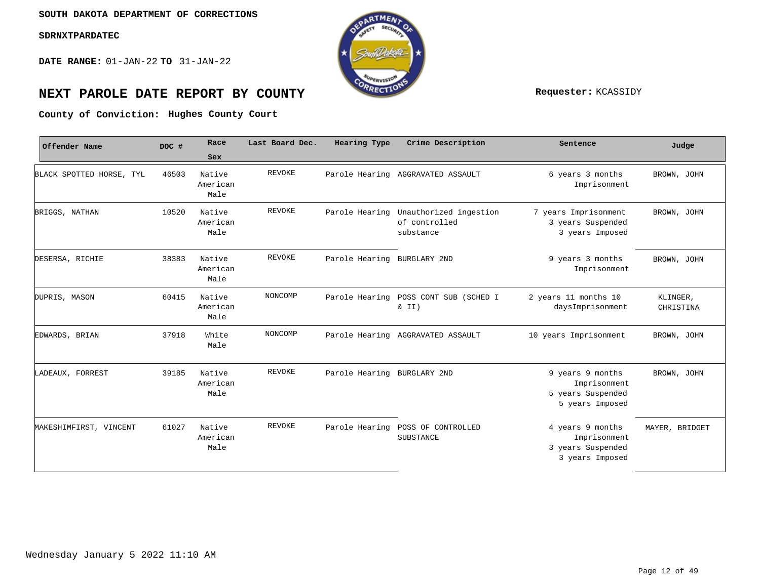SOUTH DAKOTA DEPARTMENT OF CORRECTIONS

SDRNXTPARDATEC

**DATE RANGE:** 01-JAN-22 **TO** 31-JAN-22

# NEXT PAROLE DATE REPORT BY COUNTY

**Requester:** KCASSIDY

**County of Conviction:** **Hughes County Court**

| Offender Name | DOC # | Race Sex | Last Board Dec. | Hearing Type | Crime Description | Sentence | Judge |
|---|---|---|---|---|---|---|---|
| BLACK SPOTTED HORSE, TYL | 46503 | Native American Male | REVOKE | Parole Hearing | AGGRAVATED ASSAULT | 6 years 3 months Imprisonment | BROWN, JOHN |
| BRIGGS, NATHAN | 10520 | Native American Male | REVOKE | Parole Hearing | Unauthorized ingestion of controlled substance | 7 years Imprisonment 3 years Suspended 3 years Imposed | BROWN, JOHN |
| DESERSA, RICHIE | 38383 | Native American Male | REVOKE | Parole Hearing | BURGLARY 2ND | 9 years 3 months Imprisonment | BROWN, JOHN |
| DUPRIS, MASON | 60415 | Native American Male | NONCOMP | Parole Hearing | POSS CONT SUB (SCHED I & II) | 2 years 11 months 10 daysImprisonment | KLINGER, CHRISTINA |
| EDWARDS, BRIAN | 37918 | White Male | NONCOMP | Parole Hearing | AGGRAVATED ASSAULT | 10 years Imprisonment | BROWN, JOHN |
| LADEAUX, FORREST | 39185 | Native American Male | REVOKE | Parole Hearing | BURGLARY 2ND | 9 years 9 months Imprisonment 5 years Suspended 5 years Imposed | BROWN, JOHN |
| MAKESHIMFIRST, VINCENT | 61027 | Native American Male | REVOKE | Parole Hearing | POSS OF CONTROLLED SUBSTANCE | 4 years 9 months Imprisonment 3 years Suspended 3 years Imposed | MAYER, BRIDGET |

Wednesday January 5 2022 11:10 AM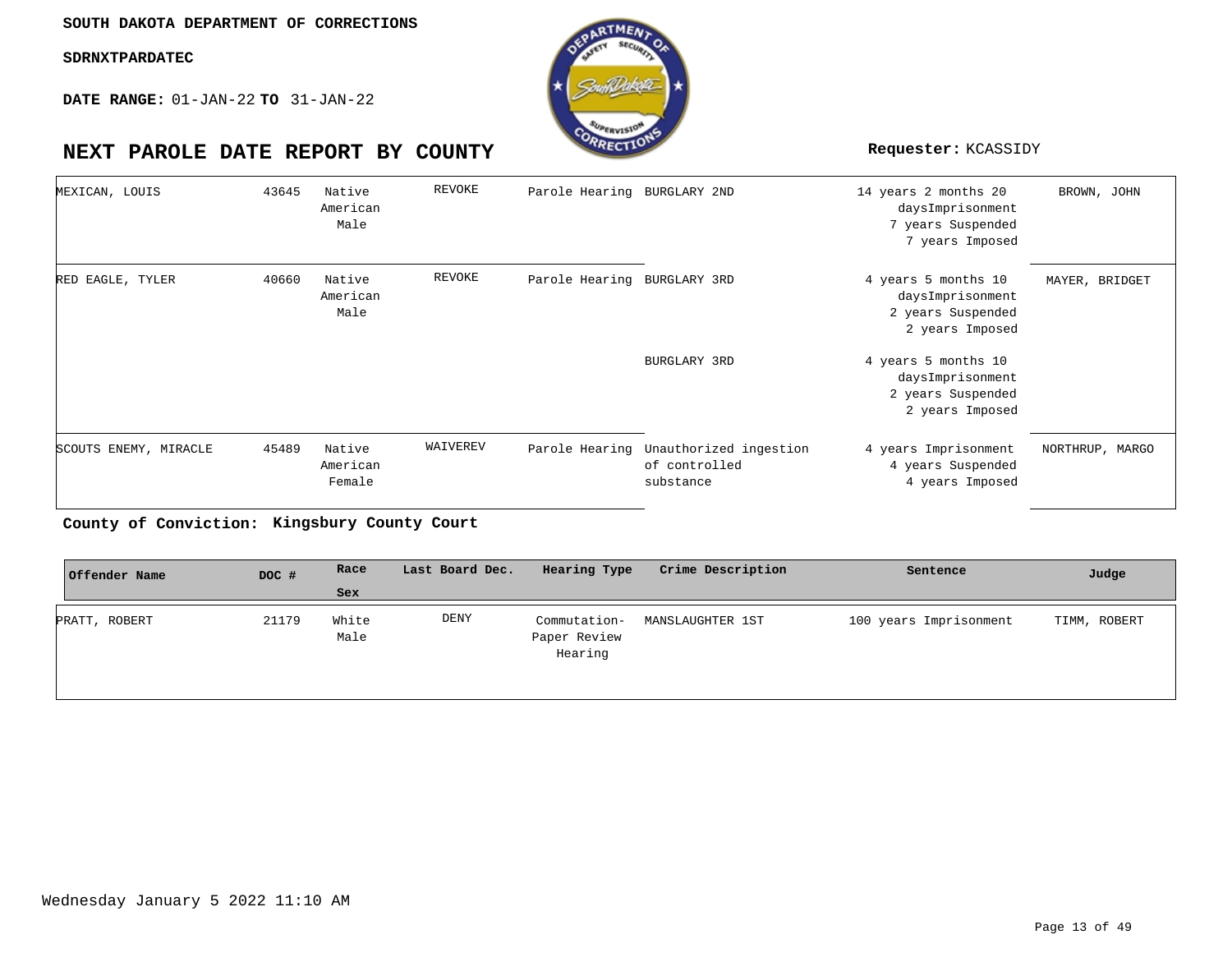SOUTH DAKOTA DEPARTMENT OF CORRECTIONS

SDRNXTPARDATEC

**DATE RANGE:** 01-JAN-22 **TO** 31-JAN-22

# NEXT PAROLE DATE REPORT BY COUNTY

**Requester:** KCASSIDY

| Offender Name | DOC # | Race Sex | Last Board Dec. | Hearing Type | Crime Description | Sentence | Judge |
|---|---|---|---|---|---|---|---|
| MEXICAN, LOUIS | 43645 | Native American Male | REVOKE | Parole Hearing | BURGLARY 2ND | 14 years 2 months 20 daysImprisonment 7 years Suspended 7 years Imposed | BROWN, JOHN |
| RED EAGLE, TYLER | 40660 | Native American Male | REVOKE | Parole Hearing | BURGLARY 3RD | 4 years 5 months 10 daysImprisonment 2 years Suspended 2 years Imposed | MAYER, BRIDGET |
| | | | | | BURGLARY 3RD | 4 years 5 months 10 daysImprisonment 2 years Suspended 2 years Imposed | |
| SCOUTS ENEMY, MIRACLE | 45489 | Native American Female | WAIVEREV | Parole Hearing | Unauthorized ingestion of controlled substance | 4 years Imprisonment 4 years Suspended 4 years Imposed | NORTHRUP, MARGO |

**County of Conviction: Kingsbury County Court**

| Offender Name | DOC # | Race Sex | Last Board Dec. | Hearing Type | Crime Description | Sentence | Judge |
|---|---|---|---|---|---|---|---|
| PRATT, ROBERT | 21179 | White Male | DENY | Commutation-Paper Review Hearing | MANSLAUGHTER 1ST | 100 years Imprisonment | TIMM, ROBERT |

Wednesday January 5 2022 11:10 AM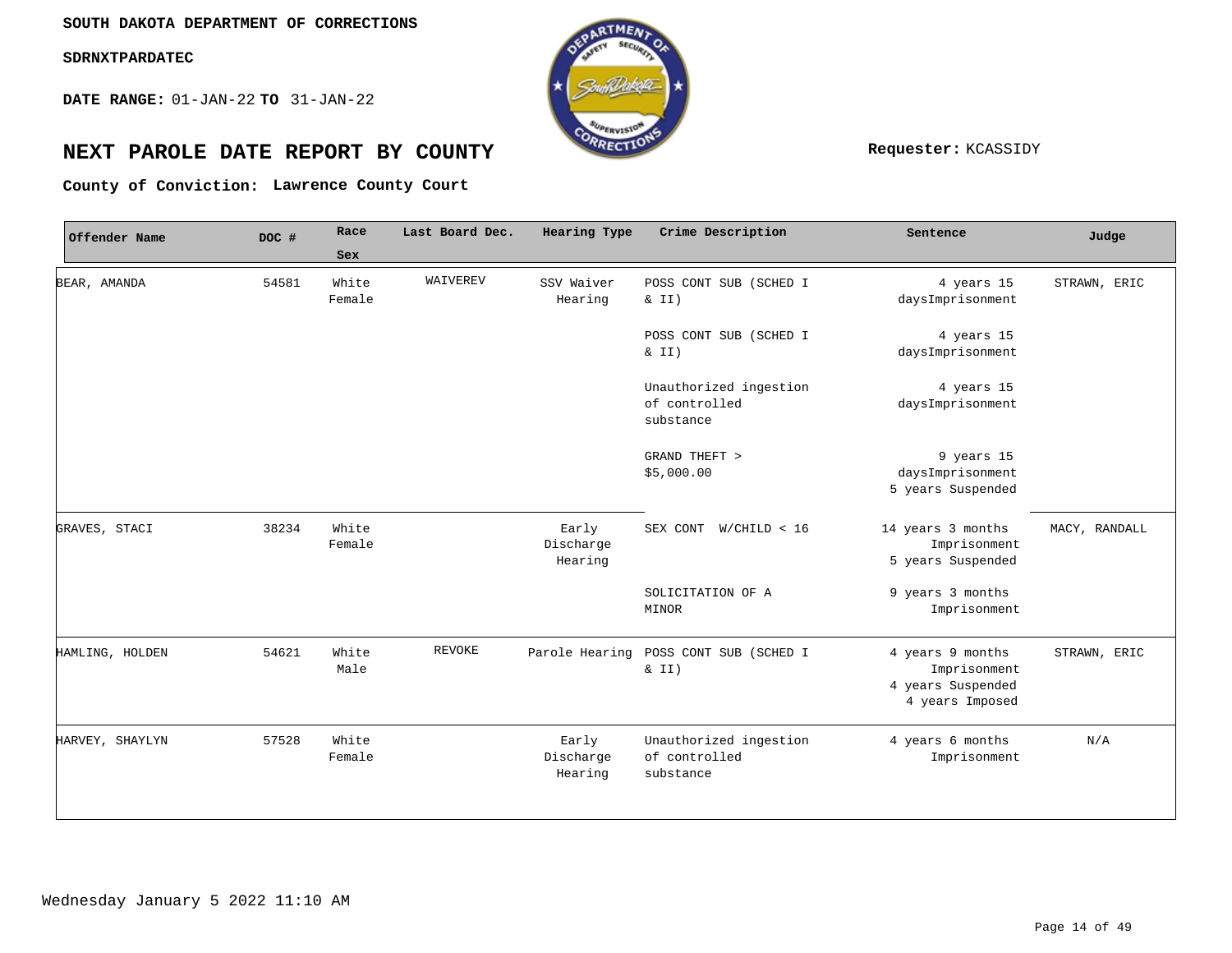**SOUTH DAKOTA DEPARTMENT OF CORRECTIONS**

**SDRNXTPARDATEC**

**DATE RANGE:** 01-JAN-22 **TO** 31-JAN-22

# NEXT PAROLE DATE REPORT BY COUNTY

**Requester:** KCASSIDY

**County of Conviction: Lawrence County Court**

| Offender Name | DOC # | Race Sex | Last Board Dec. | Hearing Type | Crime Description | Sentence | Judge |
|---|---|---|---|---|---|---|---|
| BEAR, AMANDA | 54581 | White Female | WAIVEREV | SSV Waiver Hearing | POSS CONT SUB (SCHED I & II) | 4 years 15 daysImprisonment | STRAWN, ERIC |
| | | | | | POSS CONT SUB (SCHED I & II) | 4 years 15 daysImprisonment | |
| | | | | | Unauthorized ingestion of controlled substance | 4 years 15 daysImprisonment | |
| | | | | | GRAND THEFT > $5,000.00 | 9 years 15 daysImprisonment 5 years Suspended | |
| GRAVES, STACI | 38234 | White Female | | Early Discharge Hearing | SEX CONT W/CHILD < 16 | 14 years 3 months Imprisonment 5 years Suspended | MACY, RANDALL |
| | | | | | SOLICITATION OF A MINOR | 9 years 3 months Imprisonment | |
| HAMLING, HOLDEN | 54621 | White Male | REVOKE | Parole Hearing | POSS CONT SUB (SCHED I & II) | 4 years 9 months Imprisonment 4 years Suspended 4 years Imposed | STRAWN, ERIC |
| HARVEY, SHAYLYN | 57528 | White Female | | Early Discharge Hearing | Unauthorized ingestion of controlled substance | 4 years 6 months Imprisonment | N/A |

Wednesday January 5 2022 11:10 AM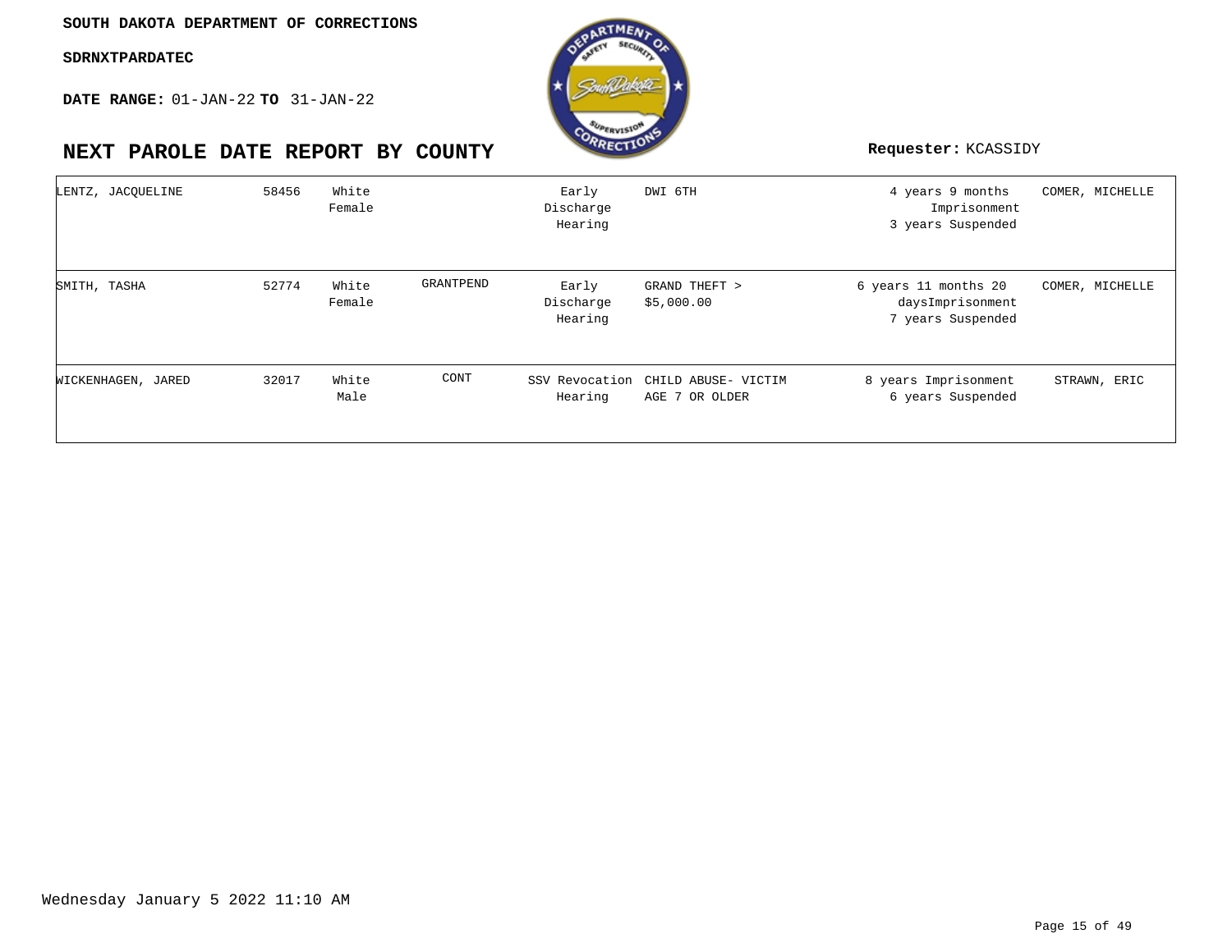SOUTH DAKOTA DEPARTMENT OF CORRECTIONS

SDRNXTPARDATEC

**DATE RANGE:** 01-JAN-22 **TO** 31-JAN-22

# NEXT PAROLE DATE REPORT BY COUNTY

**Requester:** KCASSIDY

| | | | | | | | |
|---|---|---|---|---|---|---|---|
| LENTZ, JACQUELINE | 58456 | White Female | | Early Discharge Hearing | DWI 6TH | 4 years 9 months Imprisonment 3 years Suspended | COMER, MICHELLE |
| SMITH, TASHA | 52774 | White Female | GRANTPEND | Early Discharge Hearing | GRAND THEFT > $5,000.00 | 6 years 11 months 20 daysImprisonment 7 years Suspended | COMER, MICHELLE |
| WICKENHAGEN, JARED | 32017 | White Male | CONT | SSV Revocation Hearing | CHILD ABUSE- VICTIM AGE 7 OR OLDER | 8 years Imprisonment 6 years Suspended | STRAWN, ERIC |

Wednesday January 5 2022 11:10 AM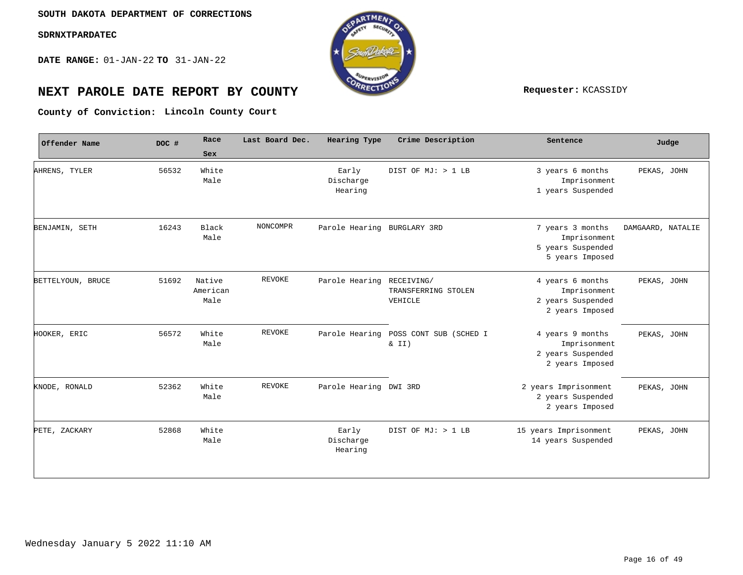SOUTH DAKOTA DEPARTMENT OF CORRECTIONS

SDRNXTPARDATEC

**DATE RANGE:** 01-JAN-22 **TO** 31-JAN-22

# NEXT PAROLE DATE REPORT BY COUNTY

**Requester:** KCASSIDY

**County of Conviction:** **Lincoln County Court**

| Offender Name | DOC # | Race Sex | Last Board Dec. | Hearing Type | Crime Description | Sentence | Judge |
|---|---|---|---|---|---|---|---|
| AHRENS, TYLER | 56532 | White Male | | Early Discharge Hearing | DIST OF MJ: > 1 LB | 3 years 6 months Imprisonment 1 years Suspended | PEKAS, JOHN |
| BENJAMIN, SETH | 16243 | Black Male | NONCOMPR | Parole Hearing | BURGLARY 3RD | 7 years 3 months Imprisonment 5 years Suspended 5 years Imposed | DAMGAARD, NATALIE |
| BETTELYOUN, BRUCE | 51692 | Native American Male | REVOKE | Parole Hearing | RECEIVING/ TRANSFERRING STOLEN VEHICLE | 4 years 6 months Imprisonment 2 years Suspended 2 years Imposed | PEKAS, JOHN |
| HOOKER, ERIC | 56572 | White Male | REVOKE | Parole Hearing | POSS CONT SUB (SCHED I & II) | 4 years 9 months Imprisonment 2 years Suspended 2 years Imposed | PEKAS, JOHN |
| KNODE, RONALD | 52362 | White Male | REVOKE | Parole Hearing | DWI 3RD | 2 years Imprisonment 2 years Suspended 2 years Imposed | PEKAS, JOHN |
| PETE, ZACKARY | 52868 | White Male | | Early Discharge Hearing | DIST OF MJ: > 1 LB | 15 years Imprisonment 14 years Suspended | PEKAS, JOHN |

Wednesday January 5 2022 11:10 AM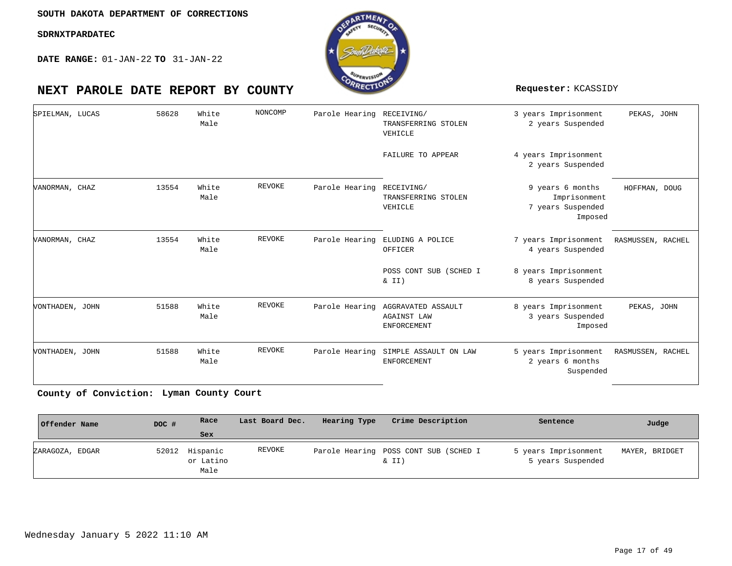SOUTH DAKOTA DEPARTMENT OF CORRECTIONS

SDRNXTPARDATEC

**DATE RANGE:** 01-JAN-22 **TO** 31-JAN-22

# NEXT PAROLE DATE REPORT BY COUNTY

**Requester:** KCASSIDY

| Offender Name | DOC # | Race Sex | Last Board Dec. | Hearing Type | Crime Description | Sentence | Judge |
|---|---|---|---|---|---|---|---|
| SPIELMAN, LUCAS | 58628 | White Male | NONCOMP | Parole Hearing | RECEIVING/ TRANSFERRING STOLEN VEHICLE | 3 years Imprisonment 2 years Suspended | PEKAS, JOHN |
| | | | | | FAILURE TO APPEAR | 4 years Imprisonment 2 years Suspended | |
| VANORMAN, CHAZ | 13554 | White Male | REVOKE | Parole Hearing | RECEIVING/ TRANSFERRING STOLEN VEHICLE | 9 years 6 months Imprisonment 7 years Suspended Imposed | HOFFMAN, DOUG |
| VANORMAN, CHAZ | 13554 | White Male | REVOKE | Parole Hearing | ELUDING A POLICE OFFICER | 7 years Imprisonment 4 years Suspended | RASMUSSEN, RACHEL |
| | | | | | POSS CONT SUB (SCHED I & II) | 8 years Imprisonment 8 years Suspended | |
| VONTHADEN, JOHN | 51588 | White Male | REVOKE | Parole Hearing | AGGRAVATED ASSAULT AGAINST LAW ENFORCEMENT | 8 years Imprisonment 3 years Suspended Imposed | PEKAS, JOHN |
| VONTHADEN, JOHN | 51588 | White Male | REVOKE | Parole Hearing | SIMPLE ASSAULT ON LAW ENFORCEMENT | 5 years Imprisonment 2 years 6 months Suspended | RASMUSSEN, RACHEL |

**County of Conviction: Lyman County Court**

| Offender Name | DOC # | Race Sex | Last Board Dec. | Hearing Type | Crime Description | Sentence | Judge |
|---|---|---|---|---|---|---|---|
| ZARAGOZA, EDGAR | 52012 | Hispanic or Latino Male | REVOKE | Parole Hearing | POSS CONT SUB (SCHED I & II) | 5 years Imprisonment 5 years Suspended | MAYER, BRIDGET |

Wednesday January 5 2022 11:10 AM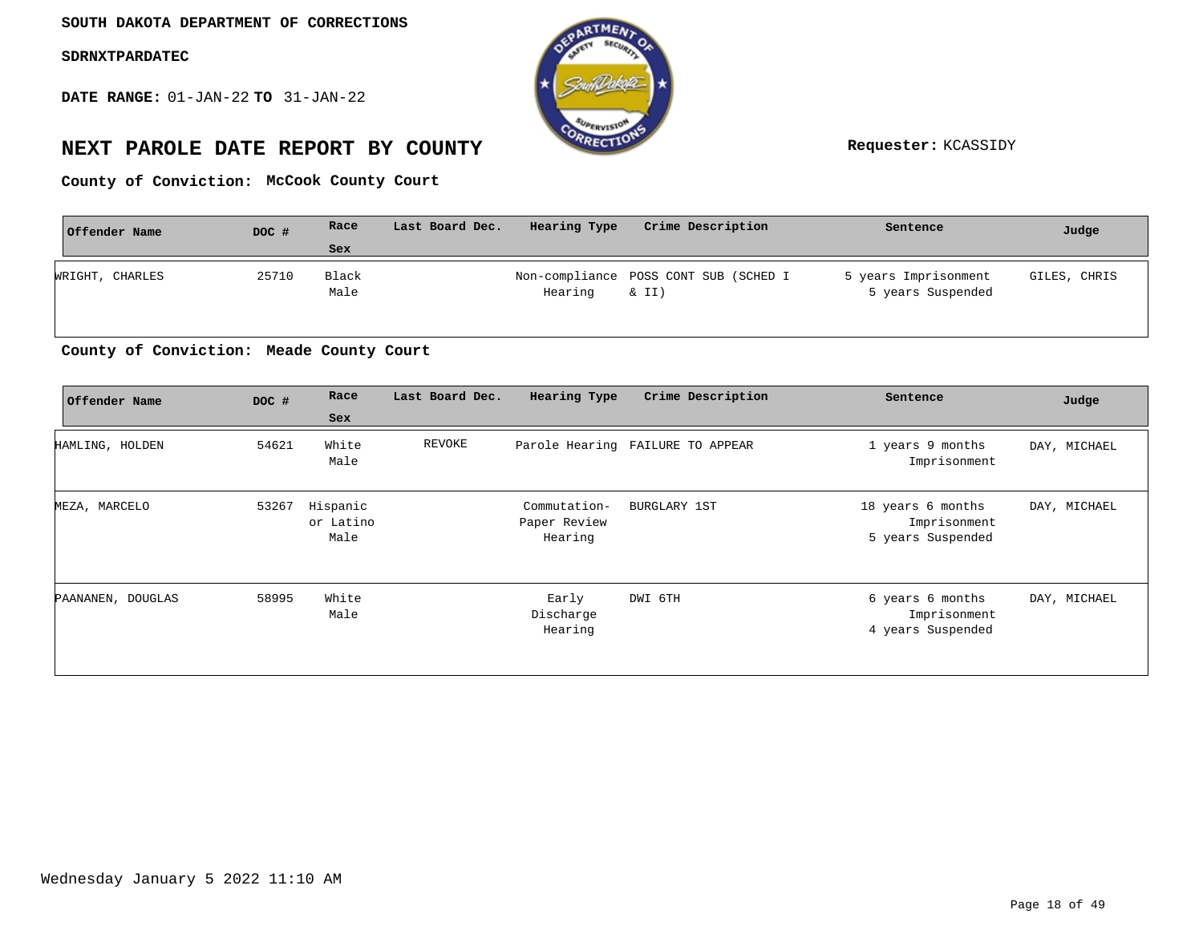**SOUTH DAKOTA DEPARTMENT OF CORRECTIONS**

**SDRNXTPARDATEC**

**DATE RANGE:** 01-JAN-22 **TO** 31-JAN-22

# NEXT PAROLE DATE REPORT BY COUNTY

**Requester:** KCASSIDY

**County of Conviction: McCook County Court**

| Offender Name | DOC # | Race / Sex | Last Board Dec. | Hearing Type | Crime Description | Sentence | Judge |
|---|---|---|---|---|---|---|---|
| WRIGHT, CHARLES | 25710 | Black Male | | Non-compliance Hearing | POSS CONT SUB (SCHED I & II) | 5 years Imprisonment 5 years Suspended | GILES, CHRIS |

**County of Conviction: Meade County Court**

| Offender Name | DOC # | Race / Sex | Last Board Dec. | Hearing Type | Crime Description | Sentence | Judge |
|---|---|---|---|---|---|---|---|
| HAMLING, HOLDEN | 54621 | White Male | REVOKE | Parole Hearing | FAILURE TO APPEAR | 1 years 9 months Imprisonment | DAY, MICHAEL |
| MEZA, MARCELO | 53267 | Hispanic or Latino Male | | Commutation-Paper Review Hearing | BURGLARY 1ST | 18 years 6 months Imprisonment 5 years Suspended | DAY, MICHAEL |
| PAANANEN, DOUGLAS | 58995 | White Male | | Early Discharge Hearing | DWI 6TH | 6 years 6 months Imprisonment 4 years Suspended | DAY, MICHAEL |

Wednesday January 5 2022 11:10 AM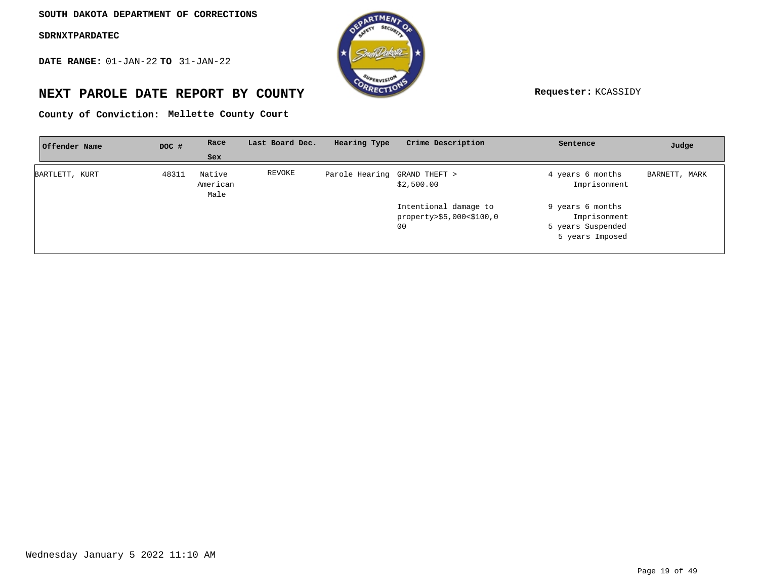**SOUTH DAKOTA DEPARTMENT OF CORRECTIONS**

**SDRNXTPARDATEC**

**DATE RANGE:** 01-JAN-22 **TO** 31-JAN-22

## NEXT PAROLE DATE REPORT BY COUNTY

**Requester:** KCASSIDY

**County of Conviction:** **Mellette County Court**

| Offender Name | DOC # | Race Sex | Last Board Dec. | Hearing Type | Crime Description | Sentence | Judge |
|---|---|---|---|---|---|---|---|
| BARTLETT, KURT | 48311 | Native American Male | REVOKE | Parole Hearing | GRAND THEFT > $2,500.00 | 4 years 6 months Imprisonment | BARNETT, MARK |
| | | | | | Intentional damage to property>$5,000<$100,000 | 9 years 6 months Imprisonment 5 years Suspended 5 years Imposed | |

Wednesday January 5 2022 11:10 AM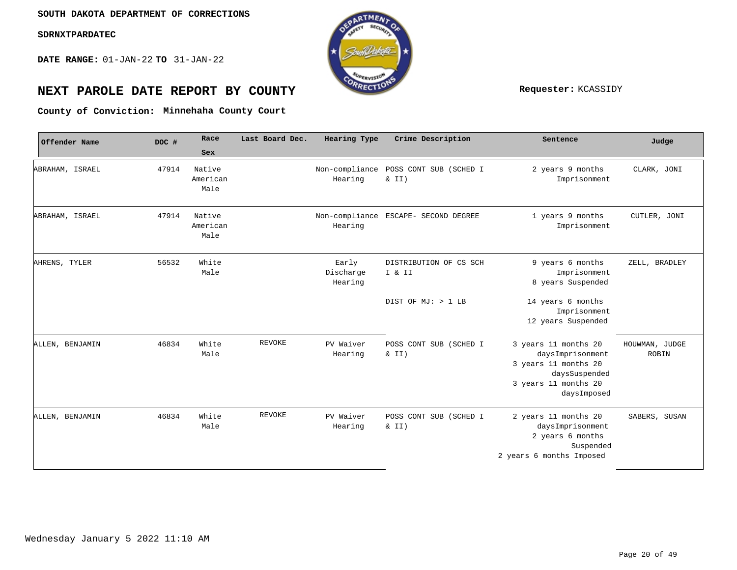SOUTH DAKOTA DEPARTMENT OF CORRECTIONS

SDRNXTPARDATEC

**DATE RANGE:** 01-JAN-22 **TO** 31-JAN-22

# NEXT PAROLE DATE REPORT BY COUNTY

**Requester:** KCASSIDY

**County of Conviction: Minnehaha County Court**

| Offender Name | DOC # | Race Sex | Last Board Dec. | Hearing Type | Crime Description | Sentence | Judge |
|---|---|---|---|---|---|---|---|
| ABRAHAM, ISRAEL | 47914 | Native American Male | | Non-compliance Hearing | POSS CONT SUB (SCHED I & II) | 2 years 9 months Imprisonment | CLARK, JONI |
| ABRAHAM, ISRAEL | 47914 | Native American Male | | Non-compliance Hearing | ESCAPE- SECOND DEGREE | 1 years 9 months Imprisonment | CUTLER, JONI |
| AHRENS, TYLER | 56532 | White Male | | Early Discharge Hearing | DISTRIBUTION OF CS SCH I & II | 9 years 6 months Imprisonment 8 years Suspended | ZELL, BRADLEY |
| | | | | | DIST OF MJ: > 1 LB | 14 years 6 months Imprisonment 12 years Suspended | |
| ALLEN, BENJAMIN | 46834 | White Male | REVOKE | PV Waiver Hearing | POSS CONT SUB (SCHED I & II) | 3 years 11 months 20 daysImprisonment 3 years 11 months 20 daysSuspended 3 years 11 months 20 daysImposed | HOUWMAN, JUDGE ROBIN |
| ALLEN, BENJAMIN | 46834 | White Male | REVOKE | PV Waiver Hearing | POSS CONT SUB (SCHED I & II) | 2 years 11 months 20 daysImprisonment 2 years 6 months Suspended 2 years 6 months Imposed | SABERS, SUSAN |

Wednesday January 5 2022 11:10 AM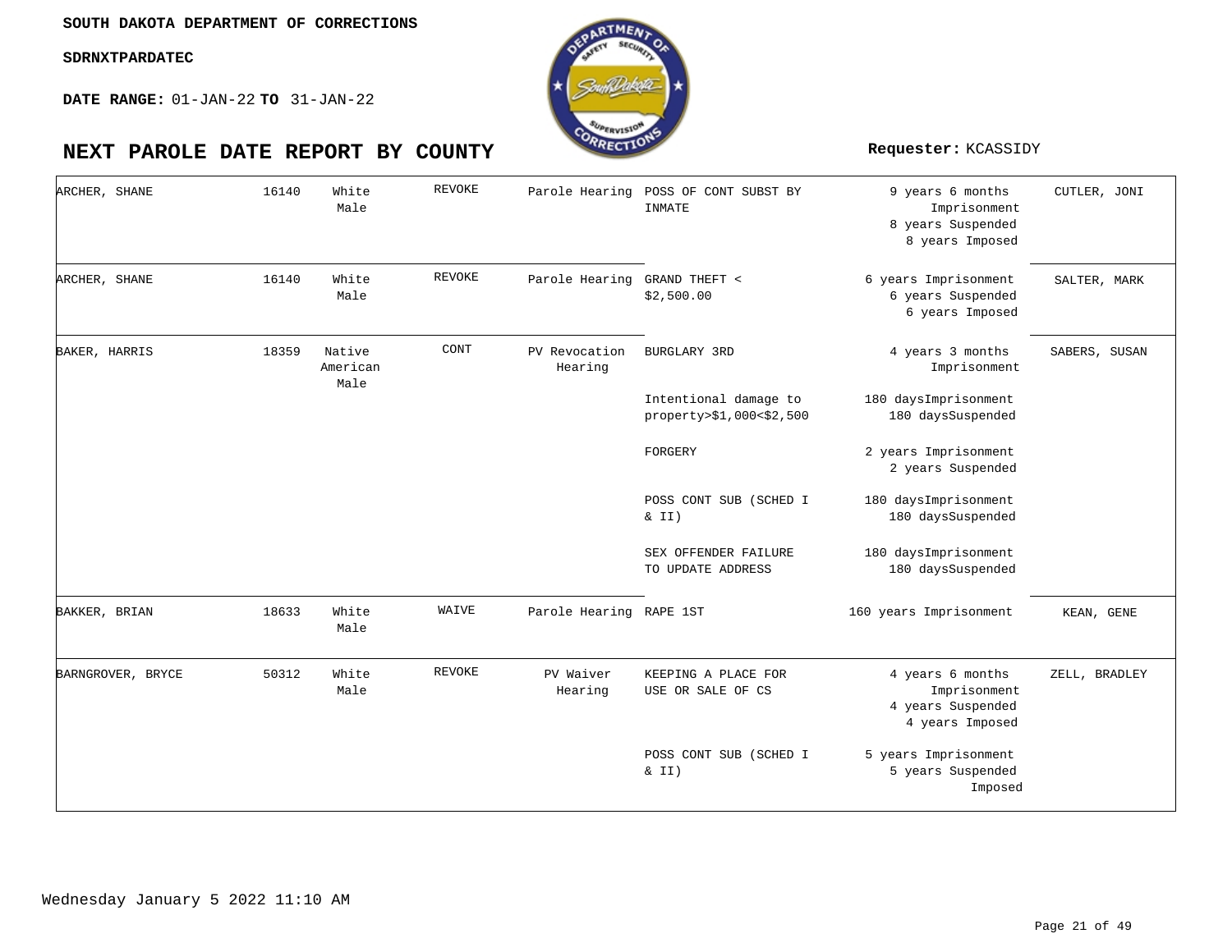**SOUTH DAKOTA DEPARTMENT OF CORRECTIONS**

**SDRNXTPARDATEC**

**DATE RANGE:** 01-JAN-22 **TO** 31-JAN-22

# NEXT PAROLE DATE REPORT BY COUNTY

**Requester:** KCASSIDY

| Name | Number | Race/Sex | Status | Hearing Type | Offense | Sentence | Judge |
|---|---|---|---|---|---|---|---|
| ARCHER, SHANE | 16140 | White Male | REVOKE | Parole Hearing | POSS OF CONT SUBST BY INMATE | 9 years 6 months Imprisonment 8 years Suspended 8 years Imposed | CUTLER, JONI |
| ARCHER, SHANE | 16140 | White Male | REVOKE | Parole Hearing | GRAND THEFT < $2,500.00 | 6 years Imprisonment 6 years Suspended 6 years Imposed | SALTER, MARK |
| BAKER, HARRIS | 18359 | Native American Male | CONT | PV Revocation Hearing | BURGLARY 3RD | 4 years 3 months Imprisonment | SABERS, SUSAN |
| | | | | | Intentional damage to property>$1,000<$2,500 | 180 daysImprisonment 180 daysSuspended | |
| | | | | | FORGERY | 2 years Imprisonment 2 years Suspended | |
| | | | | | POSS CONT SUB (SCHED I & II) | 180 daysImprisonment 180 daysSuspended | |
| | | | | | SEX OFFENDER FAILURE TO UPDATE ADDRESS | 180 daysImprisonment 180 daysSuspended | |
| BAKKER, BRIAN | 18633 | White Male | WAIVE | Parole Hearing | RAPE 1ST | 160 years Imprisonment | KEAN, GENE |
| BARNGROVER, BRYCE | 50312 | White Male | REVOKE | PV Waiver Hearing | KEEPING A PLACE FOR USE OR SALE OF CS | 4 years 6 months Imprisonment 4 years Suspended 4 years Imposed | ZELL, BRADLEY |
| | | | | | POSS CONT SUB (SCHED I & II) | 5 years Imprisonment 5 years Suspended Imposed | |

Wednesday January 5 2022 11:10 AM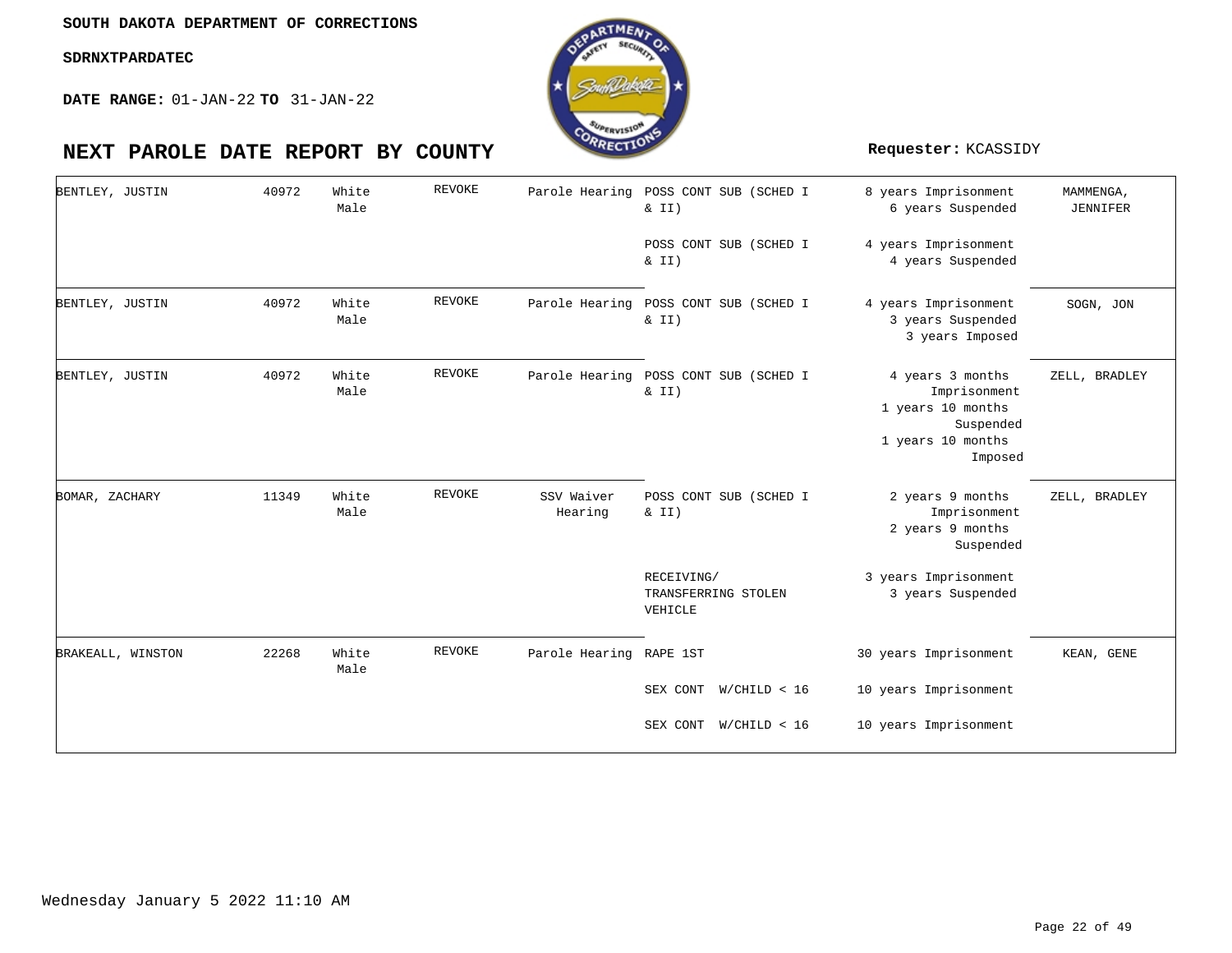**SOUTH DAKOTA DEPARTMENT OF CORRECTIONS**

**SDRNXTPARDATEC**

**DATE RANGE:** 01-JAN-22 **TO** 31-JAN-22

# NEXT PAROLE DATE REPORT BY COUNTY

**Requester:** KCASSIDY

| | | | | | | | |
|---|---|---|---|---|---|---|---|
| BENTLEY, JUSTIN | 40972 | White Male | REVOKE | Parole Hearing | POSS CONT SUB (SCHED I & II) | 8 years Imprisonment 6 years Suspended | MAMMENGA, JENNIFER |
| | | | | | POSS CONT SUB (SCHED I & II) | 4 years Imprisonment 4 years Suspended | |
| BENTLEY, JUSTIN | 40972 | White Male | REVOKE | Parole Hearing | POSS CONT SUB (SCHED I & II) | 4 years Imprisonment 3 years Suspended 3 years Imposed | SOGN, JON |
| BENTLEY, JUSTIN | 40972 | White Male | REVOKE | Parole Hearing | POSS CONT SUB (SCHED I & II) | 4 years 3 months Imprisonment 1 years 10 months Suspended 1 years 10 months Imposed | ZELL, BRADLEY |
| BOMAR, ZACHARY | 11349 | White Male | REVOKE | SSV Waiver Hearing | POSS CONT SUB (SCHED I & II) | 2 years 9 months Imprisonment 2 years 9 months Suspended | ZELL, BRADLEY |
| | | | | | RECEIVING/ TRANSFERRING STOLEN VEHICLE | 3 years Imprisonment 3 years Suspended | |
| BRAKEALL, WINSTON | 22268 | White Male | REVOKE | Parole Hearing | RAPE 1ST | 30 years Imprisonment | KEAN, GENE |
| | | | | | SEX CONT W/CHILD < 16 | 10 years Imprisonment | |
| | | | | | SEX CONT W/CHILD < 16 | 10 years Imprisonment | |

Wednesday January 5 2022 11:10 AM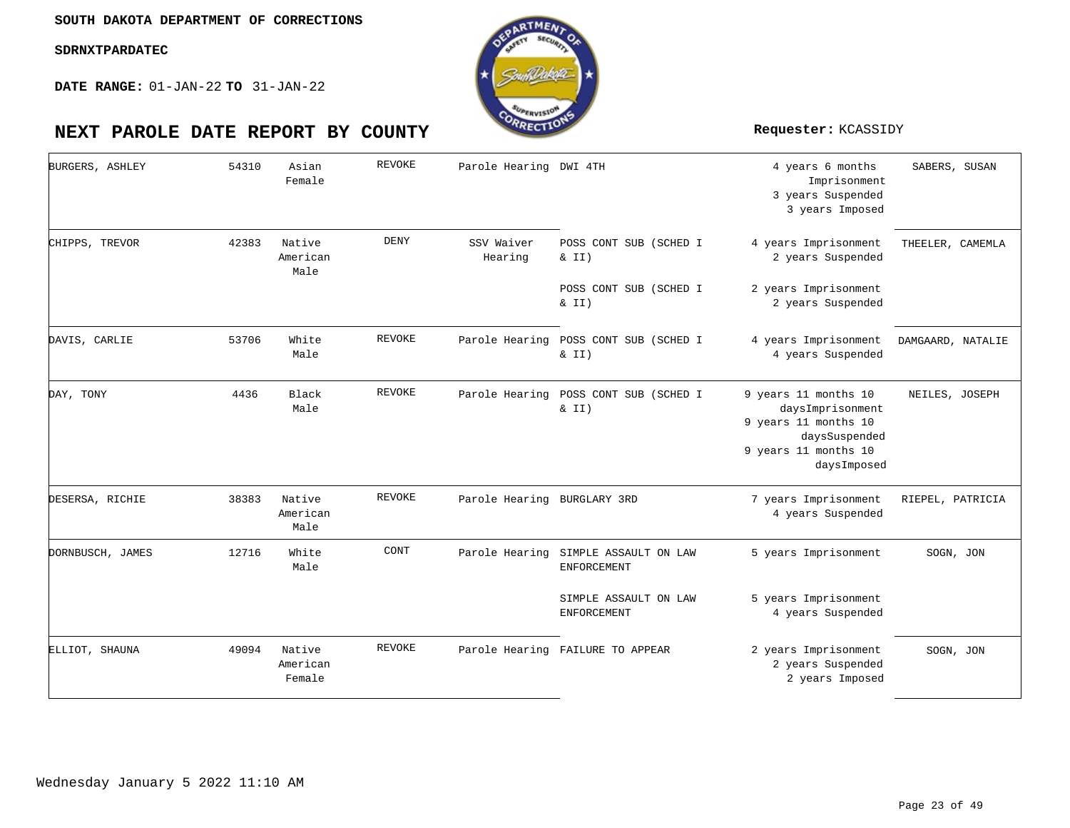SOUTH DAKOTA DEPARTMENT OF CORRECTIONS

SDRNXTPARDATEC

**DATE RANGE:** 01-JAN-22 **TO** 31-JAN-22

# NEXT PAROLE DATE REPORT BY COUNTY

**Requester:** KCASSIDY

| Name | ID | Race/Gender | Action | Hearing Type | Offense | Sentence | Judge |
|---|---|---|---|---|---|---|---|
| BURGERS, ASHLEY | 54310 | Asian Female | REVOKE | Parole Hearing | DWI 4TH | 4 years 6 months Imprisonment 3 years Suspended 3 years Imposed | SABERS, SUSAN |
| CHIPPS, TREVOR | 42383 | Native American Male | DENY | SSV Waiver Hearing | POSS CONT SUB (SCHED I & II) | 4 years Imprisonment 2 years Suspended | THEELER, CAMEMLA |
| | | | | | POSS CONT SUB (SCHED I & II) | 2 years Imprisonment 2 years Suspended | |
| DAVIS, CARLIE | 53706 | White Male | REVOKE | Parole Hearing | POSS CONT SUB (SCHED I & II) | 4 years Imprisonment 4 years Suspended | DAMGAARD, NATALIE |
| DAY, TONY | 4436 | Black Male | REVOKE | Parole Hearing | POSS CONT SUB (SCHED I & II) | 9 years 11 months 10 daysImprisonment 9 years 11 months 10 daysSuspended 9 years 11 months 10 daysImposed | NEILES, JOSEPH |
| DESERSA, RICHIE | 38383 | Native American Male | REVOKE | Parole Hearing | BURGLARY 3RD | 7 years Imprisonment 4 years Suspended | RIEPEL, PATRICIA |
| DORNBUSCH, JAMES | 12716 | White Male | CONT | Parole Hearing | SIMPLE ASSAULT ON LAW ENFORCEMENT | 5 years Imprisonment | SOGN, JON |
| | | | | | SIMPLE ASSAULT ON LAW ENFORCEMENT | 5 years Imprisonment 4 years Suspended | |
| ELLIOT, SHAUNA | 49094 | Native American Female | REVOKE | Parole Hearing | FAILURE TO APPEAR | 2 years Imprisonment 2 years Suspended 2 years Imposed | SOGN, JON |

Wednesday January 5 2022 11:10 AM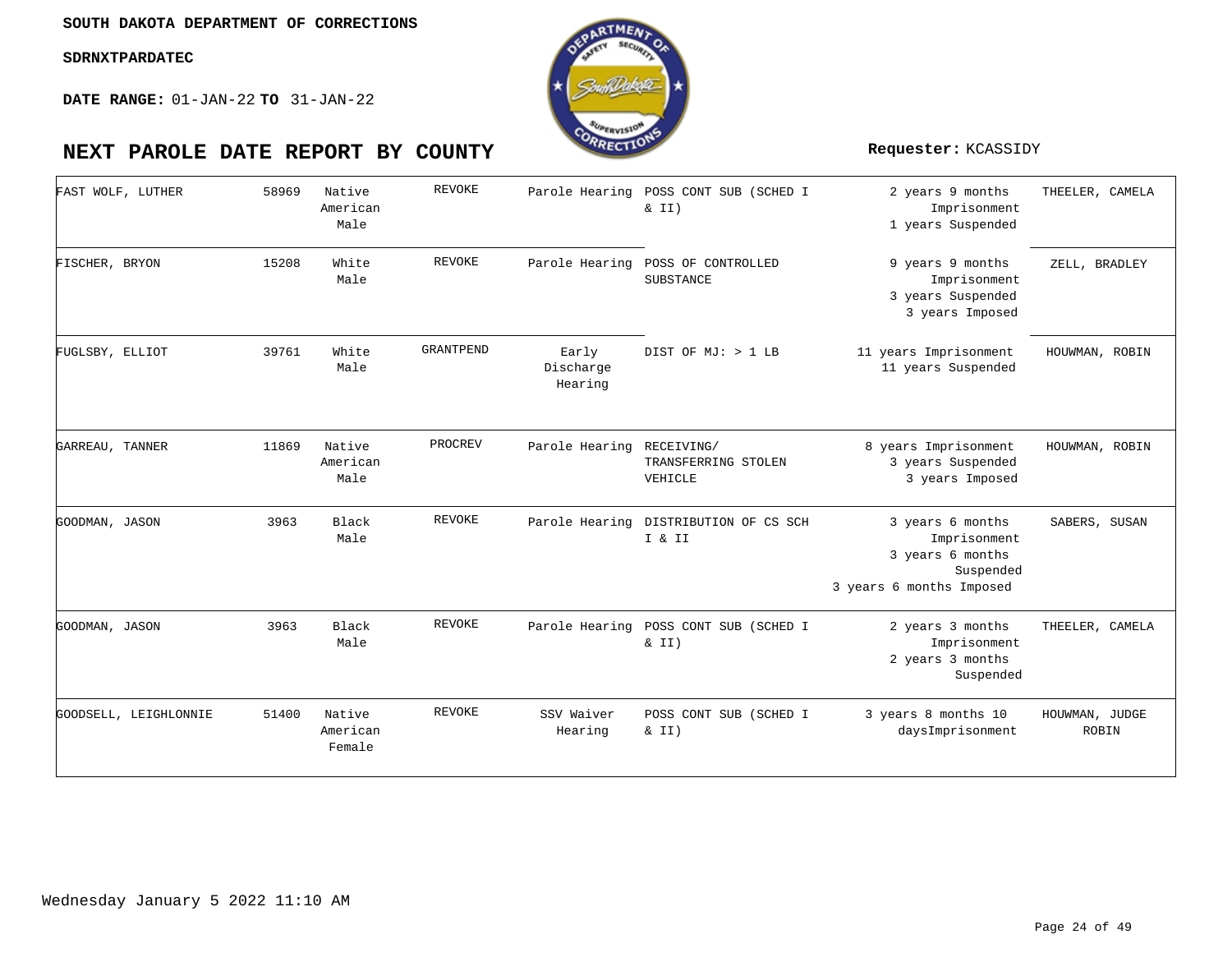**SOUTH DAKOTA DEPARTMENT OF CORRECTIONS**

**SDRNXTPARDATEC**

**DATE RANGE:** 01-JAN-22 **TO** 31-JAN-22

# NEXT PAROLE DATE REPORT BY COUNTY

**Requester:** KCASSIDY

| | | | | | | | |
|---|---|---|---|---|---|---|---|
| FAST WOLF, LUTHER | 58969 | Native American Male | REVOKE | Parole Hearing | POSS CONT SUB (SCHED I & II) | 2 years 9 months Imprisonment<br>1 years Suspended | THEELER, CAMELA |
| FISCHER, BRYON | 15208 | White Male | REVOKE | Parole Hearing | POSS OF CONTROLLED SUBSTANCE | 9 years 9 months Imprisonment<br>3 years Suspended<br>3 years Imposed | ZELL, BRADLEY |
| FUGLSBY, ELLIOT | 39761 | White Male | GRANTPEND | Early Discharge Hearing | DIST OF MJ: > 1 LB | 11 years Imprisonment<br>11 years Suspended | HOUWMAN, ROBIN |
| GARREAU, TANNER | 11869 | Native American Male | PROCREV | Parole Hearing | RECEIVING/ TRANSFERRING STOLEN VEHICLE | 8 years Imprisonment<br>3 years Suspended<br>3 years Imposed | HOUWMAN, ROBIN |
| GOODMAN, JASON | 3963 | Black Male | REVOKE | Parole Hearing | DISTRIBUTION OF CS SCH I & II | 3 years 6 months Imprisonment<br>3 years 6 months Suspended<br>3 years 6 months Imposed | SABERS, SUSAN |
| GOODMAN, JASON | 3963 | Black Male | REVOKE | Parole Hearing | POSS CONT SUB (SCHED I & II) | 2 years 3 months Imprisonment<br>2 years 3 months Suspended | THEELER, CAMELA |
| GOODSELL, LEIGHLONNIE | 51400 | Native American Female | REVOKE | SSV Waiver Hearing | POSS CONT SUB (SCHED I & II) | 3 years 8 months 10 daysImprisonment | HOUWMAN, JUDGE ROBIN |

Wednesday January 5 2022 11:10 AM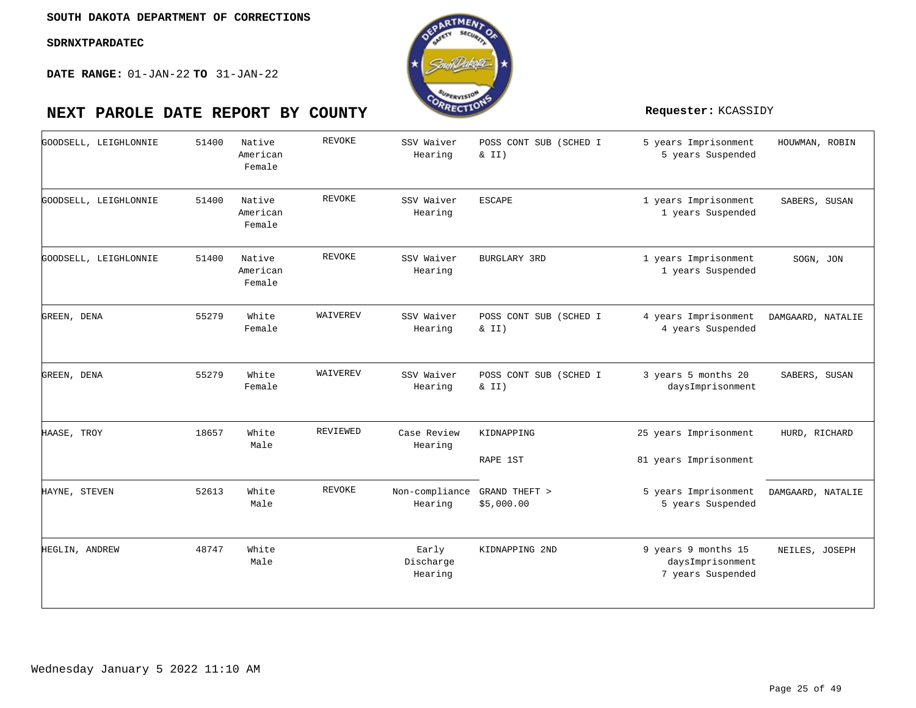SOUTH DAKOTA DEPARTMENT OF CORRECTIONS

SDRNXTPARDATEC

**DATE RANGE:** 01-JAN-22 **TO** 31-JAN-22

# NEXT PAROLE DATE REPORT BY COUNTY

**Requester:** KCASSIDY

| | | | | | | | |
|---|---|---|---|---|---|---|---|
| GOODSELL, LEIGHLONNIE | 51400 | Native American Female | REVOKE | SSV Waiver Hearing | POSS CONT SUB (SCHED I & II) | 5 years Imprisonment 5 years Suspended | HOUWMAN, ROBIN |
| GOODSELL, LEIGHLONNIE | 51400 | Native American Female | REVOKE | SSV Waiver Hearing | ESCAPE | 1 years Imprisonment 1 years Suspended | SABERS, SUSAN |
| GOODSELL, LEIGHLONNIE | 51400 | Native American Female | REVOKE | SSV Waiver Hearing | BURGLARY 3RD | 1 years Imprisonment 1 years Suspended | SOGN, JON |
| GREEN, DENA | 55279 | White Female | WAIVEREV | SSV Waiver Hearing | POSS CONT SUB (SCHED I & II) | 4 years Imprisonment 4 years Suspended | DAMGAARD, NATALIE |
| GREEN, DENA | 55279 | White Female | WAIVEREV | SSV Waiver Hearing | POSS CONT SUB (SCHED I & II) | 3 years 5 months 20 daysImprisonment | SABERS, SUSAN |
| HAASE, TROY | 18657 | White Male | REVIEWED | Case Review Hearing | KIDNAPPING | 25 years Imprisonment | HURD, RICHARD |
| | | | | | RAPE 1ST | 81 years Imprisonment | |
| HAYNE, STEVEN | 52613 | White Male | REVOKE | Non-compliance Hearing | GRAND THEFT > $5,000.00 | 5 years Imprisonment 5 years Suspended | DAMGAARD, NATALIE |
| HEGLIN, ANDREW | 48747 | White Male | | Early Discharge Hearing | KIDNAPPING 2ND | 9 years 9 months 15 daysImprisonment 7 years Suspended | NEILES, JOSEPH |

Wednesday January 5 2022 11:10 AM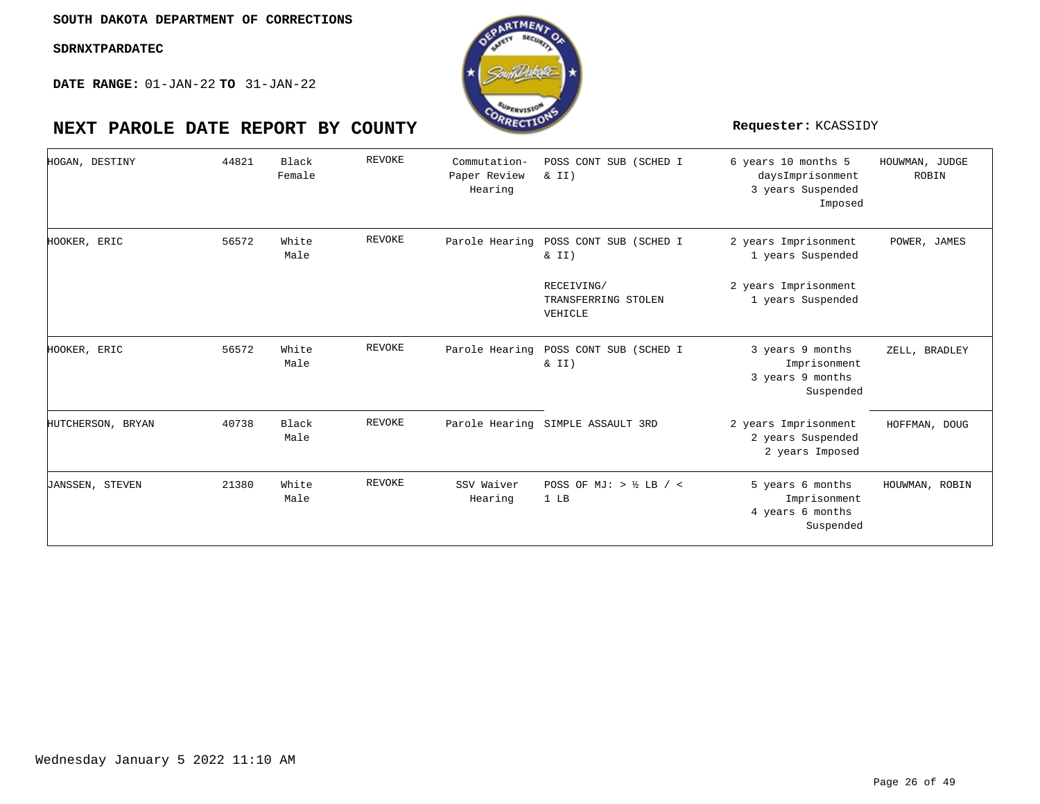SOUTH DAKOTA DEPARTMENT OF CORRECTIONS

SDRNXTPARDATEC

**DATE RANGE:** 01-JAN-22 **TO** 31-JAN-22

# NEXT PAROLE DATE REPORT BY COUNTY

**Requester:** KCASSIDY

| | | | | | | | |
|---|---|---|---|---|---|---|---|
| HOGAN, DESTINY | 44821 | Black Female | REVOKE | Commutation- Paper Review Hearing | POSS CONT SUB (SCHED I & II) | 6 years 10 months 5 daysImprisonment 3 years Suspended Imposed | HOUWMAN, JUDGE ROBIN |
| HOOKER, ERIC | 56572 | White Male | REVOKE | Parole Hearing | POSS CONT SUB (SCHED I & II) | 2 years Imprisonment 1 years Suspended | POWER, JAMES |
| | | | | | RECEIVING/ TRANSFERRING STOLEN VEHICLE | 2 years Imprisonment 1 years Suspended | |
| HOOKER, ERIC | 56572 | White Male | REVOKE | Parole Hearing | POSS CONT SUB (SCHED I & II) | 3 years 9 months Imprisonment 3 years 9 months Suspended | ZELL, BRADLEY |
| HUTCHERSON, BRYAN | 40738 | Black Male | REVOKE | Parole Hearing | SIMPLE ASSAULT 3RD | 2 years Imprisonment 2 years Suspended 2 years Imposed | HOFFMAN, DOUG |
| JANSSEN, STEVEN | 21380 | White Male | REVOKE | SSV Waiver Hearing | POSS OF MJ: > ½ LB / < 1 LB | 5 years 6 months Imprisonment 4 years 6 months Suspended | HOUWMAN, ROBIN |

Wednesday January 5 2022 11:10 AM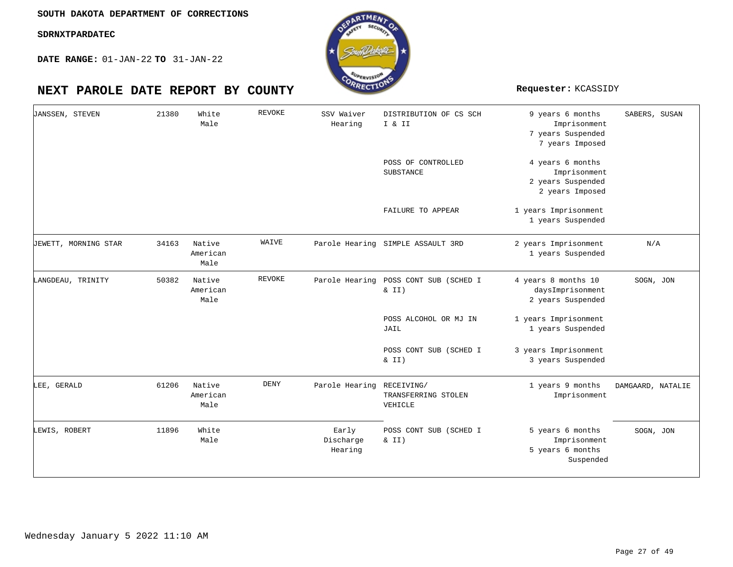**SOUTH DAKOTA DEPARTMENT OF CORRECTIONS**

**SDRNXTPARDATEC**

**DATE RANGE:** 01-JAN-22 **TO** 31-JAN-22

# NEXT PAROLE DATE REPORT BY COUNTY

**Requester:** KCASSIDY

| Name | Number | Race/Sex | Result | Hearing Type | Offense | Sentence | Judge |
|---|---|---|---|---|---|---|---|
| JANSSEN, STEVEN | 21380 | White Male | REVOKE | SSV Waiver Hearing | DISTRIBUTION OF CS SCH I & II | 9 years 6 months Imprisonment 7 years Suspended 7 years Imposed | SABERS, SUSAN |
| | | | | | POSS OF CONTROLLED SUBSTANCE | 4 years 6 months Imprisonment 2 years Suspended 2 years Imposed | |
| | | | | | FAILURE TO APPEAR | 1 years Imprisonment 1 years Suspended | |
| JEWETT, MORNING STAR | 34163 | Native American Male | WAIVE | Parole Hearing | SIMPLE ASSAULT 3RD | 2 years Imprisonment 1 years Suspended | N/A |
| LANGDEAU, TRINITY | 50382 | Native American Male | REVOKE | Parole Hearing | POSS CONT SUB (SCHED I & II) | 4 years 8 months 10 daysImprisonment 2 years Suspended | SOGN, JON |
| | | | | | POSS ALCOHOL OR MJ IN JAIL | 1 years Imprisonment 1 years Suspended | |
| | | | | | POSS CONT SUB (SCHED I & II) | 3 years Imprisonment 3 years Suspended | |
| LEE, GERALD | 61206 | Native American Male | DENY | Parole Hearing | RECEIVING/ TRANSFERRING STOLEN VEHICLE | 1 years 9 months Imprisonment | DAMGAARD, NATALIE |
| LEWIS, ROBERT | 11896 | White Male | | Early Discharge Hearing | POSS CONT SUB (SCHED I & II) | 5 years 6 months Imprisonment 5 years 6 months Suspended | SOGN, JON |

Wednesday January 5 2022 11:10 AM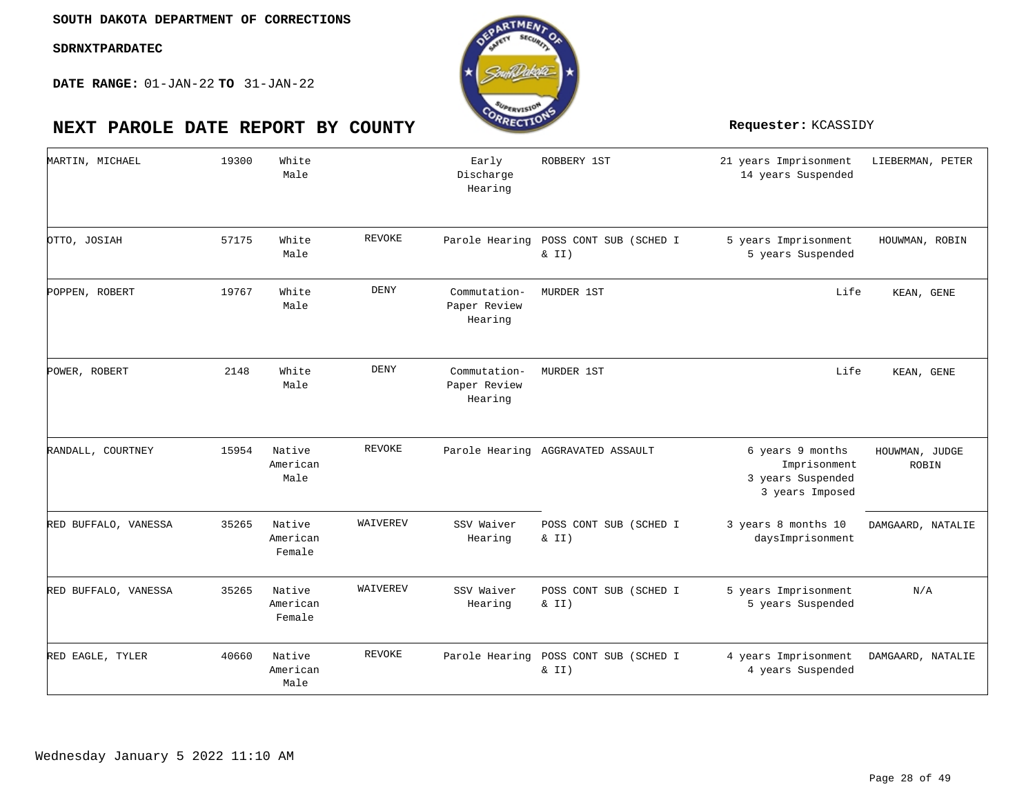**SOUTH DAKOTA DEPARTMENT OF CORRECTIONS**

**SDRNXTPARDATEC**

**DATE RANGE:** 01-JAN-22 **TO** 31-JAN-22

# NEXT PAROLE DATE REPORT BY COUNTY

**Requester:** KCASSIDY

| | | | | | | | |
|---|---|---|---|---|---|---|---|
| MARTIN, MICHAEL | 19300 | White Male | | Early Discharge Hearing | ROBBERY 1ST | 21 years Imprisonment 14 years Suspended | LIEBERMAN, PETER |
| OTTO, JOSIAH | 57175 | White Male | REVOKE | Parole Hearing | POSS CONT SUB (SCHED I & II) | 5 years Imprisonment 5 years Suspended | HOUWMAN, ROBIN |
| POPPEN, ROBERT | 19767 | White Male | DENY | Commutation- Paper Review Hearing | MURDER 1ST | Life | KEAN, GENE |
| POWER, ROBERT | 2148 | White Male | DENY | Commutation- Paper Review Hearing | MURDER 1ST | Life | KEAN, GENE |
| RANDALL, COURTNEY | 15954 | Native American Male | REVOKE | Parole Hearing | AGGRAVATED ASSAULT | 6 years 9 months Imprisonment 3 years Suspended 3 years Imposed | HOUWMAN, JUDGE ROBIN |
| RED BUFFALO, VANESSA | 35265 | Native American Female | WAIVEREV | SSV Waiver Hearing | POSS CONT SUB (SCHED I & II) | 3 years 8 months 10 daysImprisonment | DAMGAARD, NATALIE |
| RED BUFFALO, VANESSA | 35265 | Native American Female | WAIVEREV | SSV Waiver Hearing | POSS CONT SUB (SCHED I & II) | 5 years Imprisonment 5 years Suspended | N/A |
| RED EAGLE, TYLER | 40660 | Native American Male | REVOKE | Parole Hearing | POSS CONT SUB (SCHED I & II) | 4 years Imprisonment 4 years Suspended | DAMGAARD, NATALIE |

Wednesday January 5 2022 11:10 AM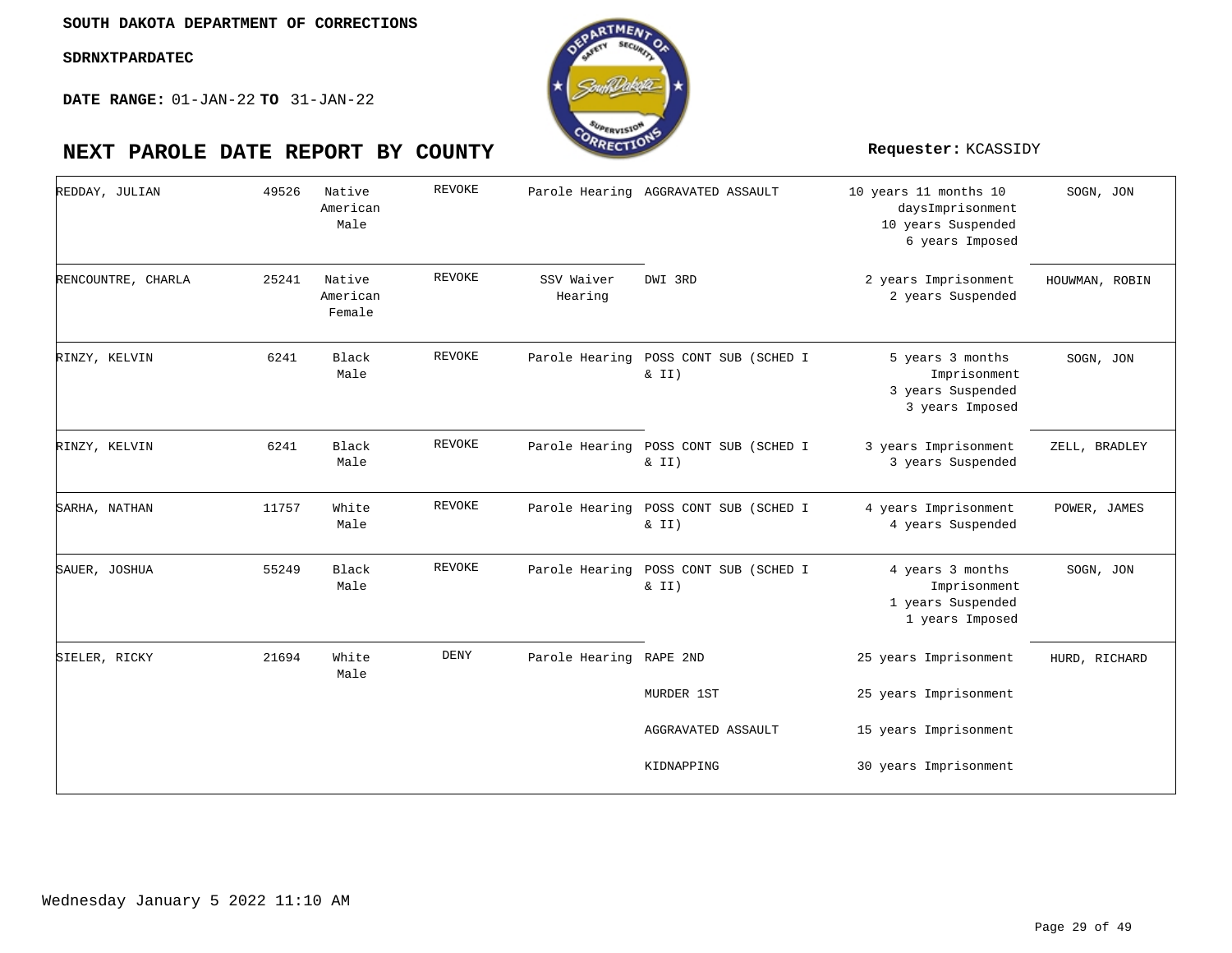SOUTH DAKOTA DEPARTMENT OF CORRECTIONS

SDRNXTPARDATEC

**DATE RANGE:** 01-JAN-22 **TO** 31-JAN-22

# NEXT PAROLE DATE REPORT BY COUNTY

**Requester:** KCASSIDY

| | | | | | | | |
|---|---|---|---|---|---|---|---|
| REDDAY, JULIAN | 49526 | Native American Male | REVOKE | Parole Hearing | AGGRAVATED ASSAULT | 10 years 11 months 10 daysImprisonment 10 years Suspended 6 years Imposed | SOGN, JON |
| RENCOUNTRE, CHARLA | 25241 | Native American Female | REVOKE | SSV Waiver Hearing | DWI 3RD | 2 years Imprisonment 2 years Suspended | HOUWMAN, ROBIN |
| RINZY, KELVIN | 6241 | Black Male | REVOKE | Parole Hearing | POSS CONT SUB (SCHED I & II) | 5 years 3 months Imprisonment 3 years Suspended 3 years Imposed | SOGN, JON |
| RINZY, KELVIN | 6241 | Black Male | REVOKE | Parole Hearing | POSS CONT SUB (SCHED I & II) | 3 years Imprisonment 3 years Suspended | ZELL, BRADLEY |
| SARHA, NATHAN | 11757 | White Male | REVOKE | Parole Hearing | POSS CONT SUB (SCHED I & II) | 4 years Imprisonment 4 years Suspended | POWER, JAMES |
| SAUER, JOSHUA | 55249 | Black Male | REVOKE | Parole Hearing | POSS CONT SUB (SCHED I & II) | 4 years 3 months Imprisonment 1 years Suspended 1 years Imposed | SOGN, JON |
| SIELER, RICKY | 21694 | White Male | DENY | Parole Hearing | RAPE 2ND | 25 years Imprisonment | HURD, RICHARD |
| | | | | | MURDER 1ST | 25 years Imprisonment | |
| | | | | | AGGRAVATED ASSAULT | 15 years Imprisonment | |
| | | | | | KIDNAPPING | 30 years Imprisonment | |

Wednesday January 5 2022 11:10 AM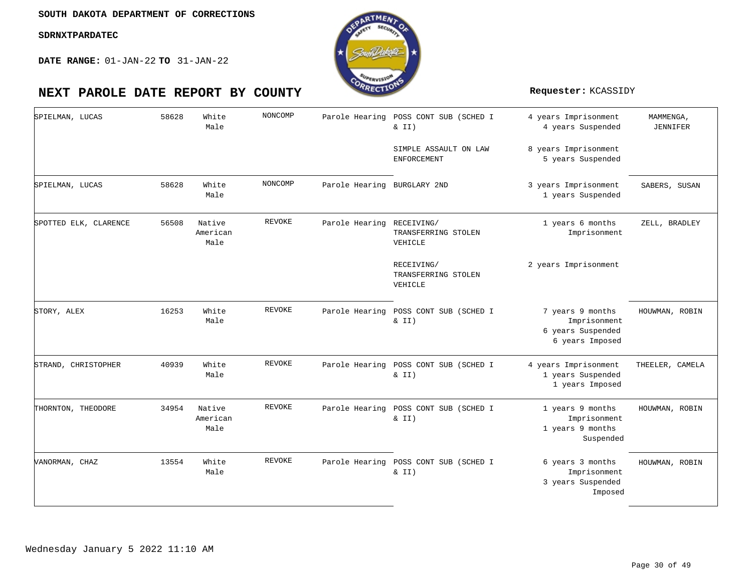SOUTH DAKOTA DEPARTMENT OF CORRECTIONS

SDRNXTPARDATEC

**DATE RANGE:** 01-JAN-22 **TO** 31-JAN-22

# NEXT PAROLE DATE REPORT BY COUNTY

**Requester:** KCASSIDY

| | | | | | | | |
|---|---|---|---|---|---|---|---|
| SPIELMAN, LUCAS | 58628 | White Male | NONCOMP | Parole Hearing | POSS CONT SUB (SCHED I & II) | 4 years Imprisonment 4 years Suspended | MAMMENGA, JENNIFER |
| | | | | | SIMPLE ASSAULT ON LAW ENFORCEMENT | 8 years Imprisonment 5 years Suspended | |
| SPIELMAN, LUCAS | 58628 | White Male | NONCOMP | Parole Hearing | BURGLARY 2ND | 3 years Imprisonment 1 years Suspended | SABERS, SUSAN |
| SPOTTED ELK, CLARENCE | 56508 | Native American Male | REVOKE | Parole Hearing | RECEIVING/ TRANSFERRING STOLEN VEHICLE | 1 years 6 months Imprisonment | ZELL, BRADLEY |
| | | | | | RECEIVING/ TRANSFERRING STOLEN VEHICLE | 2 years Imprisonment | |
| STORY, ALEX | 16253 | White Male | REVOKE | Parole Hearing | POSS CONT SUB (SCHED I & II) | 7 years 9 months Imprisonment 6 years Suspended 6 years Imposed | HOUWMAN, ROBIN |
| STRAND, CHRISTOPHER | 40939 | White Male | REVOKE | Parole Hearing | POSS CONT SUB (SCHED I & II) | 4 years Imprisonment 1 years Suspended 1 years Imposed | THEELER, CAMELA |
| THORNTON, THEODORE | 34954 | Native American Male | REVOKE | Parole Hearing | POSS CONT SUB (SCHED I & II) | 1 years 9 months Imprisonment 1 years 9 months Suspended | HOUWMAN, ROBIN |
| VANORMAN, CHAZ | 13554 | White Male | REVOKE | Parole Hearing | POSS CONT SUB (SCHED I & II) | 6 years 3 months Imprisonment 3 years Suspended Imposed | HOUWMAN, ROBIN |

Wednesday January 5 2022 11:10 AM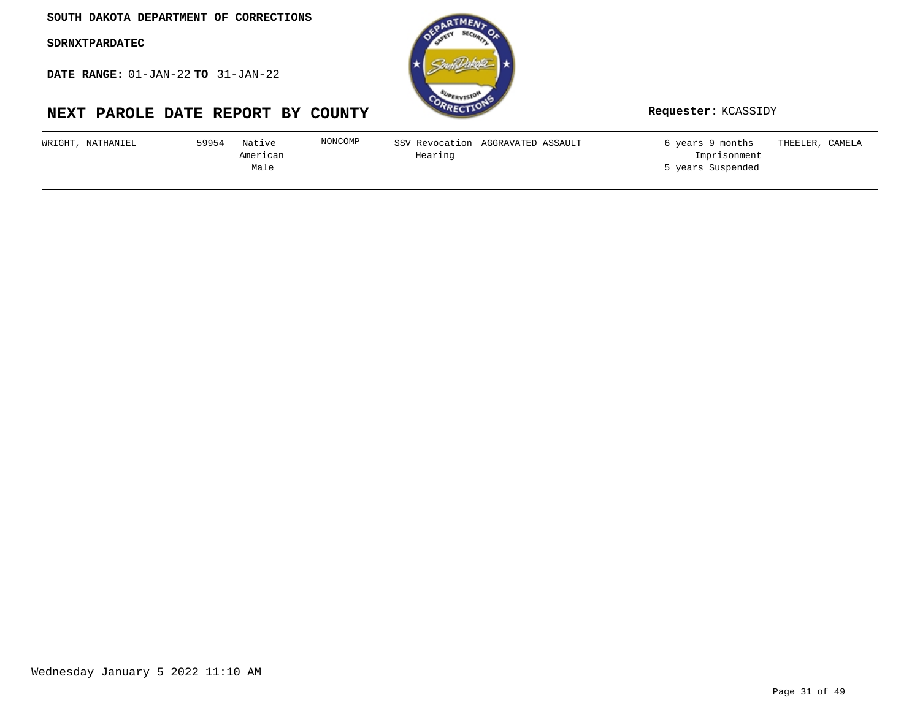**SOUTH DAKOTA DEPARTMENT OF CORRECTIONS**

**SDRNXTPARDATEC**

**DATE RANGE:** 01-JAN-22 **TO** 31-JAN-22

## NEXT PAROLE DATE REPORT BY COUNTY

**Requester:** KCASSIDY

| | | | | | | | |
|---|---|---|---|---|---|---|---|
| WRIGHT, NATHANIEL | 59954 | Native American Male | NONCOMP | SSV Revocation Hearing | AGGRAVATED ASSAULT | 6 years 9 months Imprisonment 5 years Suspended | THEELER, CAMELA |

Wednesday January 5 2022 11:10 AM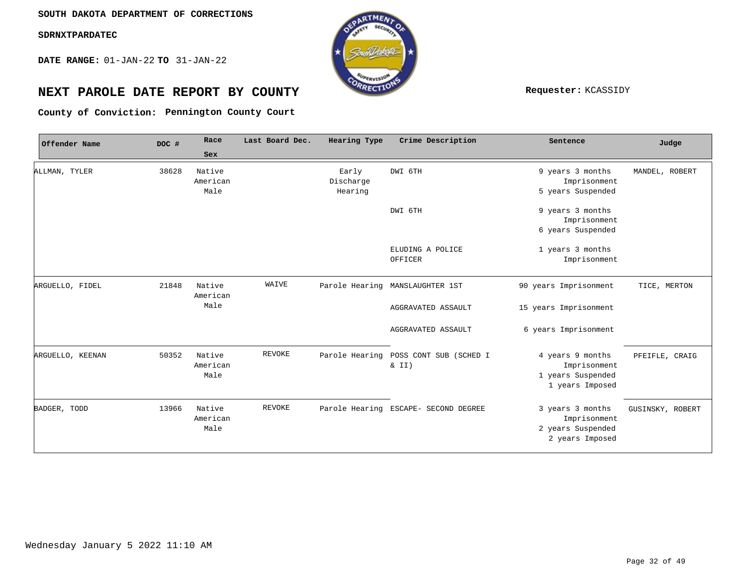**SOUTH DAKOTA DEPARTMENT OF CORRECTIONS**

**SDRNXTPARDATEC**

**DATE RANGE:** 01-JAN-22 **TO** 31-JAN-22

# NEXT PAROLE DATE REPORT BY COUNTY

**Requester:** KCASSIDY

**County of Conviction: Pennington County Court**

| Offender Name | DOC # | Race Sex | Last Board Dec. | Hearing Type | Crime Description | Sentence | Judge |
|---|---|---|---|---|---|---|---|
| ALLMAN, TYLER | 38628 | Native American Male | | Early Discharge Hearing | DWI 6TH | 9 years 3 months Imprisonment 5 years Suspended | MANDEL, ROBERT |
| | | | | | DWI 6TH | 9 years 3 months Imprisonment 6 years Suspended | |
| | | | | | ELUDING A POLICE OFFICER | 1 years 3 months Imprisonment | |
| ARGUELLO, FIDEL | 21848 | Native American Male | WAIVE | Parole Hearing | MANSLAUGHTER 1ST | 90 years Imprisonment | TICE, MERTON |
| | | | | | AGGRAVATED ASSAULT | 15 years Imprisonment | |
| | | | | | AGGRAVATED ASSAULT | 6 years Imprisonment | |
| ARGUELLO, KEENAN | 50352 | Native American Male | REVOKE | Parole Hearing | POSS CONT SUB (SCHED I & II) | 4 years 9 months Imprisonment 1 years Suspended 1 years Imposed | PFEIFLE, CRAIG |
| BADGER, TODD | 13966 | Native American Male | REVOKE | Parole Hearing | ESCAPE- SECOND DEGREE | 3 years 3 months Imprisonment 2 years Suspended 2 years Imposed | GUSINSKY, ROBERT |

Wednesday January 5 2022 11:10 AM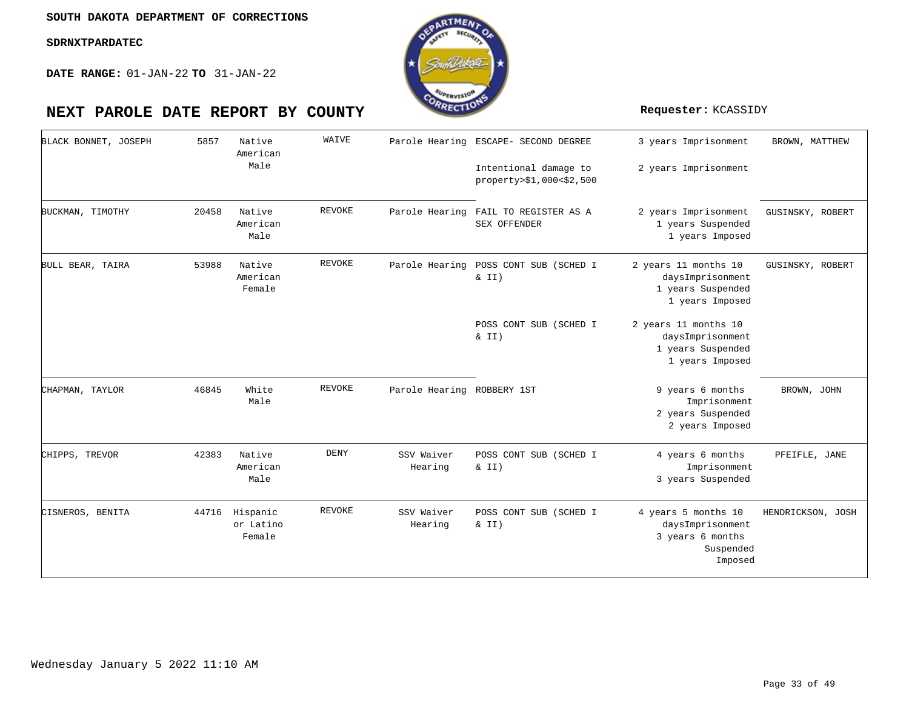SOUTH DAKOTA DEPARTMENT OF CORRECTIONS

SDRNXTPARDATEC

**DATE RANGE:** 01-JAN-22 **TO** 31-JAN-22

# NEXT PAROLE DATE REPORT BY COUNTY

**Requester:** KCASSIDY

| | | | | | | | |
|---|---|---|---|---|---|---|---|
| BLACK BONNET, JOSEPH | 5857 | Native American Male | WAIVE | Parole Hearing | ESCAPE- SECOND DEGREE | 3 years Imprisonment | BROWN, MATTHEW |
| | | | | | Intentional damage to property>$1,000<$2,500 | 2 years Imprisonment | |
| BUCKMAN, TIMOTHY | 20458 | Native American Male | REVOKE | Parole Hearing | FAIL TO REGISTER AS A SEX OFFENDER | 2 years Imprisonment 1 years Suspended 1 years Imposed | GUSINSKY, ROBERT |
| BULL BEAR, TAIRA | 53988 | Native American Female | REVOKE | Parole Hearing | POSS CONT SUB (SCHED I & II) | 2 years 11 months 10 daysImprisonment 1 years Suspended 1 years Imposed | GUSINSKY, ROBERT |
| | | | | | POSS CONT SUB (SCHED I & II) | 2 years 11 months 10 daysImprisonment 1 years Suspended 1 years Imposed | |
| CHAPMAN, TAYLOR | 46845 | White Male | REVOKE | Parole Hearing | ROBBERY 1ST | 9 years 6 months Imprisonment 2 years Suspended 2 years Imposed | BROWN, JOHN |
| CHIPPS, TREVOR | 42383 | Native American Male | DENY | SSV Waiver Hearing | POSS CONT SUB (SCHED I & II) | 4 years 6 months Imprisonment 3 years Suspended | PFEIFLE, JANE |
| CISNEROS, BENITA | 44716 | Hispanic or Latino Female | REVOKE | SSV Waiver Hearing | POSS CONT SUB (SCHED I & II) | 4 years 5 months 10 daysImprisonment 3 years 6 months Suspended Imposed | HENDRICKSON, JOSH |

Wednesday January 5 2022 11:10 AM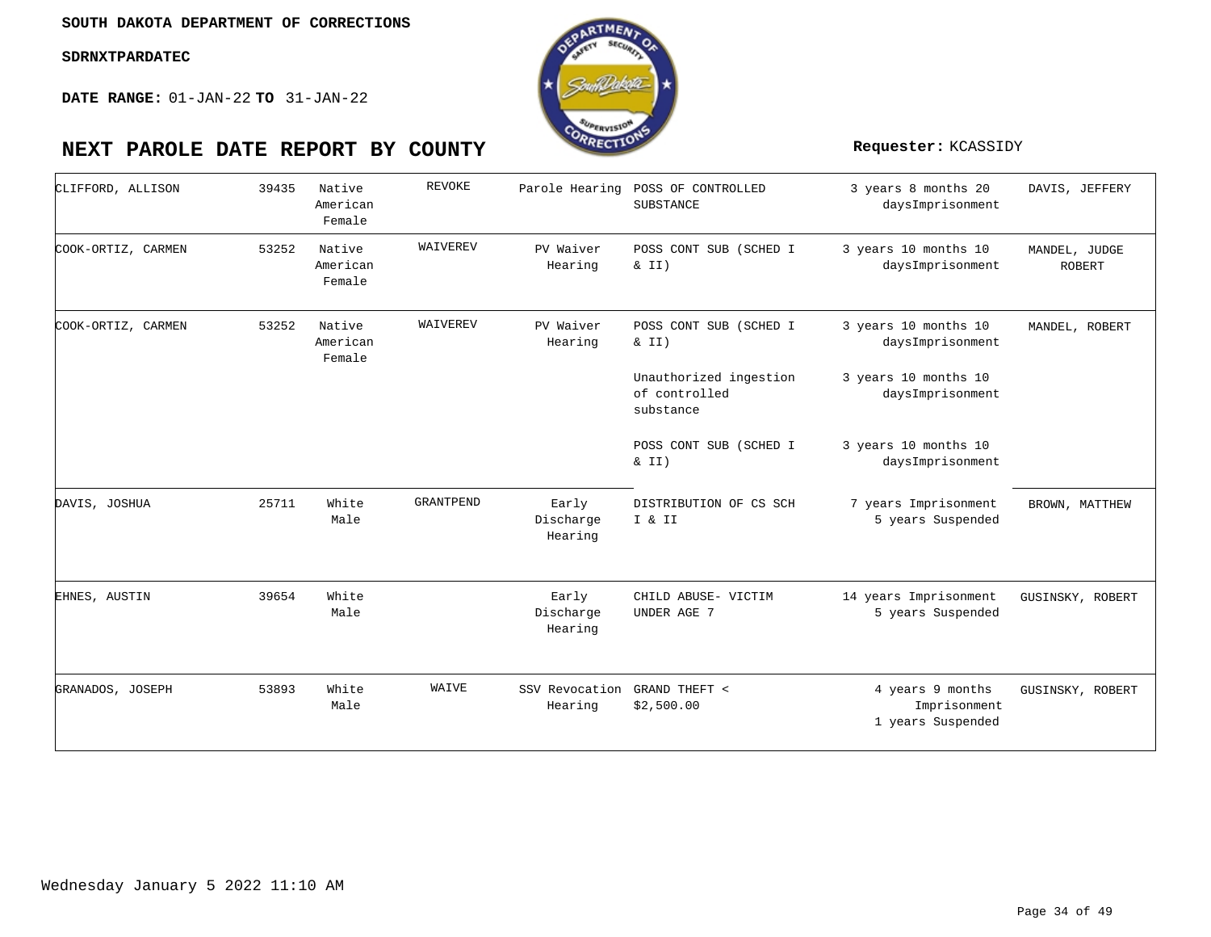**SOUTH DAKOTA DEPARTMENT OF CORRECTIONS**

**SDRNXTPARDATEC**

**DATE RANGE:** 01-JAN-22 **TO** 31-JAN-22

# NEXT PAROLE DATE REPORT BY COUNTY

**Requester:** KCASSIDY

| | | | | | | | |
|---|---|---|---|---|---|---|---|
| CLIFFORD, ALLISON | 39435 | Native American Female | REVOKE | Parole Hearing | POSS OF CONTROLLED SUBSTANCE | 3 years 8 months 20 daysImprisonment | DAVIS, JEFFERY |
| COOK-ORTIZ, CARMEN | 53252 | Native American Female | WAIVEREV | PV Waiver Hearing | POSS CONT SUB (SCHED I & II) | 3 years 10 months 10 daysImprisonment | MANDEL, JUDGE ROBERT |
| COOK-ORTIZ, CARMEN | 53252 | Native American Female | WAIVEREV | PV Waiver Hearing | POSS CONT SUB (SCHED I & II) | 3 years 10 months 10 daysImprisonment | MANDEL, ROBERT |
| | | | | | Unauthorized ingestion of controlled substance | 3 years 10 months 10 daysImprisonment | |
| | | | | | POSS CONT SUB (SCHED I & II) | 3 years 10 months 10 daysImprisonment | |
| DAVIS, JOSHUA | 25711 | White Male | GRANTPEND | Early Discharge Hearing | DISTRIBUTION OF CS SCH I & II | 7 years Imprisonment 5 years Suspended | BROWN, MATTHEW |
| EHNES, AUSTIN | 39654 | White Male | | Early Discharge Hearing | CHILD ABUSE- VICTIM UNDER AGE 7 | 14 years Imprisonment 5 years Suspended | GUSINSKY, ROBERT |
| GRANADOS, JOSEPH | 53893 | White Male | WAIVE | SSV Revocation Hearing | GRAND THEFT < $2,500.00 | 4 years 9 months Imprisonment 1 years Suspended | GUSINSKY, ROBERT |

Wednesday January 5 2022 11:10 AM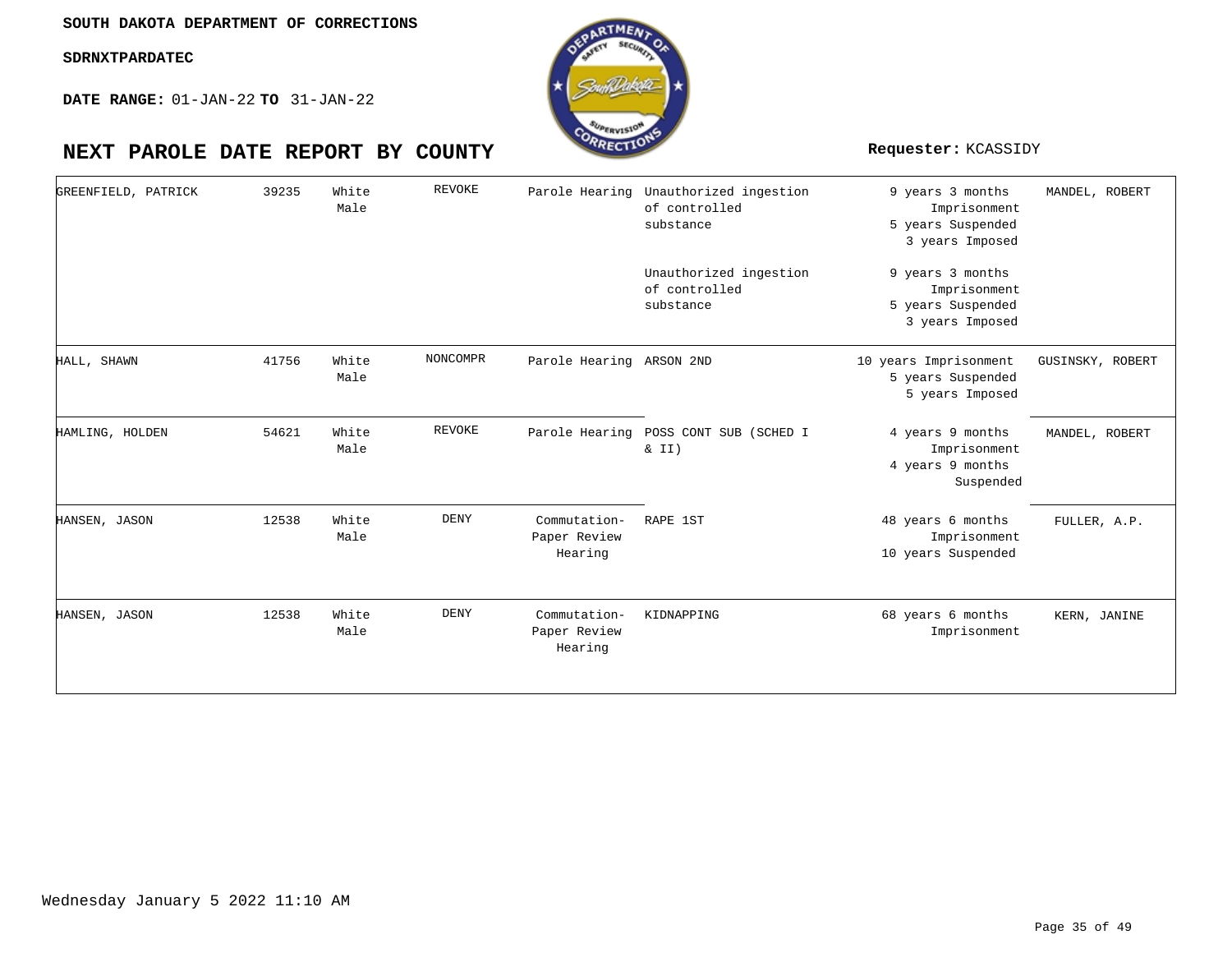**SOUTH DAKOTA DEPARTMENT OF CORRECTIONS**

**SDRNXTPARDATEC**

**DATE RANGE:** 01-JAN-22 **TO** 31-JAN-22

# NEXT PAROLE DATE REPORT BY COUNTY

**Requester:** KCASSIDY

| | | | | | | | |
|---|---|---|---|---|---|---|---|
| GREENFIELD, PATRICK | 39235 | White Male | REVOKE | Parole Hearing | Unauthorized ingestion of controlled substance | 9 years 3 months Imprisonment 5 years Suspended 3 years Imposed | MANDEL, ROBERT |
| | | | | | Unauthorized ingestion of controlled substance | 9 years 3 months Imprisonment 5 years Suspended 3 years Imposed | |
| HALL, SHAWN | 41756 | White Male | NONCOMPR | Parole Hearing | ARSON 2ND | 10 years Imprisonment 5 years Suspended 5 years Imposed | GUSINSKY, ROBERT |
| HAMLING, HOLDEN | 54621 | White Male | REVOKE | Parole Hearing | POSS CONT SUB (SCHED I & II) | 4 years 9 months Imprisonment 4 years 9 months Suspended | MANDEL, ROBERT |
| HANSEN, JASON | 12538 | White Male | DENY | Commutation-Paper Review Hearing | RAPE 1ST | 48 years 6 months Imprisonment 10 years Suspended | FULLER, A.P. |
| HANSEN, JASON | 12538 | White Male | DENY | Commutation-Paper Review Hearing | KIDNAPPING | 68 years 6 months Imprisonment | KERN, JANINE |

Wednesday January 5 2022 11:10 AM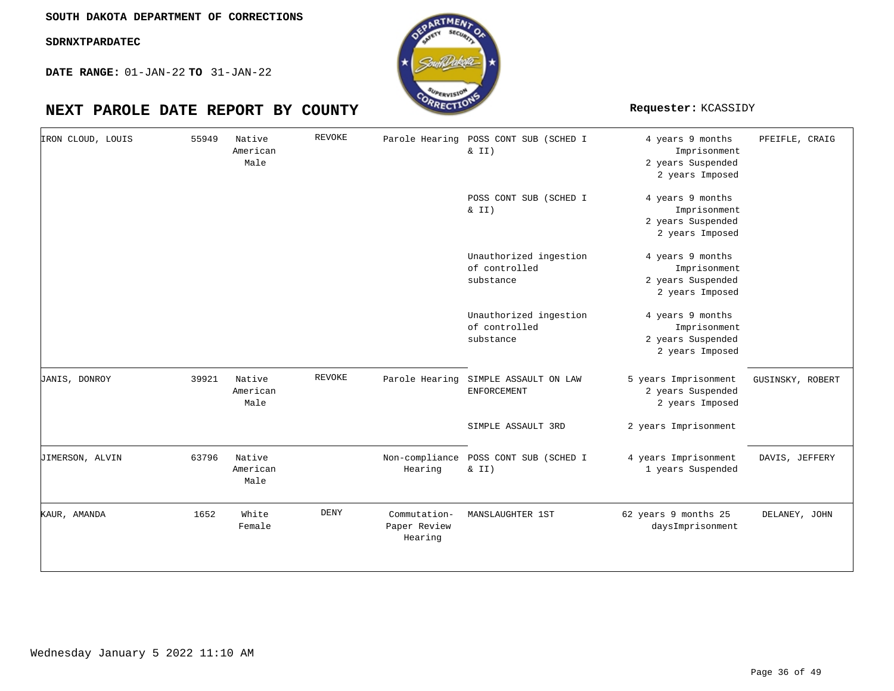**SOUTH DAKOTA DEPARTMENT OF CORRECTIONS**

**SDRNXTPARDATEC**

**DATE RANGE:** 01-JAN-22 **TO** 31-JAN-22

# NEXT PAROLE DATE REPORT BY COUNTY

**Requester:** KCASSIDY

| Name | Number | Race/Gender | Result | Hearing Type | Offense | Sentence | Agent |
|---|---|---|---|---|---|---|---|
| IRON CLOUD, LOUIS | 55949 | Native American Male | REVOKE | Parole Hearing | POSS CONT SUB (SCHED I & II) | 4 years 9 months Imprisonment 2 years Suspended 2 years Imposed | PFEIFLE, CRAIG |
| | | | | | POSS CONT SUB (SCHED I & II) | 4 years 9 months Imprisonment 2 years Suspended 2 years Imposed | |
| | | | | | Unauthorized ingestion of controlled substance | 4 years 9 months Imprisonment 2 years Suspended 2 years Imposed | |
| | | | | | Unauthorized ingestion of controlled substance | 4 years 9 months Imprisonment 2 years Suspended 2 years Imposed | |
| JANIS, DONROY | 39921 | Native American Male | REVOKE | Parole Hearing | SIMPLE ASSAULT ON LAW ENFORCEMENT | 5 years Imprisonment 2 years Suspended 2 years Imposed | GUSINSKY, ROBERT |
| | | | | | SIMPLE ASSAULT 3RD | 2 years Imprisonment | |
| JIMERSON, ALVIN | 63796 | Native American Male | | Non-compliance Hearing | POSS CONT SUB (SCHED I & II) | 4 years Imprisonment 1 years Suspended | DAVIS, JEFFERY |
| KAUR, AMANDA | 1652 | White Female | DENY | Commutation-Paper Review Hearing | MANSLAUGHTER 1ST | 62 years 9 months 25 daysImprisonment | DELANEY, JOHN |

Wednesday January 5 2022 11:10 AM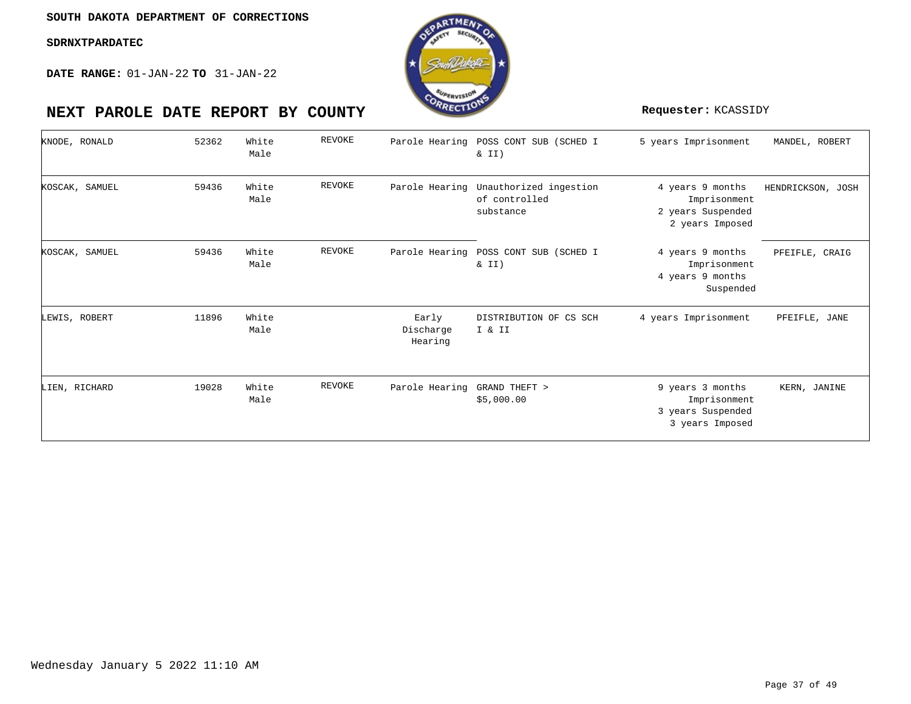**SOUTH DAKOTA DEPARTMENT OF CORRECTIONS**

**SDRNXTPARDATEC**

**DATE RANGE:** 01-JAN-22 **TO** 31-JAN-22

# NEXT PAROLE DATE REPORT BY COUNTY

**Requester:** KCASSIDY

| | | | | | | | |
|---|---|---|---|---|---|---|---|
| KNODE, RONALD | 52362 | White Male | REVOKE | Parole Hearing | POSS CONT SUB (SCHED I & II) | 5 years Imprisonment | MANDEL, ROBERT |
| KOSCAK, SAMUEL | 59436 | White Male | REVOKE | Parole Hearing | Unauthorized ingestion of controlled substance | 4 years 9 months Imprisonment 2 years Suspended 2 years Imposed | HENDRICKSON, JOSH |
| KOSCAK, SAMUEL | 59436 | White Male | REVOKE | Parole Hearing | POSS CONT SUB (SCHED I & II) | 4 years 9 months Imprisonment 4 years 9 months Suspended | PFEIFLE, CRAIG |
| LEWIS, ROBERT | 11896 | White Male | | Early Discharge Hearing | DISTRIBUTION OF CS SCH I & II | 4 years Imprisonment | PFEIFLE, JANE |
| LIEN, RICHARD | 19028 | White Male | REVOKE | Parole Hearing | GRAND THEFT > $5,000.00 | 9 years 3 months Imprisonment 3 years Suspended 3 years Imposed | KERN, JANINE |

Wednesday January 5 2022 11:10 AM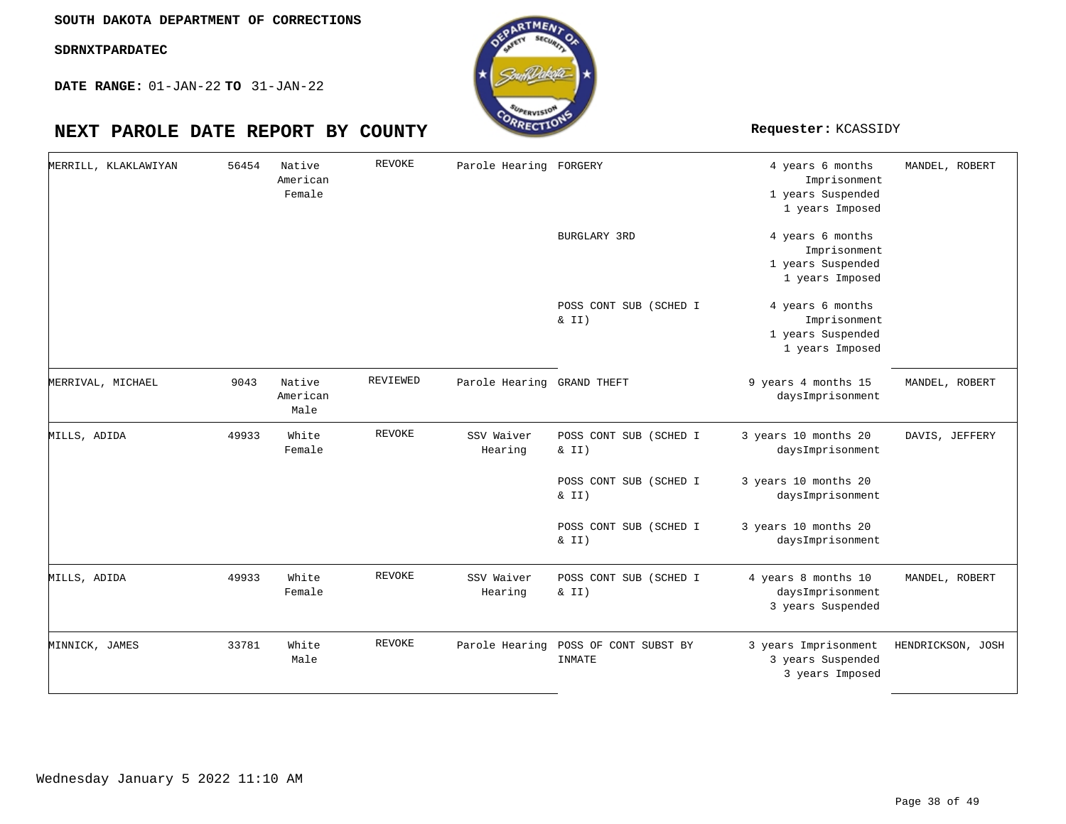SOUTH DAKOTA DEPARTMENT OF CORRECTIONS

SDRNXTPARDATEC

**DATE RANGE:** 01-JAN-22 **TO** 31-JAN-22

# NEXT PAROLE DATE REPORT BY COUNTY

**Requester:** KCASSIDY

| Name | ID | Race/Sex | Status | Hearing Type | Offense | Sentence | Agent |
|---|---|---|---|---|---|---|---|
| MERRILL, KLAKLAWIYAN | 56454 | Native American Female | REVOKE | Parole Hearing | FORGERY | 4 years 6 months Imprisonment 1 years Suspended 1 years Imposed | MANDEL, ROBERT |
| | | | | | BURGLARY 3RD | 4 years 6 months Imprisonment 1 years Suspended 1 years Imposed | |
| | | | | | POSS CONT SUB (SCHED I & II) | 4 years 6 months Imprisonment 1 years Suspended 1 years Imposed | |
| MERRIVAL, MICHAEL | 9043 | Native American Male | REVIEWED | Parole Hearing | GRAND THEFT | 9 years 4 months 15 daysImprisonment | MANDEL, ROBERT |
| MILLS, ADIDA | 49933 | White Female | REVOKE | SSV Waiver Hearing | POSS CONT SUB (SCHED I & II) | 3 years 10 months 20 daysImprisonment | DAVIS, JEFFERY |
| | | | | | POSS CONT SUB (SCHED I & II) | 3 years 10 months 20 daysImprisonment | |
| | | | | | POSS CONT SUB (SCHED I & II) | 3 years 10 months 20 daysImprisonment | |
| MILLS, ADIDA | 49933 | White Female | REVOKE | SSV Waiver Hearing | POSS CONT SUB (SCHED I & II) | 4 years 8 months 10 daysImprisonment 3 years Suspended | MANDEL, ROBERT |
| MINNICK, JAMES | 33781 | White Male | REVOKE | Parole Hearing | POSS OF CONT SUBST BY INMATE | 3 years Imprisonment 3 years Suspended 3 years Imposed | HENDRICKSON, JOSH |

Wednesday January 5 2022 11:10 AM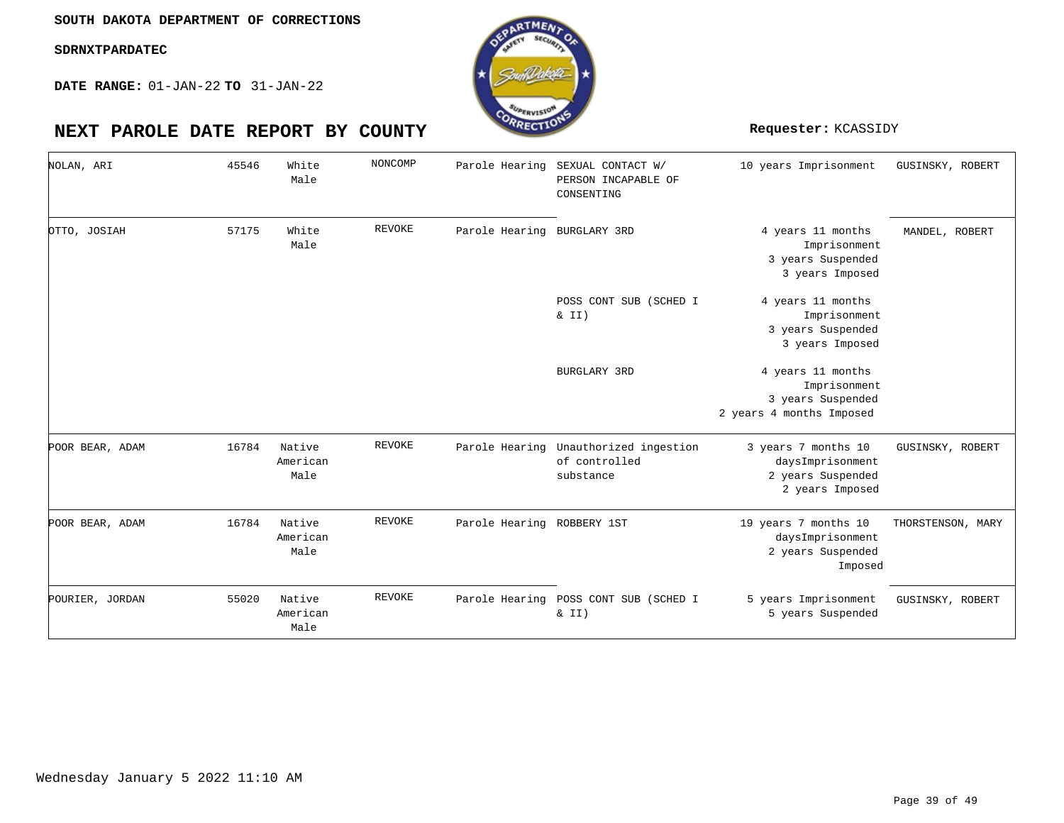SOUTH DAKOTA DEPARTMENT OF CORRECTIONS

SDRNXTPARDATEC

**DATE RANGE:** 01-JAN-22 **TO** 31-JAN-22

# NEXT PAROLE DATE REPORT BY COUNTY

**Requester:** KCASSIDY

| | | | | | | | |
|---|---|---|---|---|---|---|---|
| NOLAN, ARI | 45546 | White Male | NONCOMP | Parole Hearing | SEXUAL CONTACT W/ PERSON INCAPABLE OF CONSENTING | 10 years Imprisonment | GUSINSKY, ROBERT |
| OTTO, JOSIAH | 57175 | White Male | REVOKE | Parole Hearing | BURGLARY 3RD | 4 years 11 months Imprisonment 3 years Suspended 3 years Imposed | MANDEL, ROBERT |
| | | | | | POSS CONT SUB (SCHED I & II) | 4 years 11 months Imprisonment 3 years Suspended 3 years Imposed | |
| | | | | | BURGLARY 3RD | 4 years 11 months Imprisonment 3 years Suspended 2 years 4 months Imposed | |
| POOR BEAR, ADAM | 16784 | Native American Male | REVOKE | Parole Hearing | Unauthorized ingestion of controlled substance | 3 years 7 months 10 daysImprisonment 2 years Suspended 2 years Imposed | GUSINSKY, ROBERT |
| POOR BEAR, ADAM | 16784 | Native American Male | REVOKE | Parole Hearing | ROBBERY 1ST | 19 years 7 months 10 daysImprisonment 2 years Suspended Imposed | THORSTENSON, MARY |
| POURIER, JORDAN | 55020 | Native American Male | REVOKE | Parole Hearing | POSS CONT SUB (SCHED I & II) | 5 years Imprisonment 5 years Suspended | GUSINSKY, ROBERT |

Wednesday January 5 2022 11:10 AM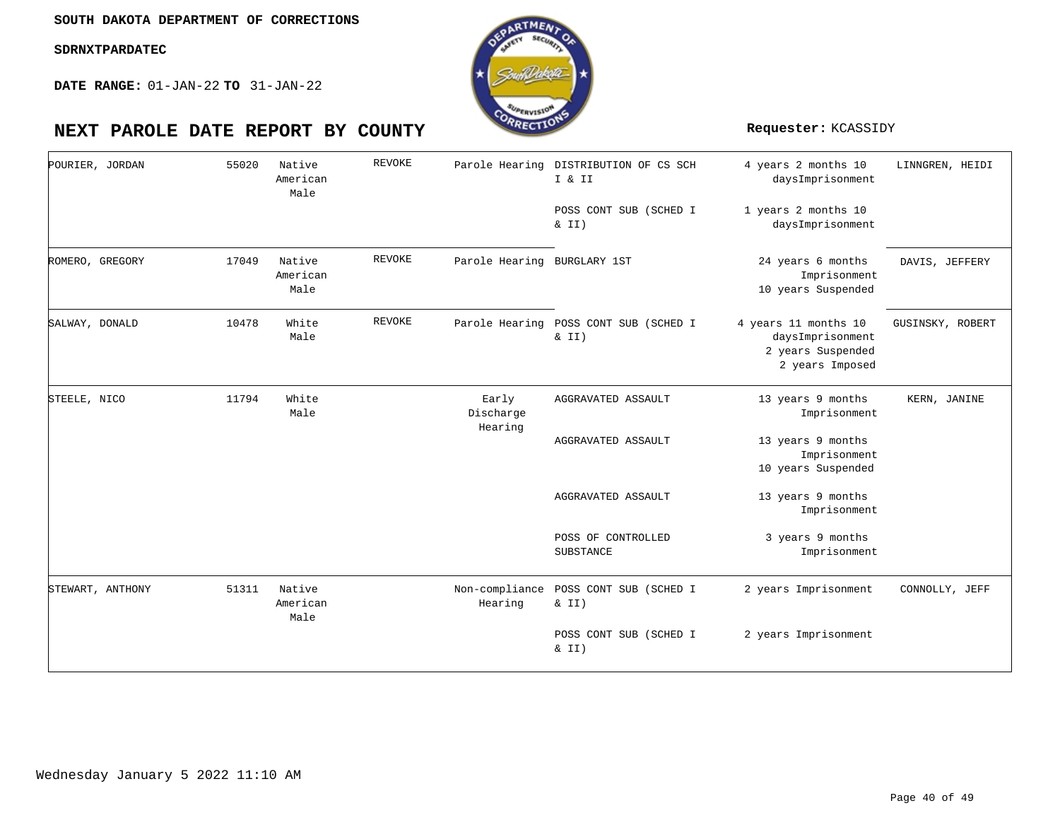SOUTH DAKOTA DEPARTMENT OF CORRECTIONS

SDRNXTPARDATEC

**DATE RANGE:** 01-JAN-22 **TO** 31-JAN-22

## NEXT PAROLE DATE REPORT BY COUNTY

**Requester:** KCASSIDY

| | | | | | | | |
|---|---|---|---|---|---|---|---|
| POURIER, JORDAN | 55020 | Native American Male | REVOKE | Parole Hearing | DISTRIBUTION OF CS SCH I & II | 4 years 2 months 10 daysImprisonment | LINNGREN, HEIDI |
| | | | | | POSS CONT SUB (SCHED I & II) | 1 years 2 months 10 daysImprisonment | |
| ROMERO, GREGORY | 17049 | Native American Male | REVOKE | Parole Hearing | BURGLARY 1ST | 24 years 6 months Imprisonment 10 years Suspended | DAVIS, JEFFERY |
| SALWAY, DONALD | 10478 | White Male | REVOKE | Parole Hearing | POSS CONT SUB (SCHED I & II) | 4 years 11 months 10 daysImprisonment 2 years Suspended 2 years Imposed | GUSINSKY, ROBERT |
| STEELE, NICO | 11794 | White Male | | Early Discharge Hearing | AGGRAVATED ASSAULT | 13 years 9 months Imprisonment | KERN, JANINE |
| | | | | | AGGRAVATED ASSAULT | 13 years 9 months Imprisonment 10 years Suspended | |
| | | | | | AGGRAVATED ASSAULT | 13 years 9 months Imprisonment | |
| | | | | | POSS OF CONTROLLED SUBSTANCE | 3 years 9 months Imprisonment | |
| STEWART, ANTHONY | 51311 | Native American Male | | Non-compliance Hearing | POSS CONT SUB (SCHED I & II) | 2 years Imprisonment | CONNOLLY, JEFF |
| | | | | | POSS CONT SUB (SCHED I & II) | 2 years Imprisonment | |

Wednesday January 5 2022 11:10 AM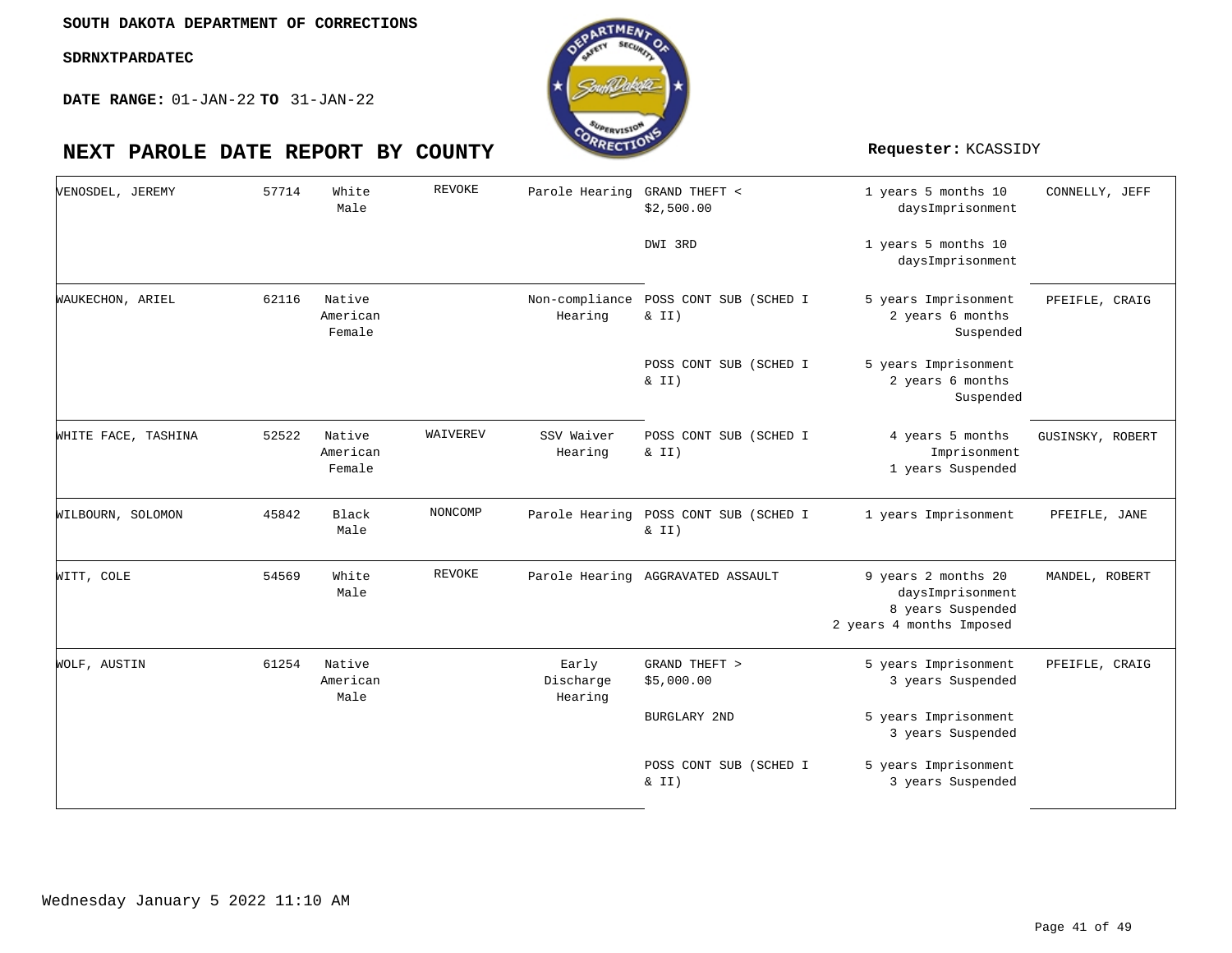**SOUTH DAKOTA DEPARTMENT OF CORRECTIONS**

**SDRNXTPARDATEC**

**DATE RANGE:** 01-JAN-22 **TO** 31-JAN-22

# NEXT PAROLE DATE REPORT BY COUNTY

**Requester:** KCASSIDY

| Name | Number | Race/Sex | Status | Hearing | Offense | Sentence | Agent |
|---|---|---|---|---|---|---|---|
| VENOSDEL, JEREMY | 57714 | White Male | REVOKE | Parole Hearing | GRAND THEFT < $2,500.00 | 1 years 5 months 10 daysImprisonment | CONNELLY, JEFF |
| | | | | | DWI 3RD | 1 years 5 months 10 daysImprisonment | |
| WAUKECHON, ARIEL | 62116 | Native American Female | | Non-compliance Hearing | POSS CONT SUB (SCHED I & II) | 5 years Imprisonment 2 years 6 months Suspended | PFEIFLE, CRAIG |
| | | | | | POSS CONT SUB (SCHED I & II) | 5 years Imprisonment 2 years 6 months Suspended | |
| WHITE FACE, TASHINA | 52522 | Native American Female | WAIVEREV | SSV Waiver Hearing | POSS CONT SUB (SCHED I & II) | 4 years 5 months Imprisonment 1 years Suspended | GUSINSKY, ROBERT |
| WILBOURN, SOLOMON | 45842 | Black Male | NONCOMP | Parole Hearing | POSS CONT SUB (SCHED I & II) | 1 years Imprisonment | PFEIFLE, JANE |
| WITT, COLE | 54569 | White Male | REVOKE | Parole Hearing | AGGRAVATED ASSAULT | 9 years 2 months 20 daysImprisonment 8 years Suspended 2 years 4 months Imposed | MANDEL, ROBERT |
| WOLF, AUSTIN | 61254 | Native American Male | | Early Discharge Hearing | GRAND THEFT > $5,000.00 | 5 years Imprisonment 3 years Suspended | PFEIFLE, CRAIG |
| | | | | | BURGLARY 2ND | 5 years Imprisonment 3 years Suspended | |
| | | | | | POSS CONT SUB (SCHED I & II) | 5 years Imprisonment 3 years Suspended | |

Wednesday January 5 2022 11:10 AM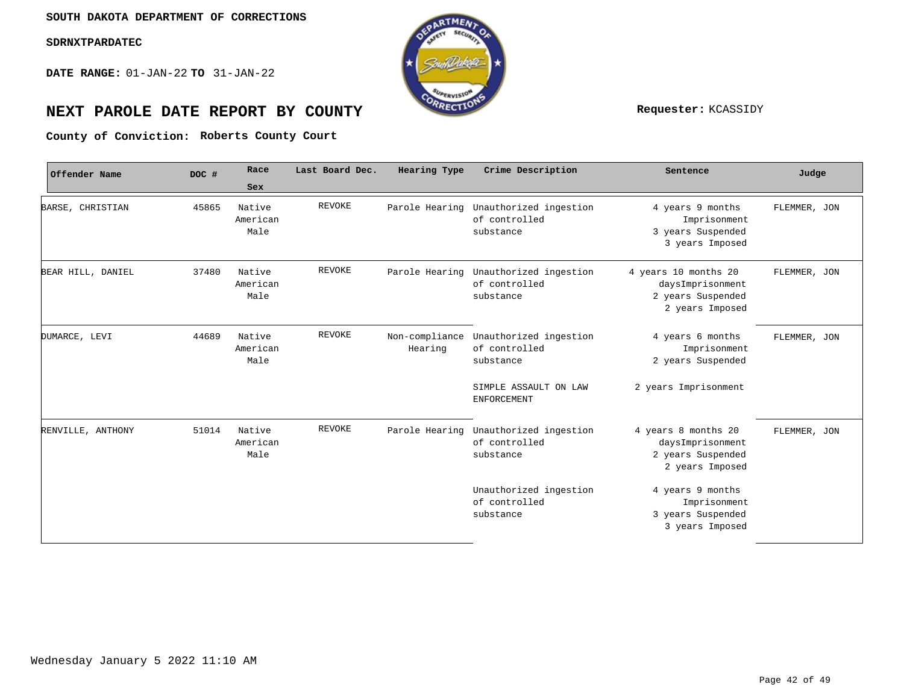SOUTH DAKOTA DEPARTMENT OF CORRECTIONS

SDRNXTPARDATEC

**DATE RANGE:** 01-JAN-22 **TO** 31-JAN-22

# NEXT PAROLE DATE REPORT BY COUNTY

**Requester:** KCASSIDY

**County of Conviction:** **Roberts County Court**

| Offender Name | DOC # | Race Sex | Last Board Dec. | Hearing Type | Crime Description | Sentence | Judge |
|---|---|---|---|---|---|---|---|
| BARSE, CHRISTIAN | 45865 | Native American Male | REVOKE | Parole Hearing | Unauthorized ingestion of controlled substance | 4 years 9 months Imprisonment 3 years Suspended 3 years Imposed | FLEMMER, JON |
| BEAR HILL, DANIEL | 37480 | Native American Male | REVOKE | Parole Hearing | Unauthorized ingestion of controlled substance | 4 years 10 months 20 daysImprisonment 2 years Suspended 2 years Imposed | FLEMMER, JON |
| DUMARCE, LEVI | 44689 | Native American Male | REVOKE | Non-compliance Hearing | Unauthorized ingestion of controlled substance | 4 years 6 months Imprisonment 2 years Suspended | FLEMMER, JON |
| | | | | | SIMPLE ASSAULT ON LAW ENFORCEMENT | 2 years Imprisonment | |
| RENVILLE, ANTHONY | 51014 | Native American Male | REVOKE | Parole Hearing | Unauthorized ingestion of controlled substance | 4 years 8 months 20 daysImprisonment 2 years Suspended 2 years Imposed | FLEMMER, JON |
| | | | | | Unauthorized ingestion of controlled substance | 4 years 9 months Imprisonment 3 years Suspended 3 years Imposed | |

Wednesday January 5 2022 11:10 AM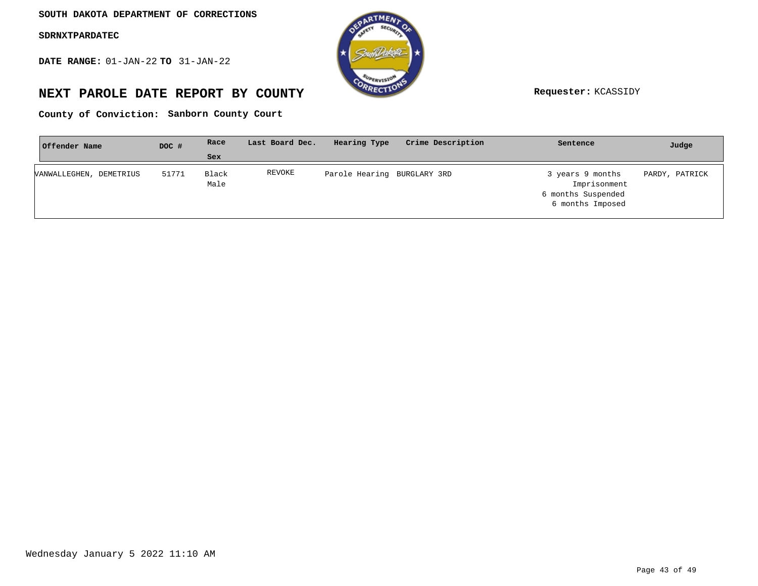**SOUTH DAKOTA DEPARTMENT OF CORRECTIONS**

**SDRNXTPARDATEC**

**DATE RANGE:** 01-JAN-22 **TO** 31-JAN-22

# NEXT PAROLE DATE REPORT BY COUNTY

**Requester:** KCASSIDY

**County of Conviction: Sanborn County Court**

| Offender Name | DOC # | Race Sex | Last Board Dec. | Hearing Type | Crime Description | Sentence | Judge |
|---|---|---|---|---|---|---|---|
| VANWALLEGHEN, DEMETRIUS | 51771 | Black Male | REVOKE | Parole Hearing | BURGLARY 3RD | 3 years 9 months Imprisonment 6 months Suspended 6 months Imposed | PARDY, PATRICK |

Wednesday January 5 2022 11:10 AM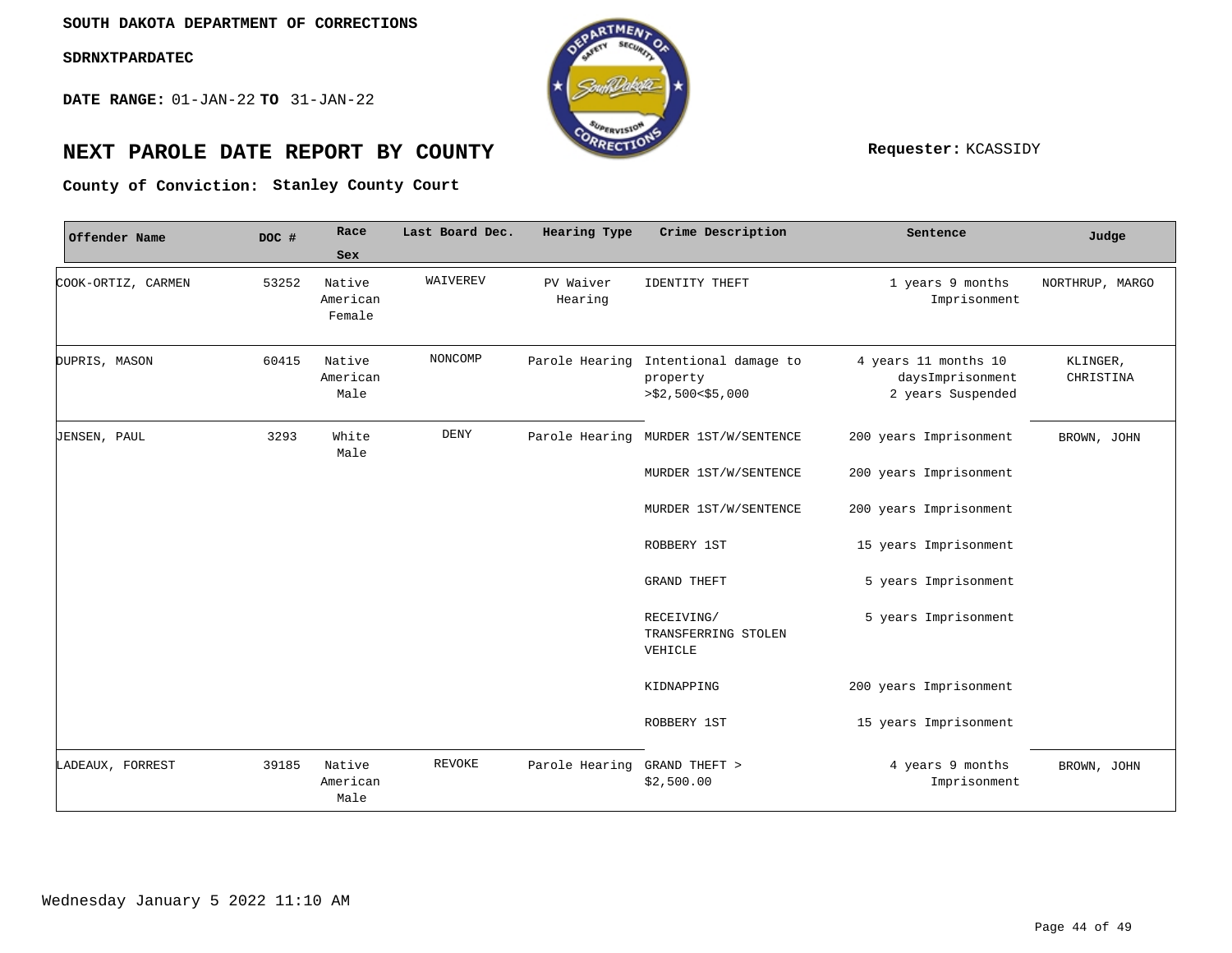SOUTH DAKOTA DEPARTMENT OF CORRECTIONS

SDRNXTPARDATEC

**DATE RANGE:** 01-JAN-22 **TO** 31-JAN-22

# NEXT PAROLE DATE REPORT BY COUNTY

**Requester:** KCASSIDY

**County of Conviction:** Stanley County Court

| Offender Name | DOC # | Race Sex | Last Board Dec. | Hearing Type | Crime Description | Sentence | Judge |
|---|---|---|---|---|---|---|---|
| COOK-ORTIZ, CARMEN | 53252 | Native American Female | WAIVEREV | PV Waiver Hearing | IDENTITY THEFT | 1 years 9 months Imprisonment | NORTHRUP, MARGO |
| DUPRIS, MASON | 60415 | Native American Male | NONCOMP | Parole Hearing | Intentional damage to property >$2,500<$5,000 | 4 years 11 months 10 daysImprisonment 2 years Suspended | KLINGER, CHRISTINA |
| JENSEN, PAUL | 3293 | White Male | DENY | Parole Hearing | MURDER 1ST/W/SENTENCE | 200 years Imprisonment | BROWN, JOHN |
| | | | | | MURDER 1ST/W/SENTENCE | 200 years Imprisonment | |
| | | | | | MURDER 1ST/W/SENTENCE | 200 years Imprisonment | |
| | | | | | ROBBERY 1ST | 15 years Imprisonment | |
| | | | | | GRAND THEFT | 5 years Imprisonment | |
| | | | | | RECEIVING/ TRANSFERRING STOLEN VEHICLE | 5 years Imprisonment | |
| | | | | | KIDNAPPING | 200 years Imprisonment | |
| | | | | | ROBBERY 1ST | 15 years Imprisonment | |
| LADEAUX, FORREST | 39185 | Native American Male | REVOKE | Parole Hearing | GRAND THEFT > $2,500.00 | 4 years 9 months Imprisonment | BROWN, JOHN |

Wednesday January 5 2022 11:10 AM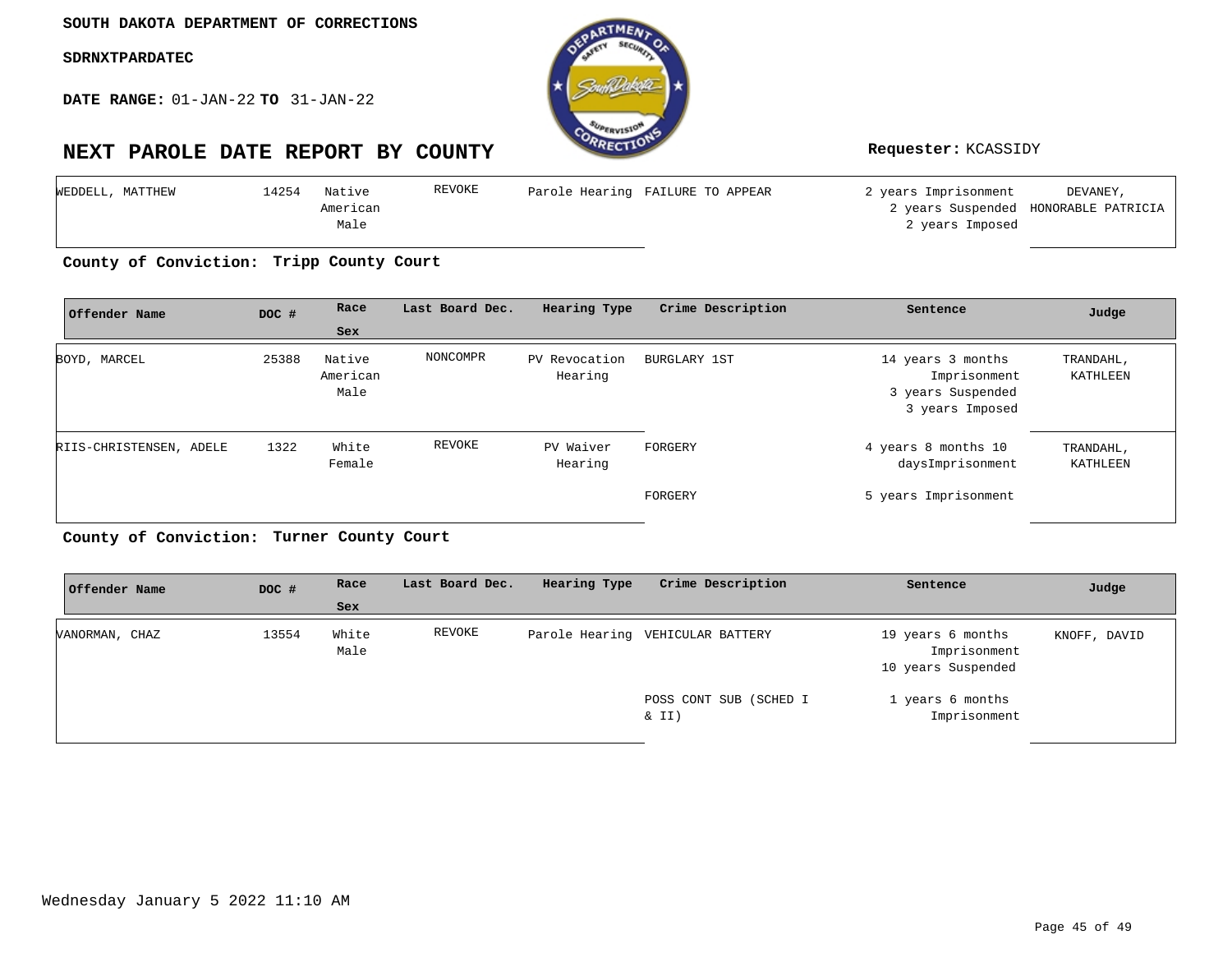**SOUTH DAKOTA DEPARTMENT OF CORRECTIONS**

**SDRNXTPARDATEC**

**DATE RANGE:** 01-JAN-22 **TO** 31-JAN-22

# NEXT PAROLE DATE REPORT BY COUNTY

**Requester:** KCASSIDY

| Offender Name | DOC # | Race Sex | Last Board Dec. | Hearing Type | Crime Description | Sentence | Judge |
|---|---|---|---|---|---|---|---|
| WEDDELL, MATTHEW | 14254 | Native American Male | REVOKE | Parole Hearing | FAILURE TO APPEAR | 2 years Imprisonment 2 years Suspended 2 years Imposed | DEVANEY, HONORABLE PATRICIA |

**County of Conviction: Tripp County Court**

| Offender Name | DOC # | Race Sex | Last Board Dec. | Hearing Type | Crime Description | Sentence | Judge |
|---|---|---|---|---|---|---|---|
| BOYD, MARCEL | 25388 | Native American Male | NONCOMPR | PV Revocation Hearing | BURGLARY 1ST | 14 years 3 months Imprisonment 3 years Suspended 3 years Imposed | TRANDAHL, KATHLEEN |
| RIIS-CHRISTENSEN, ADELE | 1322 | White Female | REVOKE | PV Waiver Hearing | FORGERY | 4 years 8 months 10 daysImprisonment | TRANDAHL, KATHLEEN |
| | | | | | FORGERY | 5 years Imprisonment | |

**County of Conviction: Turner County Court**

| Offender Name | DOC # | Race Sex | Last Board Dec. | Hearing Type | Crime Description | Sentence | Judge |
|---|---|---|---|---|---|---|---|
| VANORMAN, CHAZ | 13554 | White Male | REVOKE | Parole Hearing | VEHICULAR BATTERY | 19 years 6 months Imprisonment 10 years Suspended | KNOFF, DAVID |
| | | | | | POSS CONT SUB (SCHED I & II) | 1 years 6 months Imprisonment | |

Wednesday January 5 2022 11:10 AM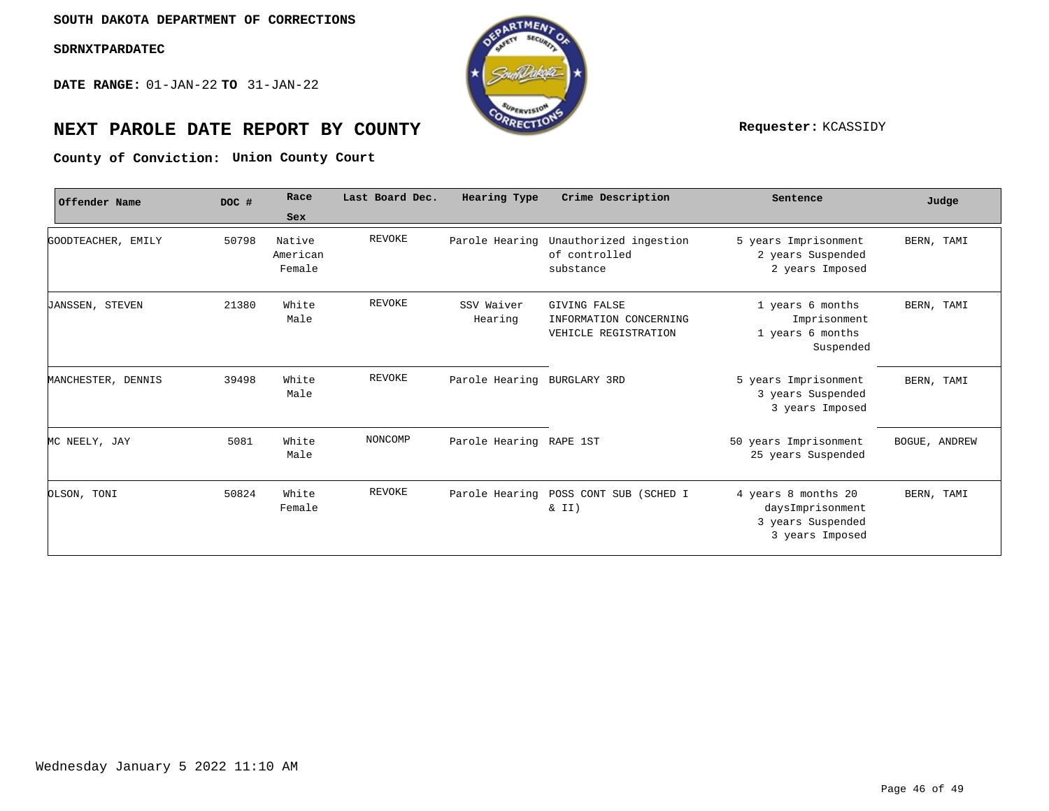SOUTH DAKOTA DEPARTMENT OF CORRECTIONS

SDRNXTPARDATEC

**DATE RANGE:** 01-JAN-22 **TO** 31-JAN-22

# NEXT PAROLE DATE REPORT BY COUNTY

**Requester:** KCASSIDY

**County of Conviction: Union County Court**

| Offender Name | DOC # | Race Sex | Last Board Dec. | Hearing Type | Crime Description | Sentence | Judge |
|---|---|---|---|---|---|---|---|
| GOODTEACHER, EMILY | 50798 | Native American Female | REVOKE | Parole Hearing | Unauthorized ingestion of controlled substance | 5 years Imprisonment 2 years Suspended 2 years Imposed | BERN, TAMI |
| JANSSEN, STEVEN | 21380 | White Male | REVOKE | SSV Waiver Hearing | GIVING FALSE INFORMATION CONCERNING VEHICLE REGISTRATION | 1 years 6 months Imprisonment 1 years 6 months Suspended | BERN, TAMI |
| MANCHESTER, DENNIS | 39498 | White Male | REVOKE | Parole Hearing | BURGLARY 3RD | 5 years Imprisonment 3 years Suspended 3 years Imposed | BERN, TAMI |
| MC NEELY, JAY | 5081 | White Male | NONCOMP | Parole Hearing | RAPE 1ST | 50 years Imprisonment 25 years Suspended | BOGUE, ANDREW |
| OLSON, TONI | 50824 | White Female | REVOKE | Parole Hearing | POSS CONT SUB (SCHED I & II) | 4 years 8 months 20 daysImprisonment 3 years Suspended 3 years Imposed | BERN, TAMI |

Wednesday January 5 2022 11:10 AM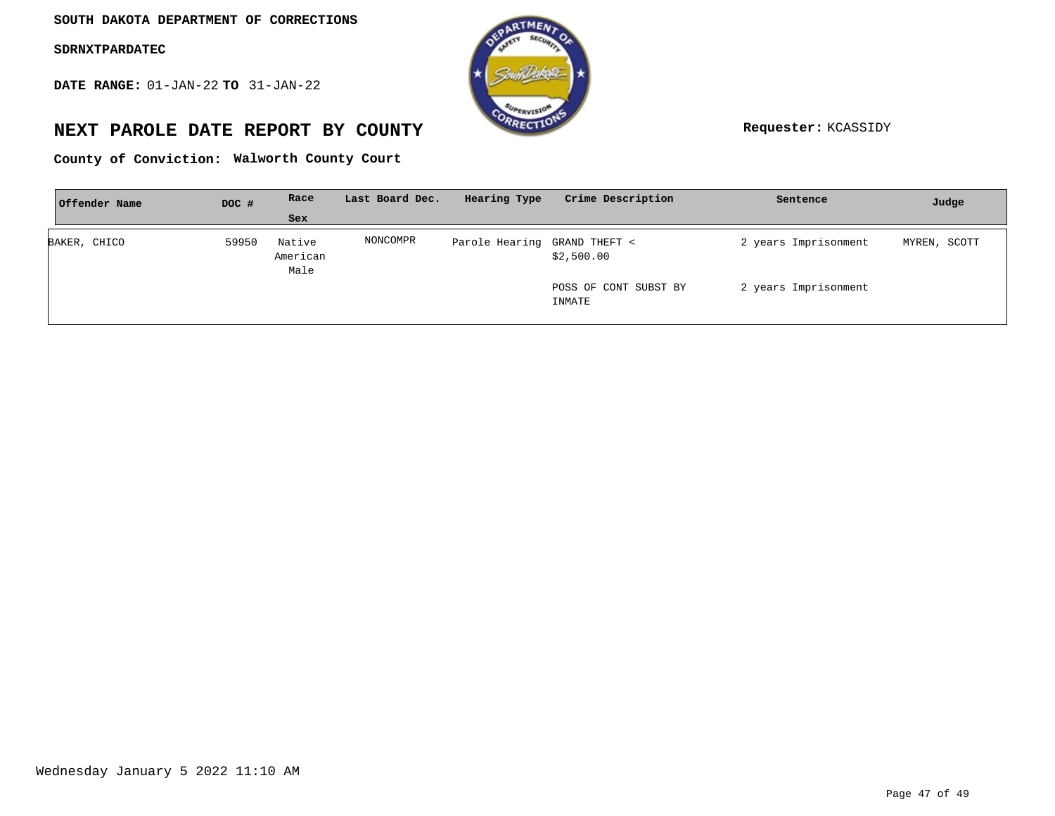SOUTH DAKOTA DEPARTMENT OF CORRECTIONS

SDRNXTPARDATEC

**DATE RANGE:** 01-JAN-22 **TO** 31-JAN-22

# NEXT PAROLE DATE REPORT BY COUNTY

**Requester:** KCASSIDY

**County of Conviction: Walworth County Court**

| Offender Name | DOC # | Race Sex | Last Board Dec. | Hearing Type | Crime Description | Sentence | Judge |
|---|---|---|---|---|---|---|---|
| BAKER, CHICO | 59950 | Native American Male | NONCOMPR | Parole Hearing | GRAND THEFT < $2,500.00 | 2 years Imprisonment | MYREN, SCOTT |
| | | | | | POSS OF CONT SUBST BY INMATE | 2 years Imprisonment | |

Wednesday January 5 2022 11:10 AM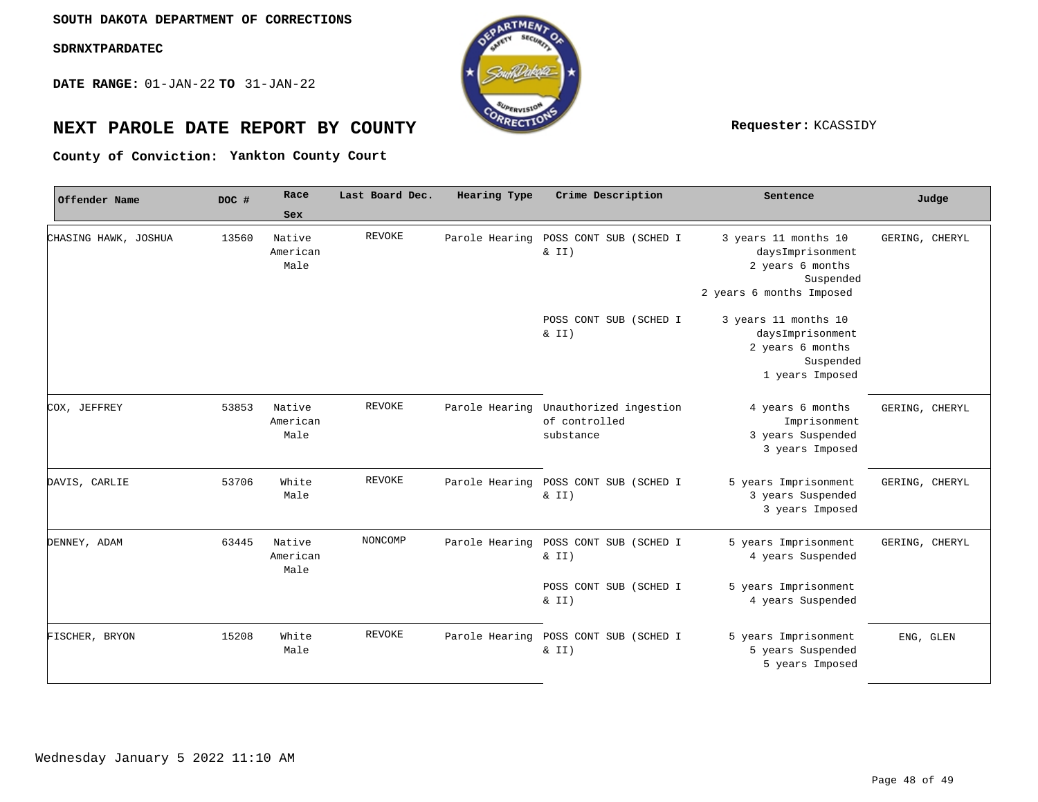SOUTH DAKOTA DEPARTMENT OF CORRECTIONS

SDRNXTPARDATEC

**DATE RANGE:** 01-JAN-22 **TO** 31-JAN-22

# NEXT PAROLE DATE REPORT BY COUNTY

**Requester:** KCASSIDY

**County of Conviction:** Yankton County Court

| Offender Name | DOC # | Race Sex | Last Board Dec. | Hearing Type | Crime Description | Sentence | Judge |
|---|---|---|---|---|---|---|---|
| CHASING HAWK, JOSHUA | 13560 | Native American Male | REVOKE | Parole Hearing | POSS CONT SUB (SCHED I & II) | 3 years 11 months 10 daysImprisonment 2 years 6 months Suspended 2 years 6 months Imposed | GERING, CHERYL |
| | | | | | POSS CONT SUB (SCHED I & II) | 3 years 11 months 10 daysImprisonment 2 years 6 months Suspended 1 years Imposed | |
| COX, JEFFREY | 53853 | Native American Male | REVOKE | Parole Hearing | Unauthorized ingestion of controlled substance | 4 years 6 months Imprisonment 3 years Suspended 3 years Imposed | GERING, CHERYL |
| DAVIS, CARLIE | 53706 | White Male | REVOKE | Parole Hearing | POSS CONT SUB (SCHED I & II) | 5 years Imprisonment 3 years Suspended 3 years Imposed | GERING, CHERYL |
| DENNEY, ADAM | 63445 | Native American Male | NONCOMP | Parole Hearing | POSS CONT SUB (SCHED I & II) | 5 years Imprisonment 4 years Suspended | GERING, CHERYL |
| | | | | | POSS CONT SUB (SCHED I & II) | 5 years Imprisonment 4 years Suspended | |
| FISCHER, BRYON | 15208 | White Male | REVOKE | Parole Hearing | POSS CONT SUB (SCHED I & II) | 5 years Imprisonment 5 years Suspended 5 years Imposed | ENG, GLEN |

Wednesday January 5 2022 11:10 AM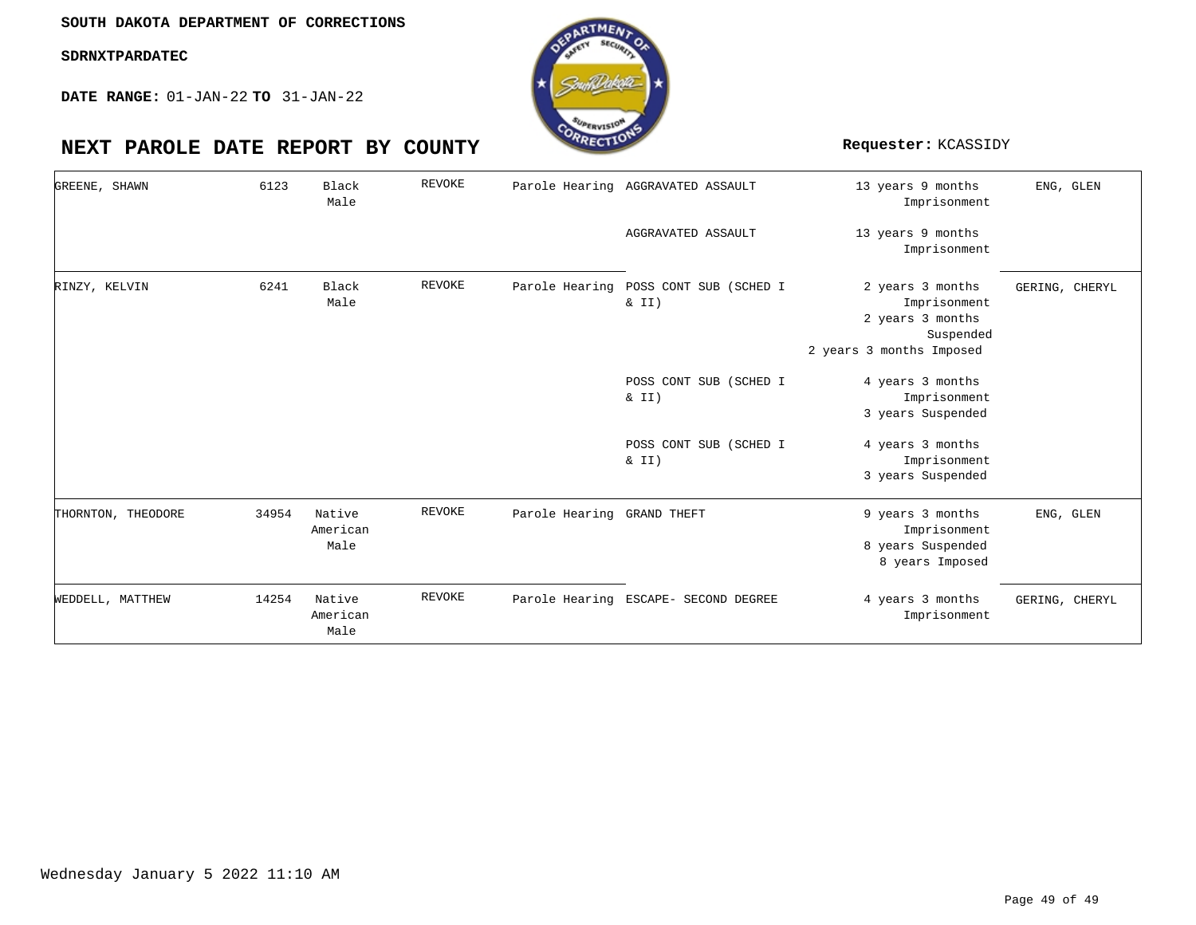SOUTH DAKOTA DEPARTMENT OF CORRECTIONS

SDRNXTPARDATEC

**DATE RANGE:** 01-JAN-22 **TO** 31-JAN-22

# NEXT PAROLE DATE REPORT BY COUNTY

**Requester:** KCASSIDY

| | | | | | | | |
|---|---|---|---|---|---|---|---|
| GREENE, SHAWN | 6123 | Black Male | REVOKE | Parole Hearing | AGGRAVATED ASSAULT | 13 years 9 months Imprisonment | ENG, GLEN |
| | | | | | AGGRAVATED ASSAULT | 13 years 9 months Imprisonment | |
| RINZY, KELVIN | 6241 | Black Male | REVOKE | Parole Hearing | POSS CONT SUB (SCHED I & II) | 2 years 3 months Imprisonment 2 years 3 months Suspended 2 years 3 months Imposed | GERING, CHERYL |
| | | | | | POSS CONT SUB (SCHED I & II) | 4 years 3 months Imprisonment 3 years Suspended | |
| | | | | | POSS CONT SUB (SCHED I & II) | 4 years 3 months Imprisonment 3 years Suspended | |
| THORNTON, THEODORE | 34954 | Native American Male | REVOKE | Parole Hearing | GRAND THEFT | 9 years 3 months Imprisonment 8 years Suspended 8 years Imposed | ENG, GLEN |
| WEDDELL, MATTHEW | 14254 | Native American Male | REVOKE | Parole Hearing | ESCAPE- SECOND DEGREE | 4 years 3 months Imprisonment | GERING, CHERYL |

Wednesday January 5 2022 11:10 AM